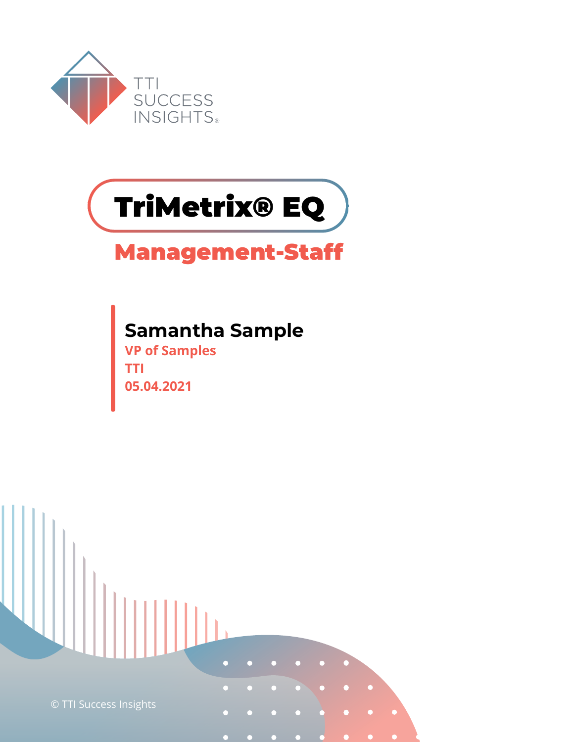TTI SUCCESS INSIGHTS®

# TriMetrix® EQ

## Management-Staff

**Samantha Sample**

**VP of Samples**

**TTI**

**05.04.2021**

© TTI Success Insights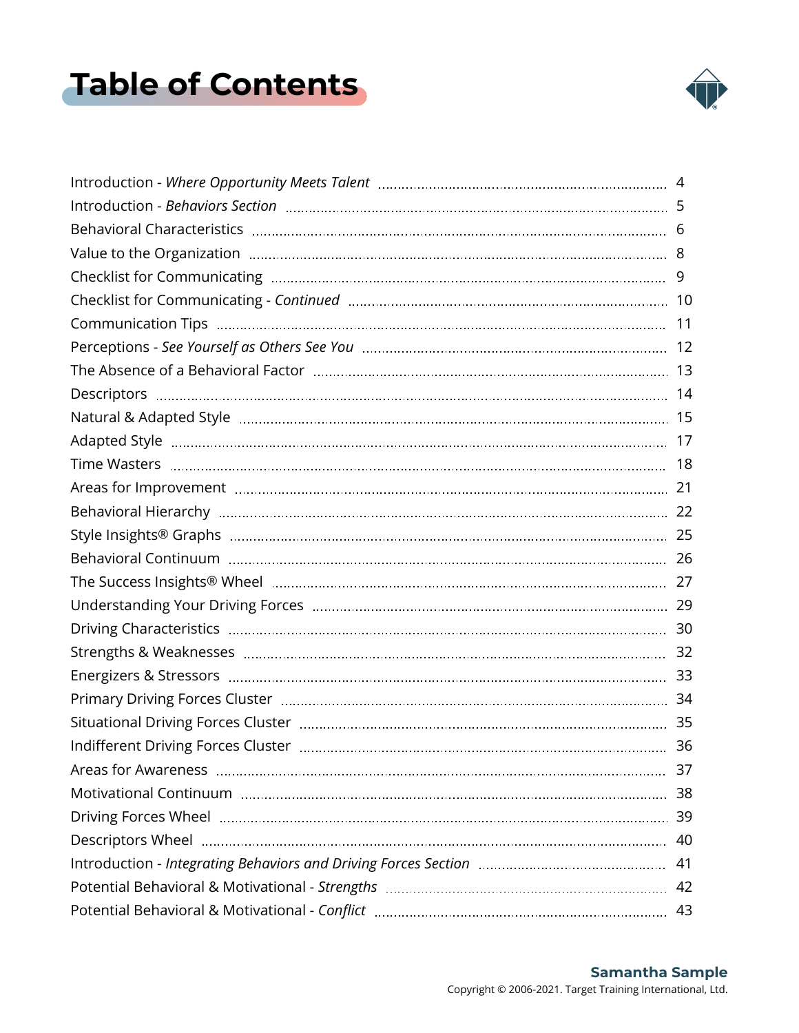# Table of Contents

| | |
|---|---|
| Introduction - *Where Opportunity Meets Talent* | 4 |
| Introduction - *Behaviors Section* | 5 |
| Behavioral Characteristics | 6 |
| Value to the Organization | 8 |
| Checklist for Communicating | 9 |
| Checklist for Communicating - *Continued* | 10 |
| Communication Tips | 11 |
| Perceptions - *See Yourself as Others See You* | 12 |
| The Absence of a Behavioral Factor | 13 |
| Descriptors | 14 |
| Natural & Adapted Style | 15 |
| Adapted Style | 17 |
| Time Wasters | 18 |
| Areas for Improvement | 21 |
| Behavioral Hierarchy | 22 |
| Style Insights® Graphs | 25 |
| Behavioral Continuum | 26 |
| The Success Insights® Wheel | 27 |
| Understanding Your Driving Forces | 29 |
| Driving Characteristics | 30 |
| Strengths & Weaknesses | 32 |
| Energizers & Stressors | 33 |
| Primary Driving Forces Cluster | 34 |
| Situational Driving Forces Cluster | 35 |
| Indifferent Driving Forces Cluster | 36 |
| Areas for Awareness | 37 |
| Motivational Continuum | 38 |
| Driving Forces Wheel | 39 |
| Descriptors Wheel | 40 |
| Introduction - *Integrating Behaviors and Driving Forces Section* | 41 |
| Potential Behavioral & Motivational - *Strengths* | 42 |
| Potential Behavioral & Motivational - *Conflict* | 43 |

**Samantha Sample**
Copyright © 2006-2021. Target Training International, Ltd.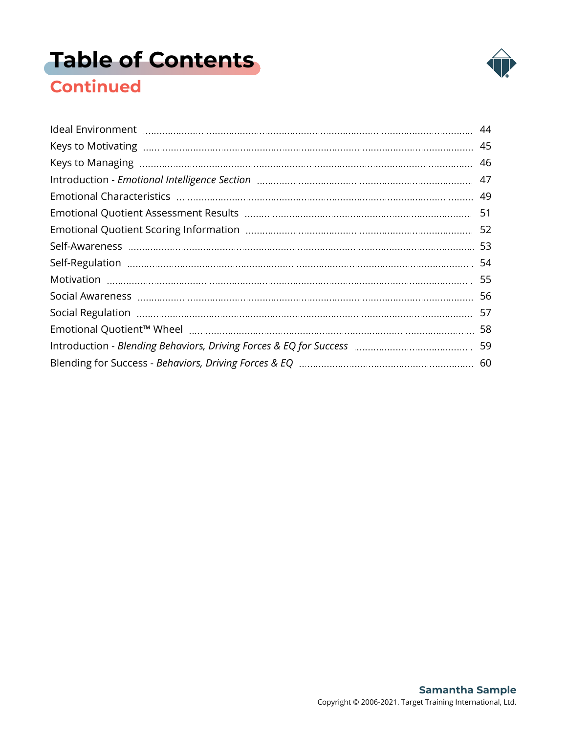# Table of Contents

## Continued

| | |
|---|---|
| Ideal Environment | 44 |
| Keys to Motivating | 45 |
| Keys to Managing | 46 |
| Introduction - *Emotional Intelligence Section* | 47 |
| Emotional Characteristics | 49 |
| Emotional Quotient Assessment Results | 51 |
| Emotional Quotient Scoring Information | 52 |
| Self-Awareness | 53 |
| Self-Regulation | 54 |
| Motivation | 55 |
| Social Awareness | 56 |
| Social Regulation | 57 |
| Emotional Quotient™ Wheel | 58 |
| Introduction - *Blending Behaviors, Driving Forces & EQ for Success* | 59 |
| Blending for Success - *Behaviors, Driving Forces & EQ* | 60 |

**Samantha Sample**

Copyright © 2006-2021. Target Training International, Ltd.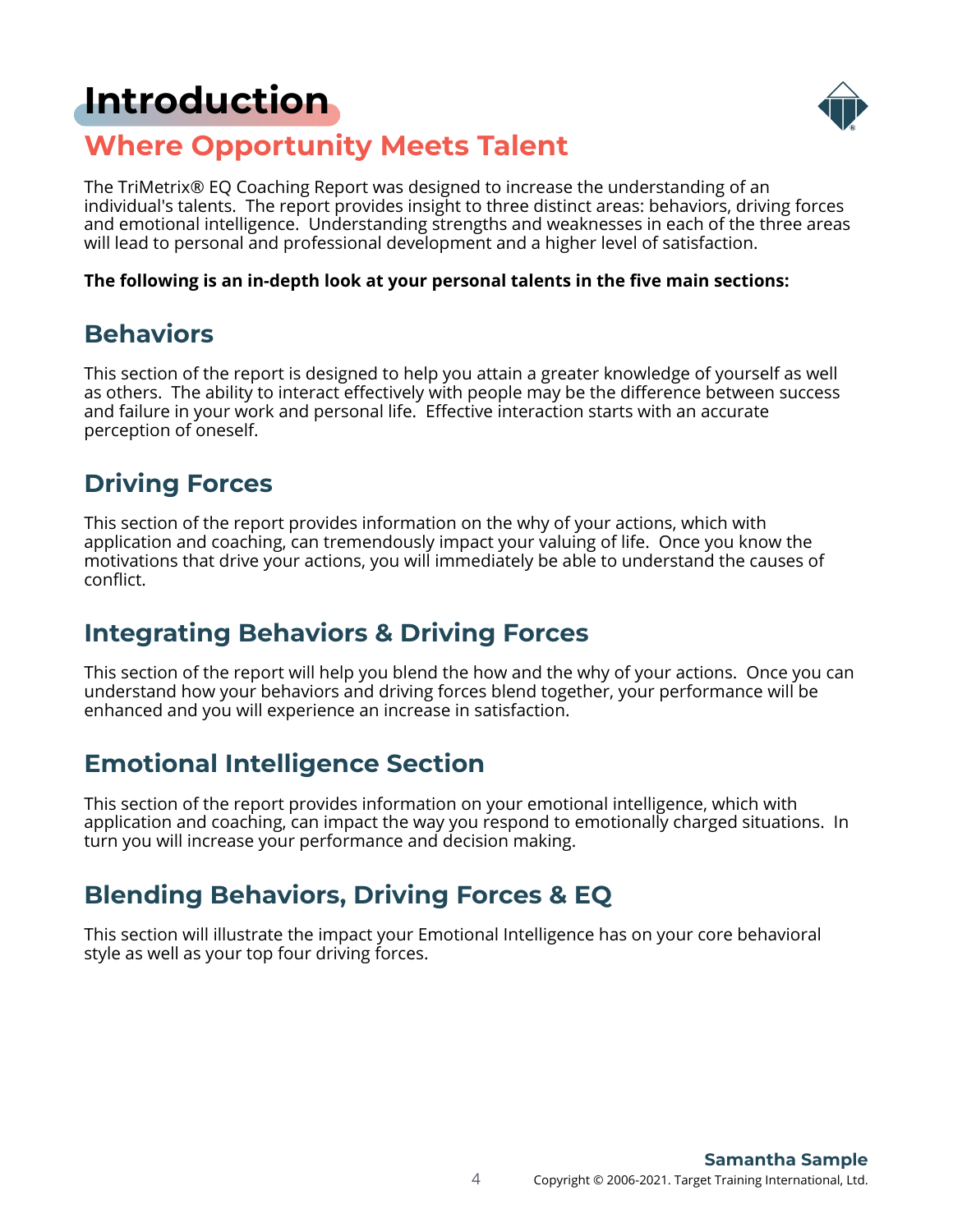# Introduction

## Where Opportunity Meets Talent

The TriMetrix® EQ Coaching Report was designed to increase the understanding of an individual's talents. The report provides insight to three distinct areas: behaviors, driving forces and emotional intelligence. Understanding strengths and weaknesses in each of the three areas will lead to personal and professional development and a higher level of satisfaction.

**The following is an in-depth look at your personal talents in the five main sections:**

### Behaviors

This section of the report is designed to help you attain a greater knowledge of yourself as well as others. The ability to interact effectively with people may be the difference between success and failure in your work and personal life. Effective interaction starts with an accurate perception of oneself.

### Driving Forces

This section of the report provides information on the why of your actions, which with application and coaching, can tremendously impact your valuing of life. Once you know the motivations that drive your actions, you will immediately be able to understand the causes of conflict.

### Integrating Behaviors & Driving Forces

This section of the report will help you blend the how and the why of your actions. Once you can understand how your behaviors and driving forces blend together, your performance will be enhanced and you will experience an increase in satisfaction.

### Emotional Intelligence Section

This section of the report provides information on your emotional intelligence, which with application and coaching, can impact the way you respond to emotionally charged situations. In turn you will increase your performance and decision making.

### Blending Behaviors, Driving Forces & EQ

This section will illustrate the impact your Emotional Intelligence has on your core behavioral style as well as your top four driving forces.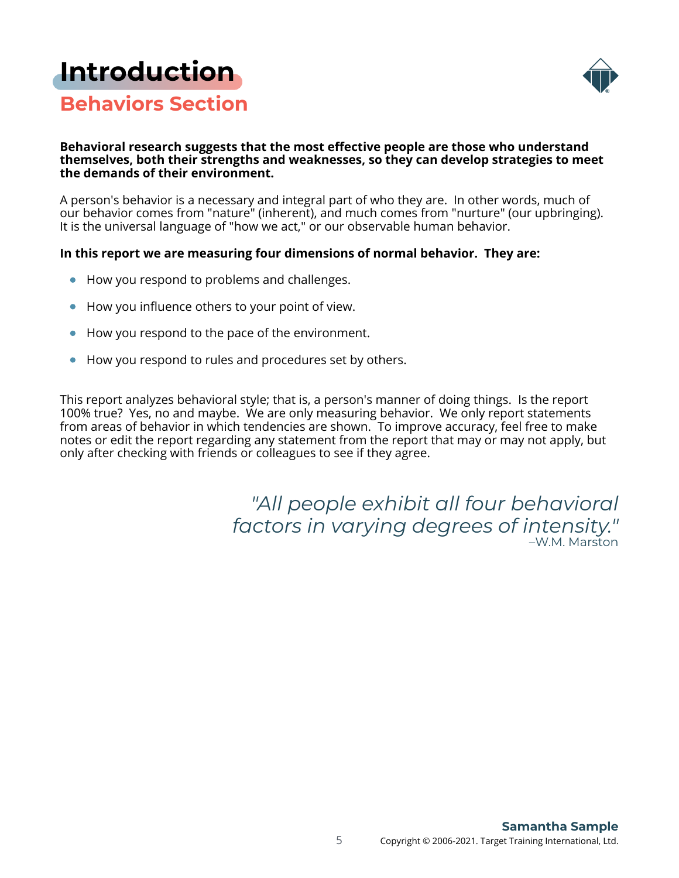# Introduction

## Behaviors Section

**Behavioral research suggests that the most effective people are those who understand themselves, both their strengths and weaknesses, so they can develop strategies to meet the demands of their environment.**

A person's behavior is a necessary and integral part of who they are. In other words, much of our behavior comes from "nature" (inherent), and much comes from "nurture" (our upbringing). It is the universal language of "how we act," or our observable human behavior.

**In this report we are measuring four dimensions of normal behavior. They are:**

- How you respond to problems and challenges.
- How you influence others to your point of view.
- How you respond to the pace of the environment.
- How you respond to rules and procedures set by others.

This report analyzes behavioral style; that is, a person's manner of doing things. Is the report 100% true? Yes, no and maybe. We are only measuring behavior. We only report statements from areas of behavior in which tendencies are shown. To improve accuracy, feel free to make notes or edit the report regarding any statement from the report that may or may not apply, but only after checking with friends or colleagues to see if they agree.

> *"All people exhibit all four behavioral factors in varying degrees of intensity."*
>
> –W.M. Marston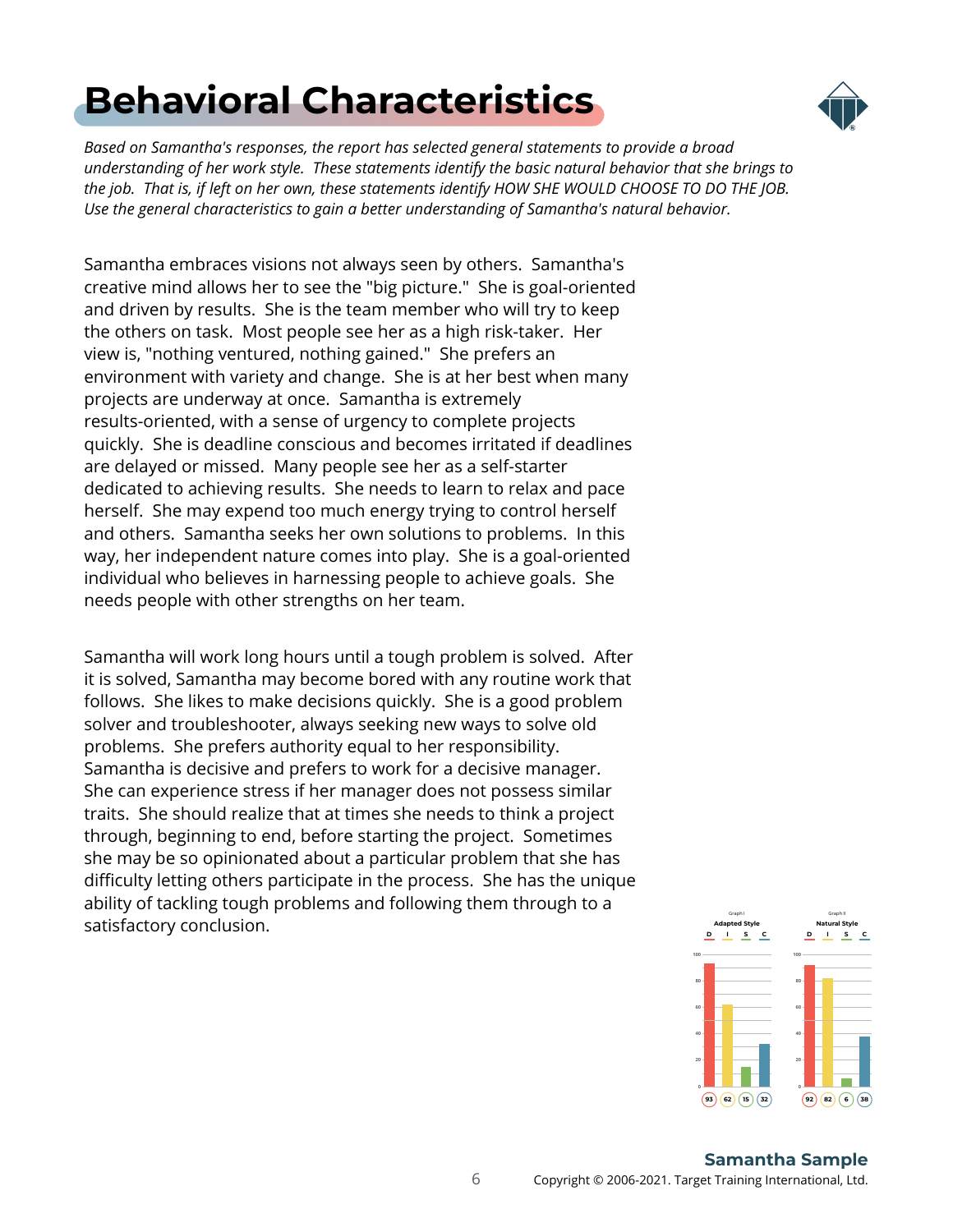# Behavioral Characteristics

*Based on Samantha's responses, the report has selected general statements to provide a broad understanding of her work style. These statements identify the basic natural behavior that she brings to the job. That is, if left on her own, these statements identify HOW SHE WOULD CHOOSE TO DO THE JOB. Use the general characteristics to gain a better understanding of Samantha's natural behavior.*

Samantha embraces visions not always seen by others. Samantha's creative mind allows her to see the "big picture." She is goal-oriented and driven by results. She is the team member who will try to keep the others on task. Most people see her as a high risk-taker. Her view is, "nothing ventured, nothing gained." She prefers an environment with variety and change. She is at her best when many projects are underway at once. Samantha is extremely results-oriented, with a sense of urgency to complete projects quickly. She is deadline conscious and becomes irritated if deadlines are delayed or missed. Many people see her as a self-starter dedicated to achieving results. She needs to learn to relax and pace herself. She may expend too much energy trying to control herself and others. Samantha seeks her own solutions to problems. In this way, her independent nature comes into play. She is a goal-oriented individual who believes in harnessing people to achieve goals. She needs people with other strengths on her team.

Samantha will work long hours until a tough problem is solved. After it is solved, Samantha may become bored with any routine work that follows. She likes to make decisions quickly. She is a good problem solver and troubleshooter, always seeking new ways to solve old problems. She prefers authority equal to her responsibility. Samantha is decisive and prefers to work for a decisive manager. She can experience stress if her manager does not possess similar traits. She should realize that at times she needs to think a project through, beginning to end, before starting the project. Sometimes she may be so opinionated about a particular problem that she has difficulty letting others participate in the process. She has the unique ability of tackling tough problems and following them through to a satisfactory conclusion.

Graph I — Adapted Style

| D | I | S | C |
|---|---|---|---|
| 93 | 62 | 15 | 32 |

Graph II — Natural Style

| D | I | S | C |
|---|---|---|---|
| 92 | 82 | 6 | 38 |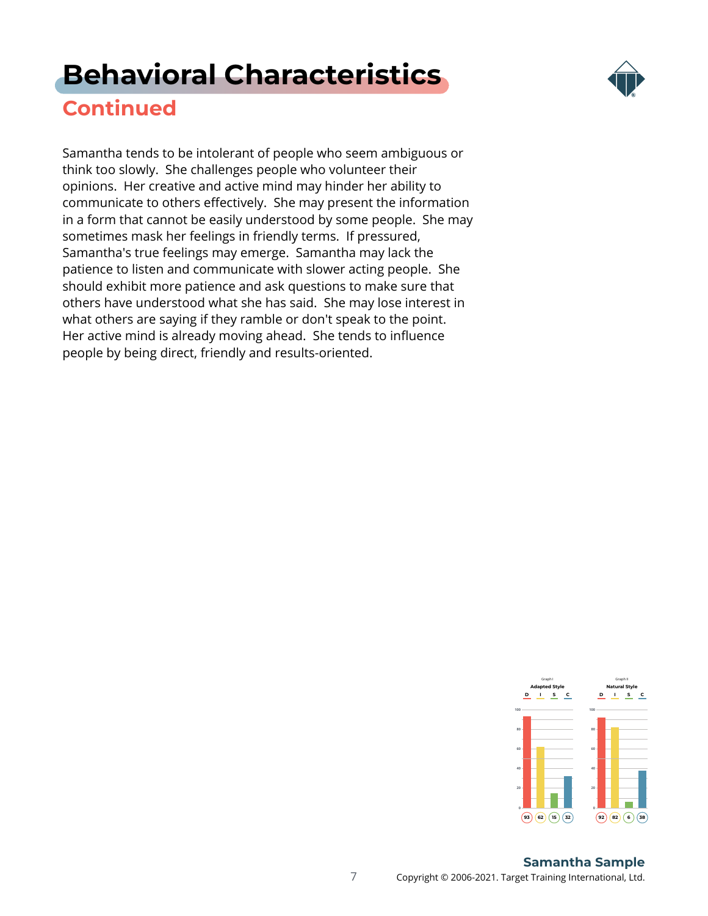# Behavioral Characteristics

## Continued

Samantha tends to be intolerant of people who seem ambiguous or think too slowly. She challenges people who volunteer their opinions. Her creative and active mind may hinder her ability to communicate to others effectively. She may present the information in a form that cannot be easily understood by some people. She may sometimes mask her feelings in friendly terms. If pressured, Samantha's true feelings may emerge. Samantha may lack the patience to listen and communicate with slower acting people. She should exhibit more patience and ask questions to make sure that others have understood what she has said. She may lose interest in what others are saying if they ramble or don't speak to the point. Her active mind is already moving ahead. She tends to influence people by being direct, friendly and results-oriented.

Graph I
**Adapted Style**

| D | I | S | C |
|---|---|---|---|
| 93 | 62 | 15 | 32 |

Graph II
**Natural Style**

| D | I | S | C |
|---|---|---|---|
| 92 | 82 | 6 | 38 |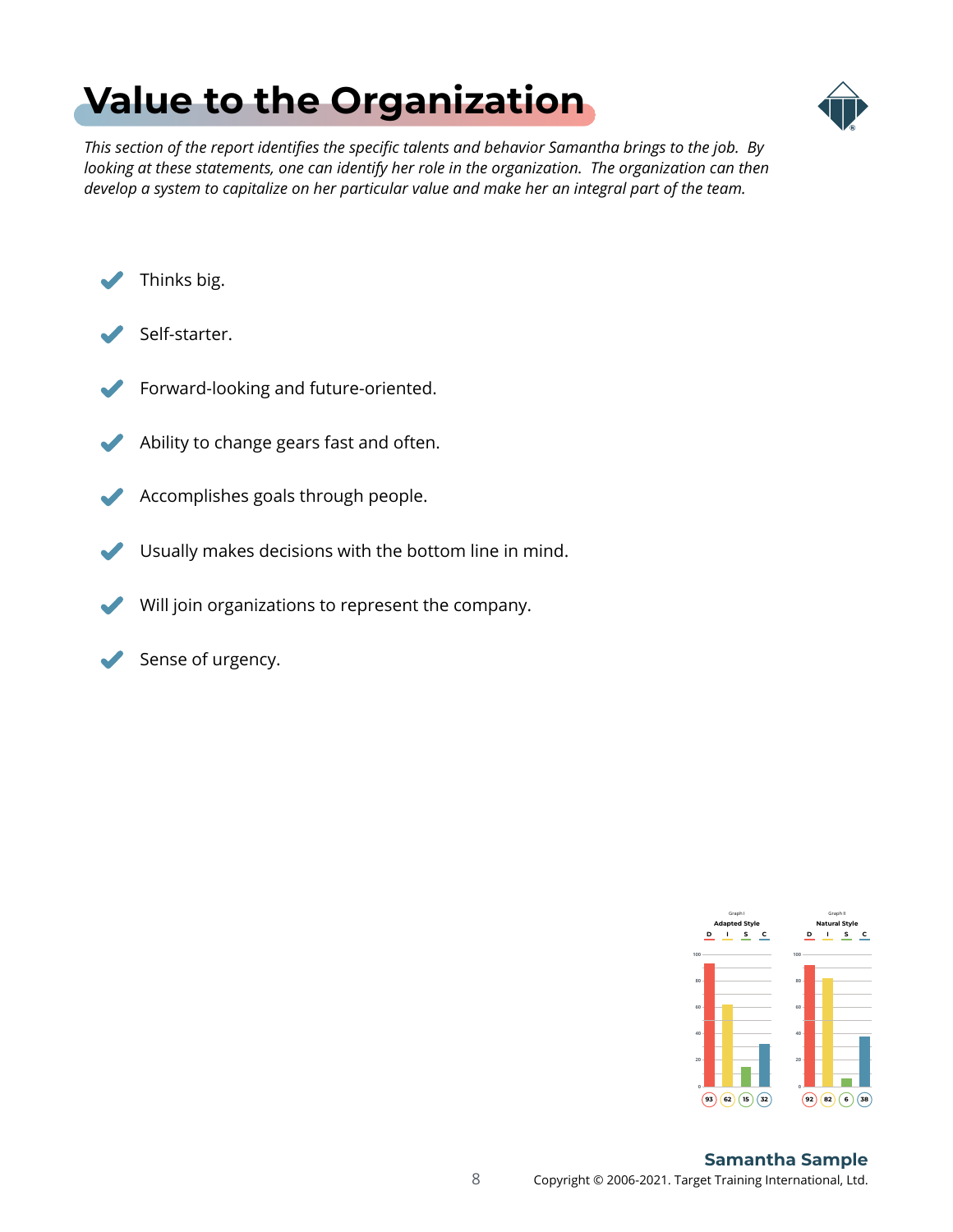# Value to the Organization

*This section of the report identifies the specific talents and behavior Samantha brings to the job. By looking at these statements, one can identify her role in the organization. The organization can then develop a system to capitalize on her particular value and make her an integral part of the team.*

- Thinks big.
- Self-starter.
- Forward-looking and future-oriented.
- Ability to change gears fast and often.
- Accomplishes goals through people.
- Usually makes decisions with the bottom line in mind.
- Will join organizations to represent the company.
- Sense of urgency.

Graph I
**Adapted Style**

| D | I | S | C |
|---|---|---|---|
| 93 | 62 | 15 | 32 |

Graph II
**Natural Style**

| D | I | S | C |
|---|---|---|---|
| 92 | 82 | 6 | 38 |

**Samantha Sample**
Copyright © 2006-2021. Target Training International, Ltd.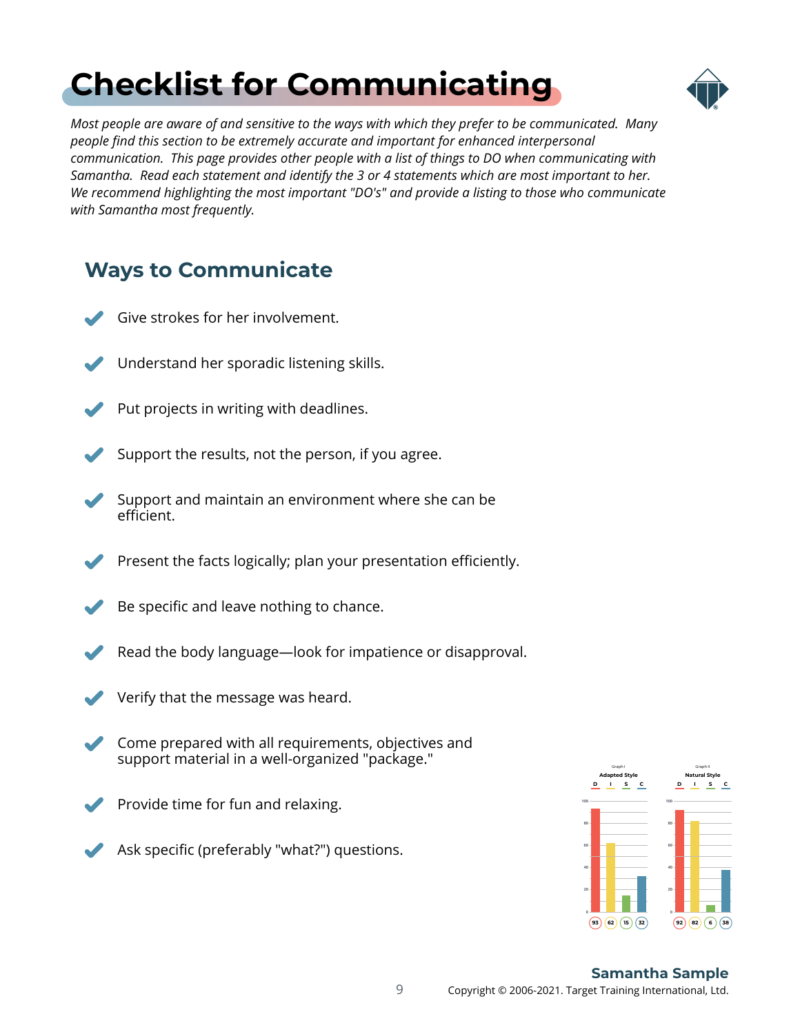# Checklist for Communicating

*Most people are aware of and sensitive to the ways with which they prefer to be communicated. Many people find this section to be extremely accurate and important for enhanced interpersonal communication. This page provides other people with a list of things to DO when communicating with Samantha. Read each statement and identify the 3 or 4 statements which are most important to her. We recommend highlighting the most important "DO's" and provide a listing to those who communicate with Samantha most frequently.*

## Ways to Communicate

- Give strokes for her involvement.
- Understand her sporadic listening skills.
- Put projects in writing with deadlines.
- Support the results, not the person, if you agree.
- Support and maintain an environment where she can be efficient.
- Present the facts logically; plan your presentation efficiently.
- Be specific and leave nothing to chance.
- Read the body language—look for impatience or disapproval.
- Verify that the message was heard.
- Come prepared with all requirements, objectives and support material in a well-organized "package."
- Provide time for fun and relaxing.
- Ask specific (preferably "what?") questions.

| Graph I: Adapted Style | D | I | S | C |
|---|---|---|---|---|
| Score | 93 | 62 | 15 | 32 |

| Graph II: Natural Style | D | I | S | C |
|---|---|---|---|---|
| Score | 92 | 82 | 6 | 38 |

**Samantha Sample**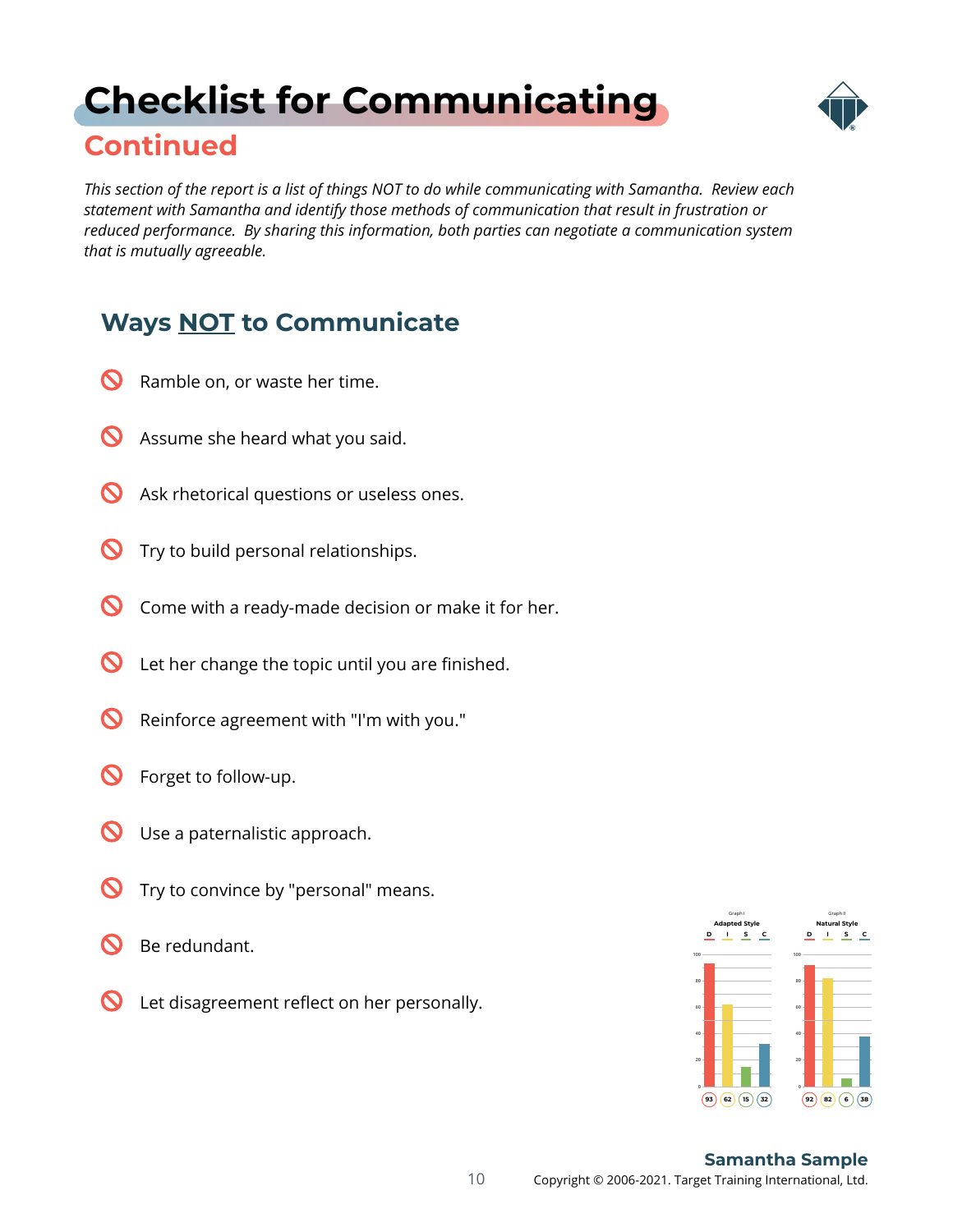# Checklist for Communicating

## Continued

*This section of the report is a list of things NOT to do while communicating with Samantha. Review each statement with Samantha and identify those methods of communication that result in frustration or reduced performance. By sharing this information, both parties can negotiate a communication system that is mutually agreeable.*

### Ways NOT to Communicate

- Ramble on, or waste her time.
- Assume she heard what you said.
- Ask rhetorical questions or useless ones.
- Try to build personal relationships.
- Come with a ready-made decision or make it for her.
- Let her change the topic until you are finished.
- Reinforce agreement with "I'm with you."
- Forget to follow-up.
- Use a paternalistic approach.
- Try to convince by "personal" means.
- Be redundant.
- Let disagreement reflect on her personally.

| | D | I | S | C |
|---|---|---|---|---|
| Graph I — Adapted Style | 93 | 62 | 15 | 32 |
| Graph II — Natural Style | 92 | 82 | 6 | 38 |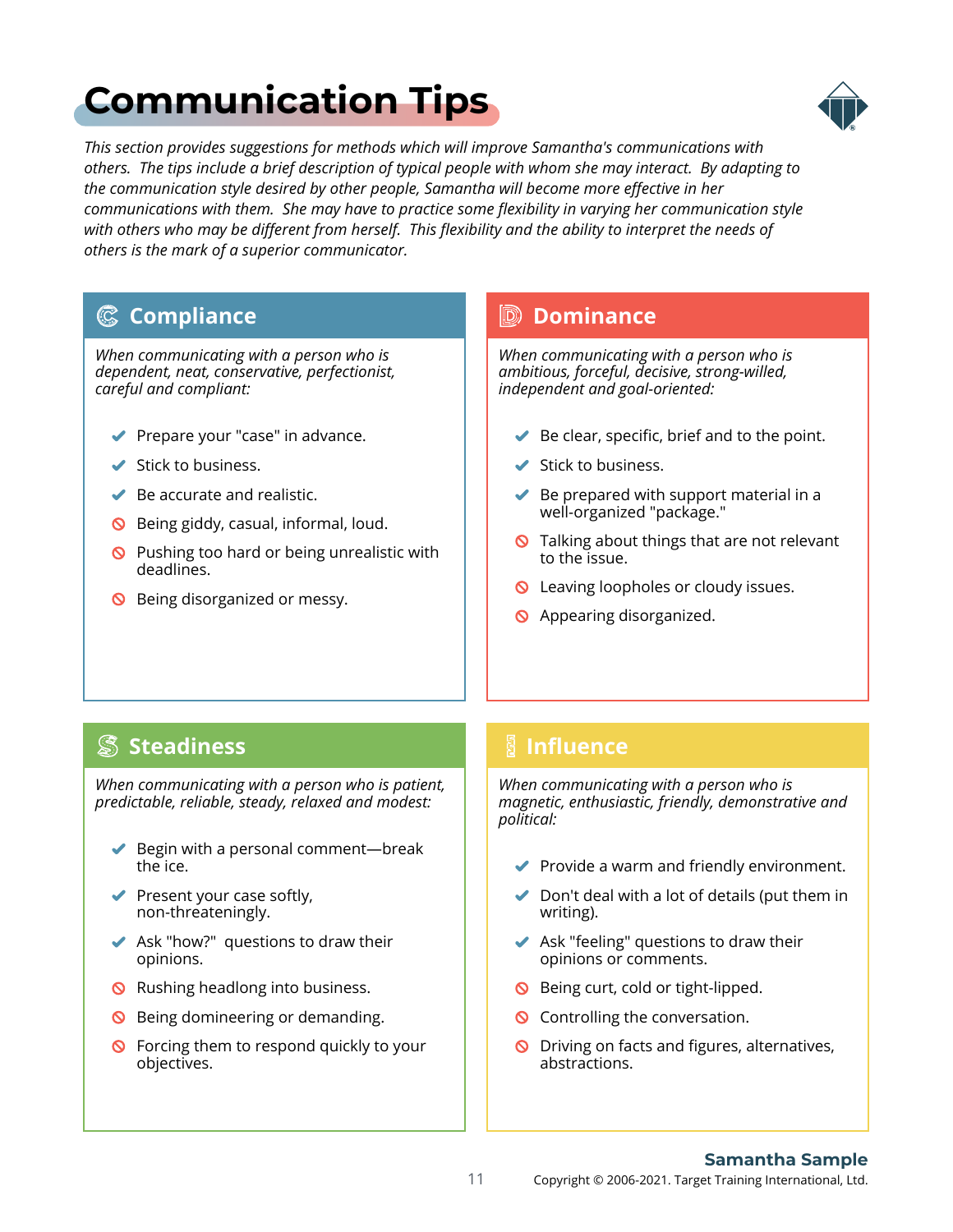# Communication Tips

*This section provides suggestions for methods which will improve Samantha's communications with others. The tips include a brief description of typical people with whom she may interact. By adapting to the communication style desired by other people, Samantha will become more effective in her communications with them. She may have to practice some flexibility in varying her communication style with others who may be different from herself. This flexibility and the ability to interpret the needs of others is the mark of a superior communicator.*

## Compliance

*When communicating with a person who is dependent, neat, conservative, perfectionist, careful and compliant:*

- ✔ Prepare your "case" in advance.
- ✔ Stick to business.
- ✔ Be accurate and realistic.
- ⊘ Being giddy, casual, informal, loud.
- ⊘ Pushing too hard or being unrealistic with deadlines.
- ⊘ Being disorganized or messy.

## Dominance

*When communicating with a person who is ambitious, forceful, decisive, strong-willed, independent and goal-oriented:*

- ✔ Be clear, specific, brief and to the point.
- ✔ Stick to business.
- ✔ Be prepared with support material in a well-organized "package."
- ⊘ Talking about things that are not relevant to the issue.
- ⊘ Leaving loopholes or cloudy issues.
- ⊘ Appearing disorganized.

## Steadiness

*When communicating with a person who is patient, predictable, reliable, steady, relaxed and modest:*

- ✔ Begin with a personal comment—break the ice.
- ✔ Present your case softly, non-threateningly.
- ✔ Ask "how?" questions to draw their opinions.
- ⊘ Rushing headlong into business.
- ⊘ Being domineering or demanding.
- ⊘ Forcing them to respond quickly to your objectives.

## Influence

*When communicating with a person who is magnetic, enthusiastic, friendly, demonstrative and political:*

- ✔ Provide a warm and friendly environment.
- ✔ Don't deal with a lot of details (put them in writing).
- ✔ Ask "feeling" questions to draw their opinions or comments.
- ⊘ Being curt, cold or tight-lipped.
- ⊘ Controlling the conversation.
- ⊘ Driving on facts and figures, alternatives, abstractions.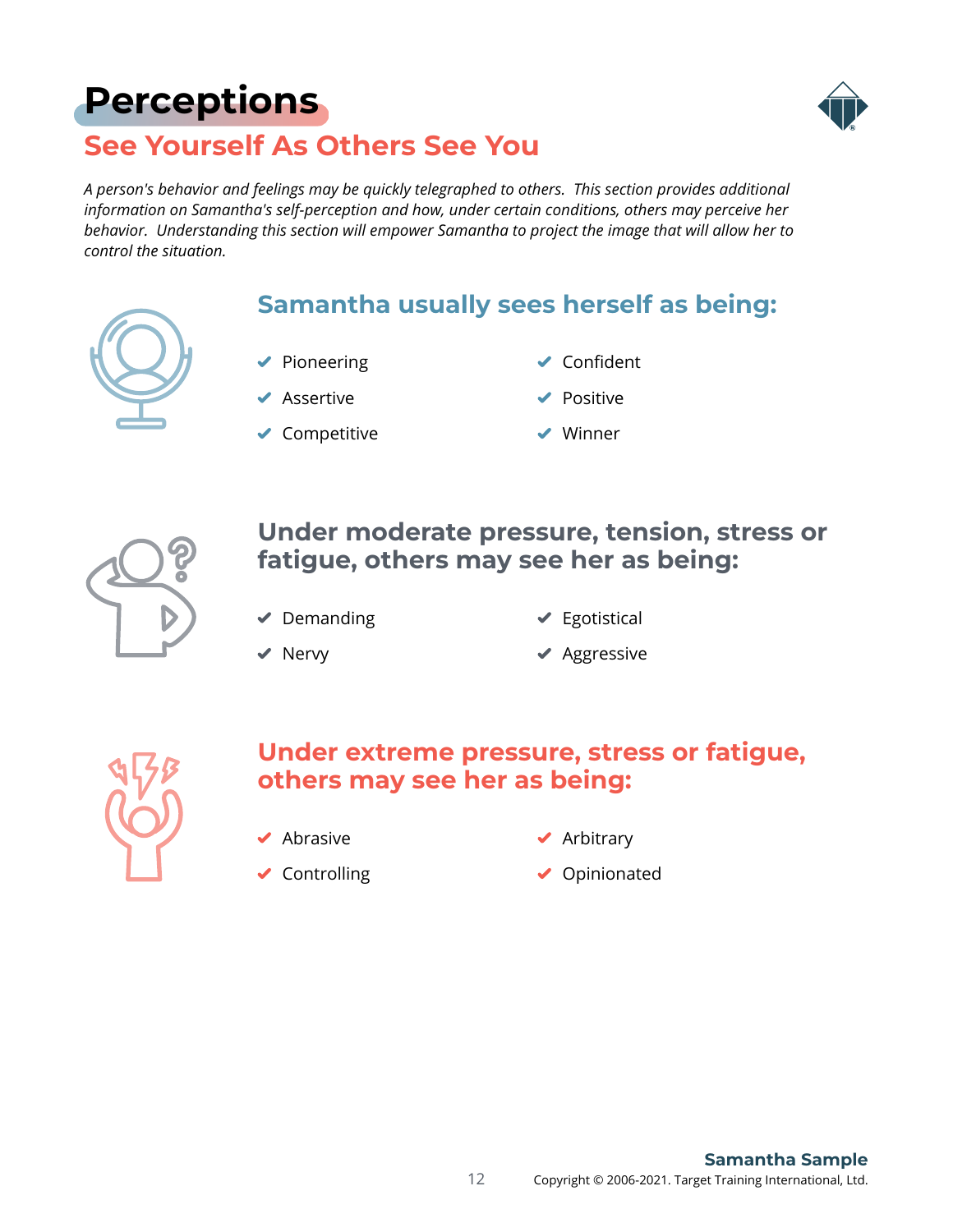# Perceptions

## See Yourself As Others See You

*A person's behavior and feelings may be quickly telegraphed to others. This section provides additional information on Samantha's self-perception and how, under certain conditions, others may perceive her behavior. Understanding this section will empower Samantha to project the image that will allow her to control the situation.*

### Samantha usually sees herself as being:

- Pioneering
- Assertive
- Competitive
- Confident
- Positive
- Winner

### Under moderate pressure, tension, stress or fatigue, others may see her as being:

- Demanding
- Nervy
- Egotistical
- Aggressive

### Under extreme pressure, stress or fatigue, others may see her as being:

- Abrasive
- Controlling
- Arbitrary
- Opinionated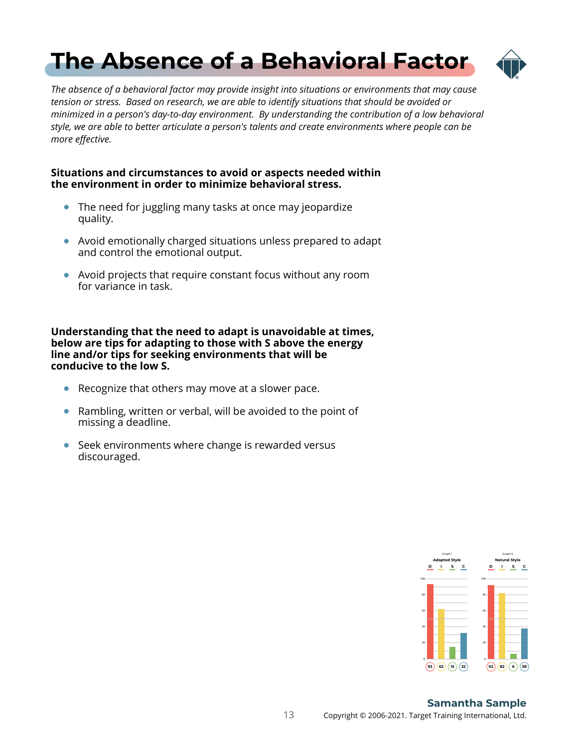# The Absence of a Behavioral Factor

*The absence of a behavioral factor may provide insight into situations or environments that may cause tension or stress. Based on research, we are able to identify situations that should be avoided or minimized in a person's day-to-day environment. By understanding the contribution of a low behavioral style, we are able to better articulate a person's talents and create environments where people can be more effective.*

**Situations and circumstances to avoid or aspects needed within the environment in order to minimize behavioral stress.**

- The need for juggling many tasks at once may jeopardize quality.
- Avoid emotionally charged situations unless prepared to adapt and control the emotional output.
- Avoid projects that require constant focus without any room for variance in task.

**Understanding that the need to adapt is unavoidable at times, below are tips for adapting to those with S above the energy line and/or tips for seeking environments that will be conducive to the low S.**

- Recognize that others may move at a slower pace.
- Rambling, written or verbal, will be avoided to the point of missing a deadline.
- Seek environments where change is rewarded versus discouraged.

| Graph I Adapted Style | D | I | S | C |
|---|---|---|---|---|
| | 93 | 62 | 15 | 32 |

| Graph II Natural Style | D | I | S | C |
|---|---|---|---|---|
| | 92 | 82 | 6 | 38 |

**Samantha Sample**

Copyright © 2006-2021. Target Training International, Ltd.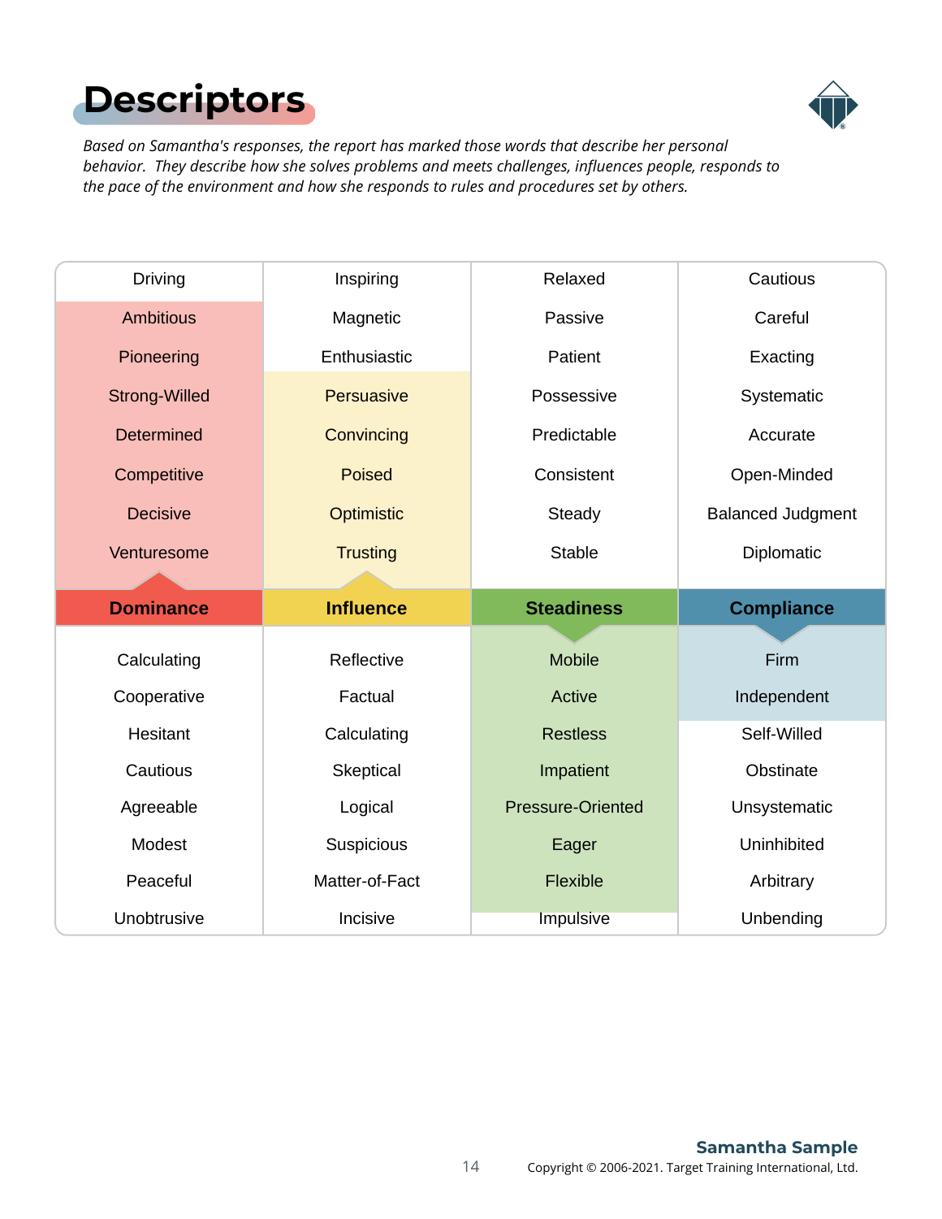# Descriptors

*Based on Samantha's responses, the report has marked those words that describe her personal behavior. They describe how she solves problems and meets challenges, influences people, responds to the pace of the environment and how she responds to rules and procedures set by others.*

| Dominance | Influence | Steadiness | Compliance |
|---|---|---|---|
| Driving | Inspiring | Relaxed | Cautious |
| Ambitious | Magnetic | Passive | Careful |
| Pioneering | Enthusiastic | Patient | Exacting |
| Strong-Willed | Persuasive | Possessive | Systematic |
| Determined | Convincing | Predictable | Accurate |
| Competitive | Poised | Consistent | Open-Minded |
| Decisive | Optimistic | Steady | Balanced Judgment |
| Venturesome | Trusting | Stable | Diplomatic |
| **Dominance** | **Influence** | **Steadiness** | **Compliance** |
| Calculating | Reflective | Mobile | Firm |
| Cooperative | Factual | Active | Independent |
| Hesitant | Calculating | Restless | Self-Willed |
| Cautious | Skeptical | Impatient | Obstinate |
| Agreeable | Logical | Pressure-Oriented | Unsystematic |
| Modest | Suspicious | Eager | Uninhibited |
| Peaceful | Matter-of-Fact | Flexible | Arbitrary |
| Unobtrusive | Incisive | Impulsive | Unbending |

Samantha Sample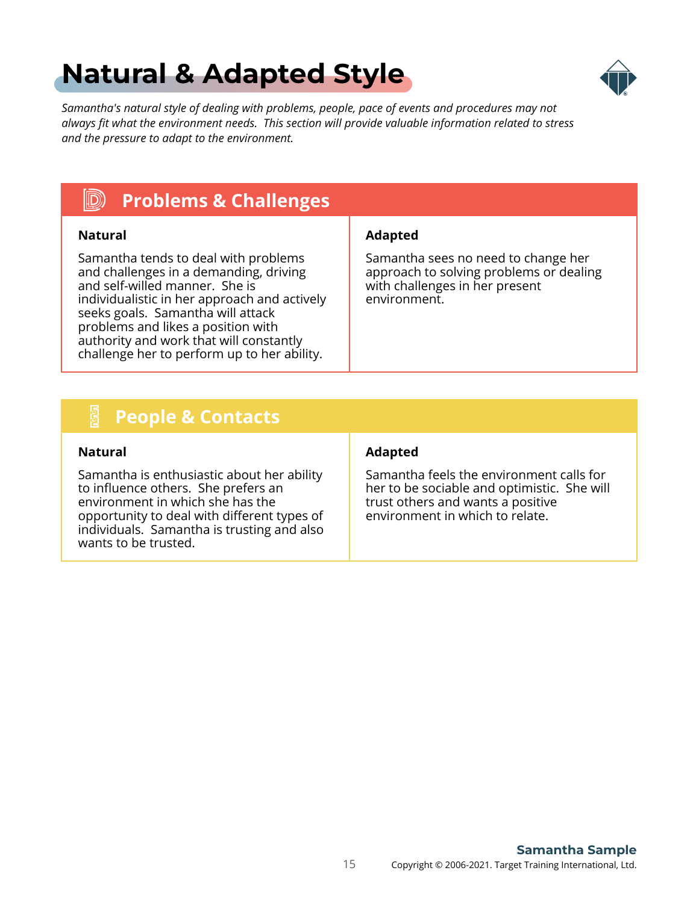# Natural & Adapted Style

*Samantha's natural style of dealing with problems, people, pace of events and procedures may not always fit what the environment needs. This section will provide valuable information related to stress and the pressure to adapt to the environment.*

## Problems & Challenges

| Natural | Adapted |
| --- | --- |
| Samantha tends to deal with problems and challenges in a demanding, driving and self-willed manner. She is individualistic in her approach and actively seeks goals. Samantha will attack problems and likes a position with authority and work that will constantly challenge her to perform up to her ability. | Samantha sees no need to change her approach to solving problems or dealing with challenges in her present environment. |

## People & Contacts

| Natural | Adapted |
| --- | --- |
| Samantha is enthusiastic about her ability to influence others. She prefers an environment in which she has the opportunity to deal with different types of individuals. Samantha is trusting and also wants to be trusted. | Samantha feels the environment calls for her to be sociable and optimistic. She will trust others and wants a positive environment in which to relate. |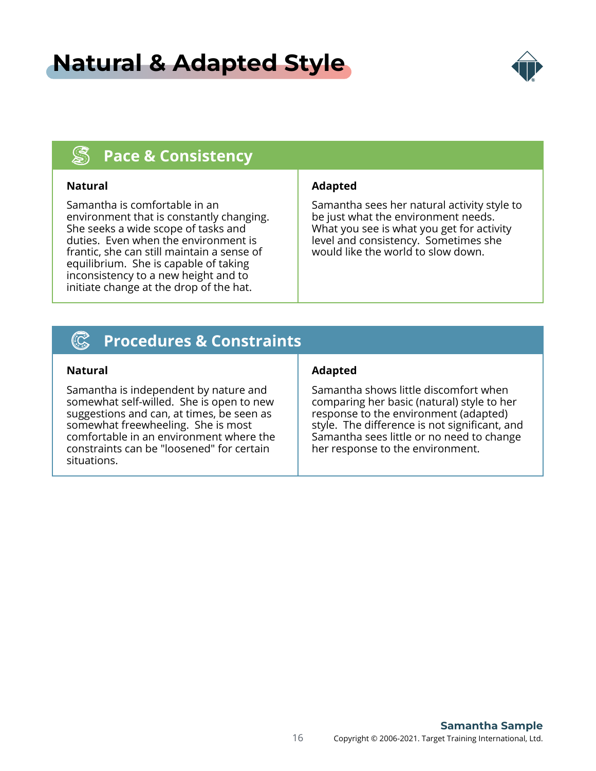# Natural & Adapted Style

## Pace & Consistency

| Natural | Adapted |
|---|---|
| Samantha is comfortable in an environment that is constantly changing. She seeks a wide scope of tasks and duties. Even when the environment is frantic, she can still maintain a sense of equilibrium. She is capable of taking inconsistency to a new height and to initiate change at the drop of the hat. | Samantha sees her natural activity style to be just what the environment needs. What you see is what you get for activity level and consistency. Sometimes she would like the world to slow down. |

## Procedures & Constraints

| Natural | Adapted |
|---|---|
| Samantha is independent by nature and somewhat self-willed. She is open to new suggestions and can, at times, be seen as somewhat freewheeling. She is most comfortable in an environment where the constraints can be "loosened" for certain situations. | Samantha shows little discomfort when comparing her basic (natural) style to her response to the environment (adapted) style. The difference is not significant, and Samantha sees little or no need to change her response to the environment. |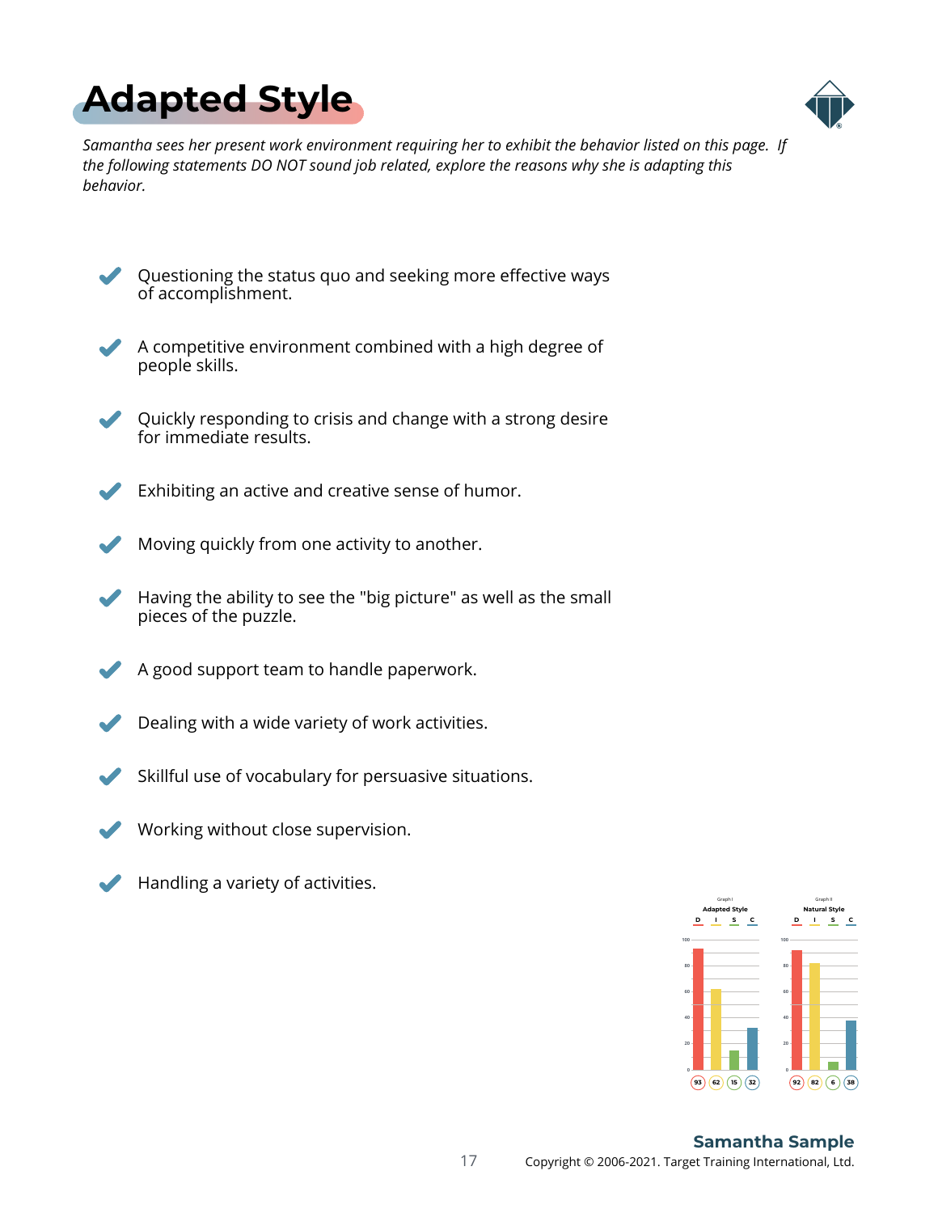# Adapted Style

*Samantha sees her present work environment requiring her to exhibit the behavior listed on this page. If the following statements DO NOT sound job related, explore the reasons why she is adapting this behavior.*

- Questioning the status quo and seeking more effective ways of accomplishment.
- A competitive environment combined with a high degree of people skills.
- Quickly responding to crisis and change with a strong desire for immediate results.
- Exhibiting an active and creative sense of humor.
- Moving quickly from one activity to another.
- Having the ability to see the "big picture" as well as the small pieces of the puzzle.
- A good support team to handle paperwork.
- Dealing with a wide variety of work activities.
- Skillful use of vocabulary for persuasive situations.
- Working without close supervision.
- Handling a variety of activities.

| | D | I | S | C |
|---|---|---|---|---|
| Graph I – Adapted Style | 93 | 62 | 15 | 32 |
| Graph II – Natural Style | 92 | 82 | 6 | 38 |

**Samantha Sample**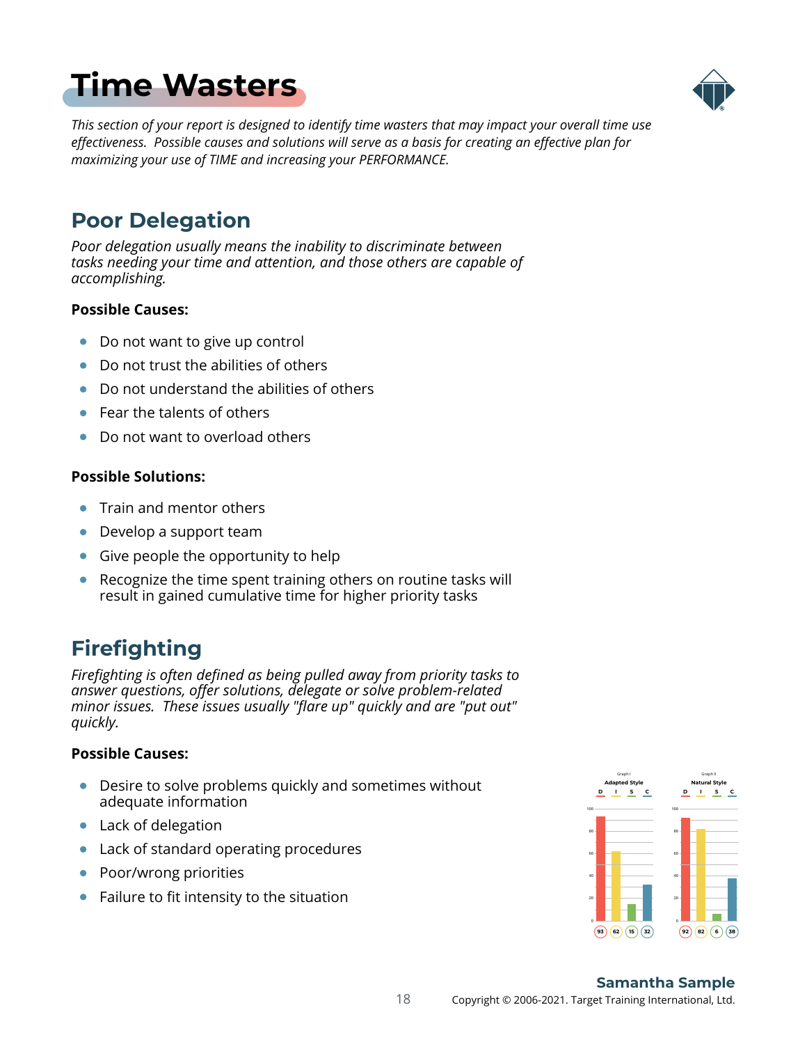# Time Wasters

*This section of your report is designed to identify time wasters that may impact your overall time use effectiveness. Possible causes and solutions will serve as a basis for creating an effective plan for maximizing your use of TIME and increasing your PERFORMANCE.*

## Poor Delegation

*Poor delegation usually means the inability to discriminate between tasks needing your time and attention, and those others are capable of accomplishing.*

**Possible Causes:**

- Do not want to give up control
- Do not trust the abilities of others
- Do not understand the abilities of others
- Fear the talents of others
- Do not want to overload others

**Possible Solutions:**

- Train and mentor others
- Develop a support team
- Give people the opportunity to help
- Recognize the time spent training others on routine tasks will result in gained cumulative time for higher priority tasks

## Firefighting

*Firefighting is often defined as being pulled away from priority tasks to answer questions, offer solutions, delegate or solve problem-related minor issues. These issues usually "flare up" quickly and are "put out" quickly.*

**Possible Causes:**

- Desire to solve problems quickly and sometimes without adequate information
- Lack of delegation
- Lack of standard operating procedures
- Poor/wrong priorities
- Failure to fit intensity to the situation

| | D | I | S | C |
|---|---|---|---|---|
| Graph I – Adapted Style | 93 | 62 | 15 | 32 |
| Graph II – Natural Style | 92 | 82 | 6 | 38 |

**Samantha Sample**

Copyright © 2006-2021. Target Training International, Ltd.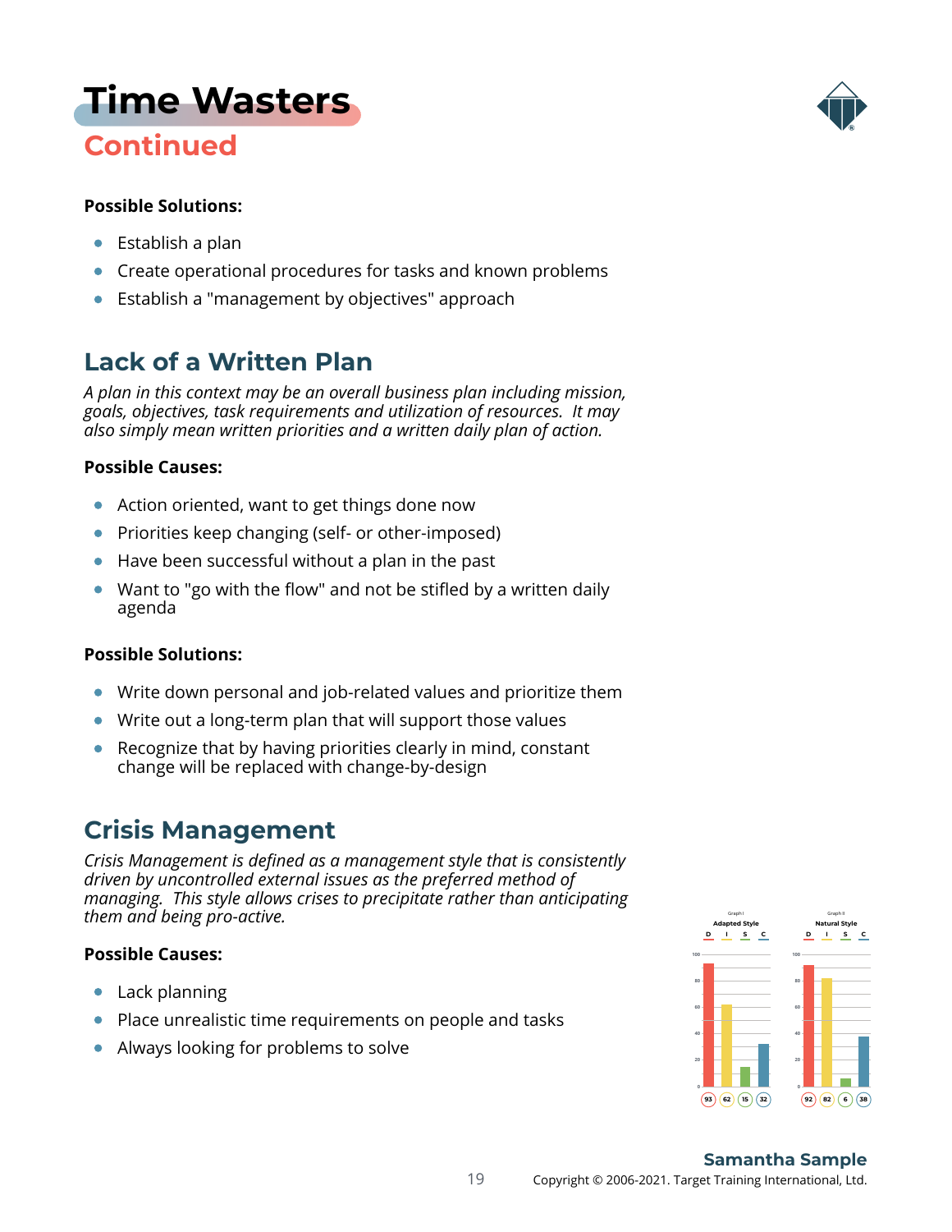# Time Wasters

## Continued

**Possible Solutions:**

- Establish a plan
- Create operational procedures for tasks and known problems
- Establish a "management by objectives" approach

## Lack of a Written Plan

*A plan in this context may be an overall business plan including mission, goals, objectives, task requirements and utilization of resources. It may also simply mean written priorities and a written daily plan of action.*

**Possible Causes:**

- Action oriented, want to get things done now
- Priorities keep changing (self- or other-imposed)
- Have been successful without a plan in the past
- Want to "go with the flow" and not be stifled by a written daily agenda

**Possible Solutions:**

- Write down personal and job-related values and prioritize them
- Write out a long-term plan that will support those values
- Recognize that by having priorities clearly in mind, constant change will be replaced with change-by-design

## Crisis Management

*Crisis Management is defined as a management style that is consistently driven by uncontrolled external issues as the preferred method of managing. This style allows crises to precipitate rather than anticipating them and being pro-active.*

**Possible Causes:**

- Lack planning
- Place unrealistic time requirements on people and tasks
- Always looking for problems to solve

| Graph I Adapted Style | D | I | S | C |
|---|---|---|---|---|
| | 93 | 62 | 15 | 32 |

| Graph II Natural Style | D | I | S | C |
|---|---|---|---|---|
| | 92 | 82 | 6 | 38 |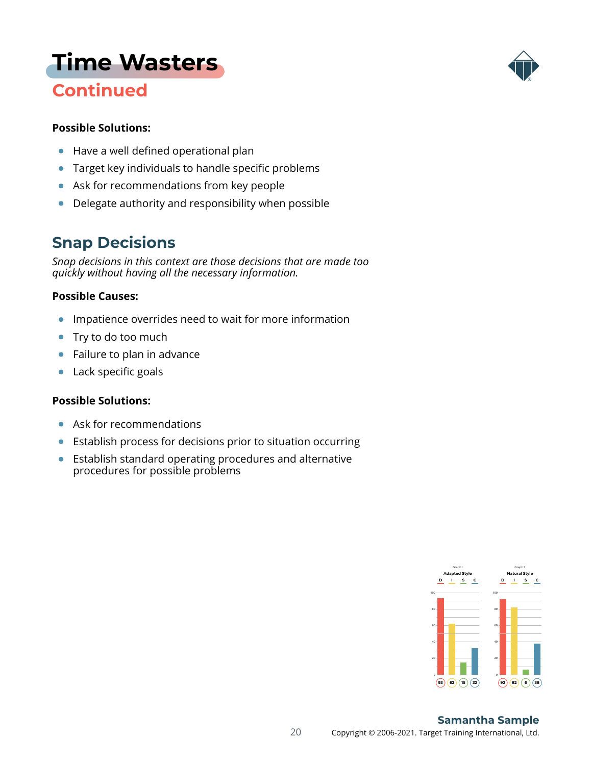# Time Wasters

## Continued

**Possible Solutions:**

- Have a well defined operational plan
- Target key individuals to handle specific problems
- Ask for recommendations from key people
- Delegate authority and responsibility when possible

## Snap Decisions

*Snap decisions in this context are those decisions that are made too quickly without having all the necessary information.*

**Possible Causes:**

- Impatience overrides need to wait for more information
- Try to do too much
- Failure to plan in advance
- Lack specific goals

**Possible Solutions:**

- Ask for recommendations
- Establish process for decisions prior to situation occurring
- Establish standard operating procedures and alternative procedures for possible problems

| Graph I Adapted Style | D | I | S | C |
|---|---|---|---|---|
| | 93 | 62 | 15 | 32 |

| Graph II Natural Style | D | I | S | C |
|---|---|---|---|---|
| | 92 | 82 | 6 | 38 |

**Samantha Sample**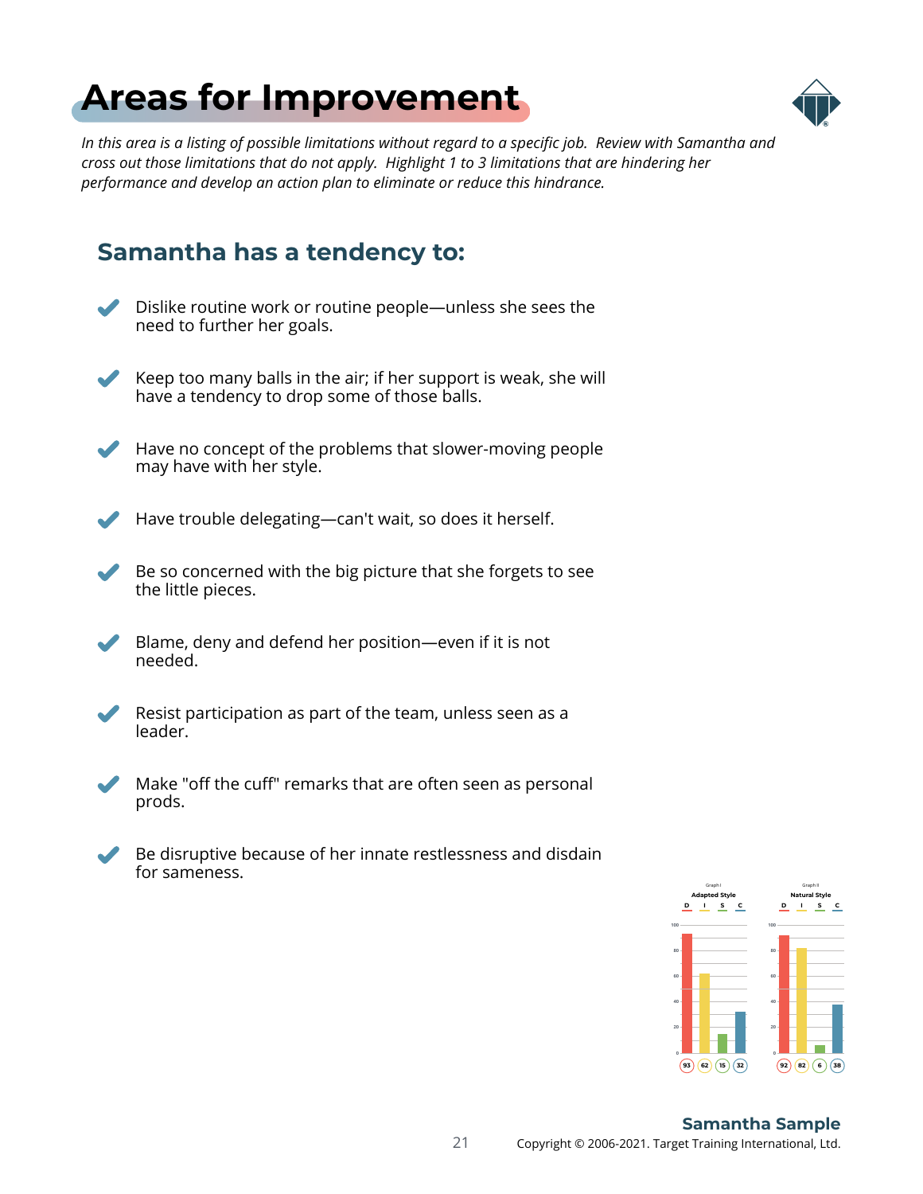# Areas for Improvement

*In this area is a listing of possible limitations without regard to a specific job. Review with Samantha and cross out those limitations that do not apply. Highlight 1 to 3 limitations that are hindering her performance and develop an action plan to eliminate or reduce this hindrance.*

## Samantha has a tendency to:

- Dislike routine work or routine people—unless she sees the need to further her goals.
- Keep too many balls in the air; if her support is weak, she will have a tendency to drop some of those balls.
- Have no concept of the problems that slower-moving people may have with her style.
- Have trouble delegating—can't wait, so does it herself.
- Be so concerned with the big picture that she forgets to see the little pieces.
- Blame, deny and defend her position—even if it is not needed.
- Resist participation as part of the team, unless seen as a leader.
- Make "off the cuff" remarks that are often seen as personal prods.
- Be disruptive because of her innate restlessness and disdain for sameness.

| | D | I | S | C |
|---|---|---|---|---|
| Graph I: Adapted Style | 93 | 62 | 15 | 32 |
| Graph II: Natural Style | 92 | 82 | 6 | 38 |

**Samantha Sample**

Copyright © 2006-2021. Target Training International, Ltd.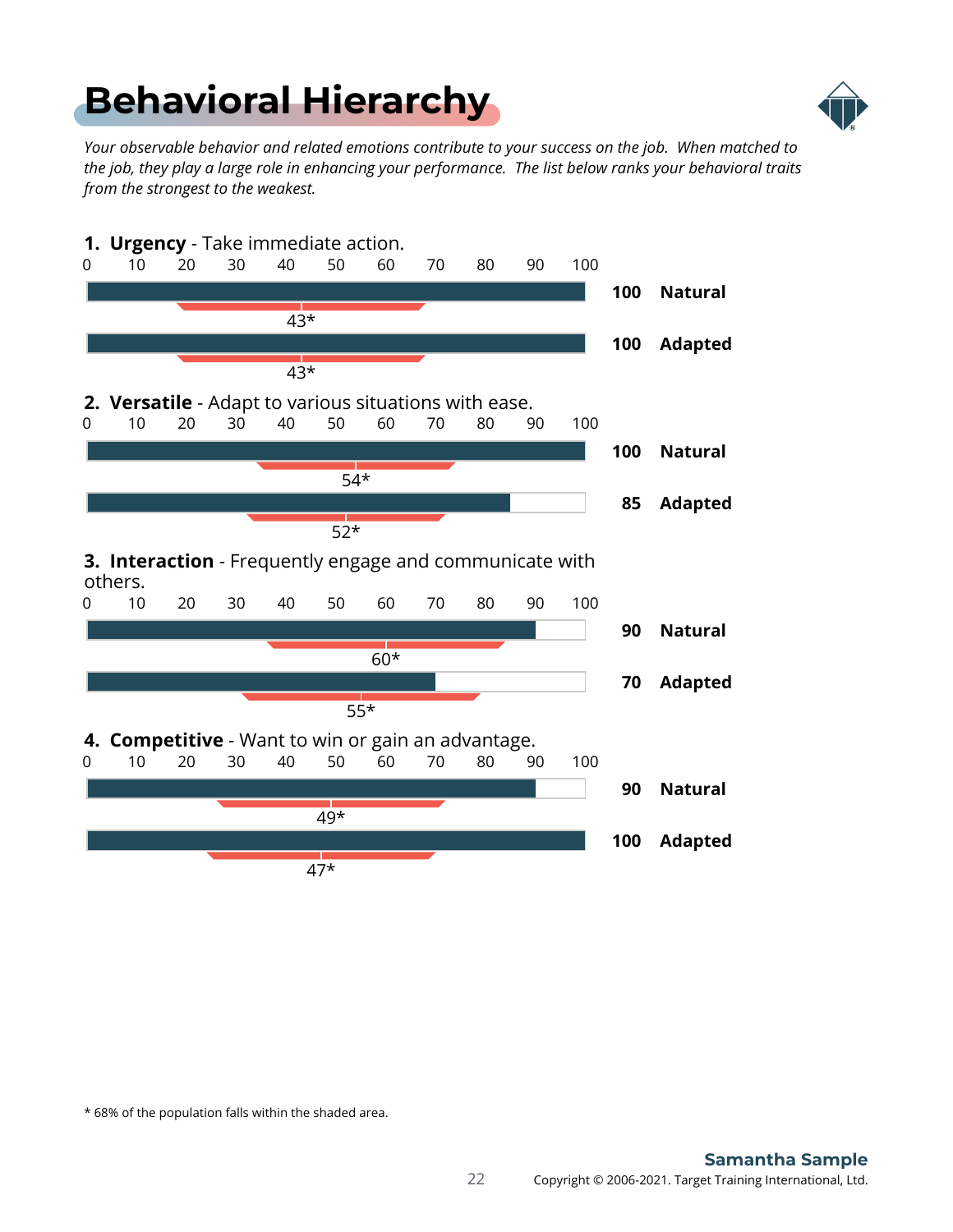# Behavioral Hierarchy

*Your observable behavior and related emotions contribute to your success on the job. When matched to the job, they play a large role in enhancing your performance. The list below ranks your behavioral traits from the strongest to the weakest.*

**1. Urgency** - Take immediate action.

| | Score | Population Mean |
|---|---|---|
| Natural | 100 | 43* |
| Adapted | 100 | 43* |

**2. Versatile** - Adapt to various situations with ease.

| | Score | Population Mean |
|---|---|---|
| Natural | 100 | 54* |
| Adapted | 85 | 52* |

**3. Interaction** - Frequently engage and communicate with others.

| | Score | Population Mean |
|---|---|---|
| Natural | 90 | 60* |
| Adapted | 70 | 55* |

**4. Competitive** - Want to win or gain an advantage.

| | Score | Population Mean |
|---|---|---|
| Natural | 90 | 49* |
| Adapted | 100 | 47* |

* 68% of the population falls within the shaded area.

**Samantha Sample**

Copyright © 2006-2021. Target Training International, Ltd.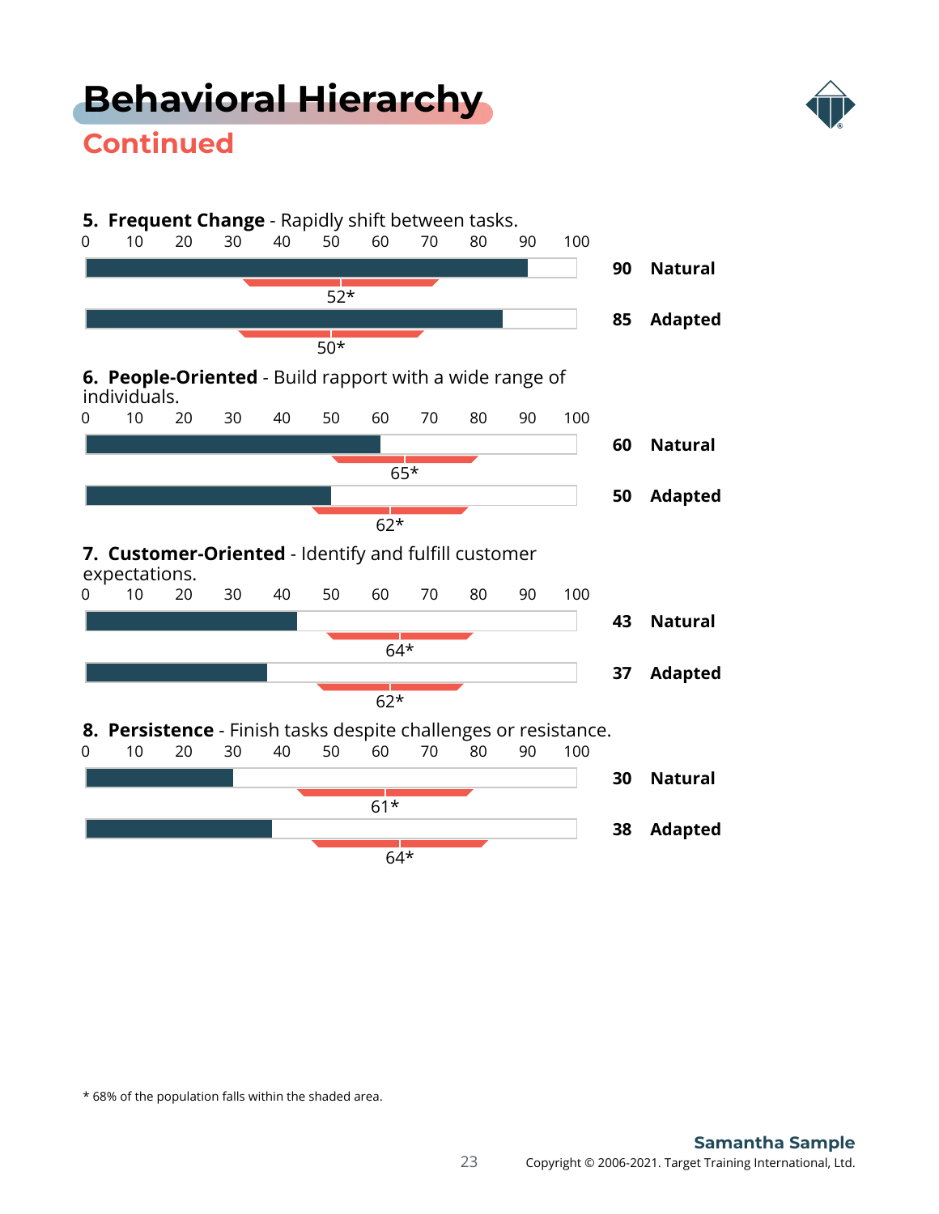# Behavioral Hierarchy

## Continued

**5. Frequent Change** - Rapidly shift between tasks.

| Score | Type | Population Mean |
|---|---|---|
| 90 | Natural | 52* |
| 85 | Adapted | 50* |

**6. People-Oriented** - Build rapport with a wide range of individuals.

| Score | Type | Population Mean |
|---|---|---|
| 60 | Natural | 65* |
| 50 | Adapted | 62* |

**7. Customer-Oriented** - Identify and fulfill customer expectations.

| Score | Type | Population Mean |
|---|---|---|
| 43 | Natural | 64* |
| 37 | Adapted | 62* |

**8. Persistence** - Finish tasks despite challenges or resistance.

| Score | Type | Population Mean |
|---|---|---|
| 30 | Natural | 61* |
| 38 | Adapted | 64* |

* 68% of the population falls within the shaded area.

**Samantha Sample**

Copyright © 2006-2021. Target Training International, Ltd.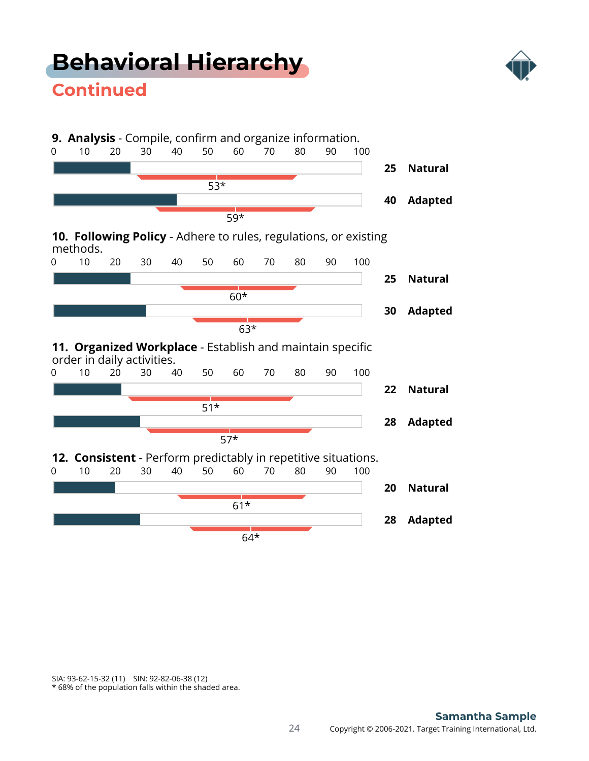# Behavioral Hierarchy

## Continued

**9. Analysis** - Compile, confirm and organize information.

0 10 20 30 40 50 60 70 80 90 100

**25 Natural**

53*

**40 Adapted**

59*

**10. Following Policy** - Adhere to rules, regulations, or existing methods.

0 10 20 30 40 50 60 70 80 90 100

**25 Natural**

60*

**30 Adapted**

63*

**11. Organized Workplace** - Establish and maintain specific order in daily activities.

0 10 20 30 40 50 60 70 80 90 100

**22 Natural**

51*

**28 Adapted**

57*

**12. Consistent** - Perform predictably in repetitive situations.

0 10 20 30 40 50 60 70 80 90 100

**20 Natural**

61*

**28 Adapted**

64*

SIA: 93-62-15-32 (11) SIN: 92-82-06-38 (12)
* 68% of the population falls within the shaded area.

**Samantha Sample**

Copyright © 2006-2021. Target Training International, Ltd.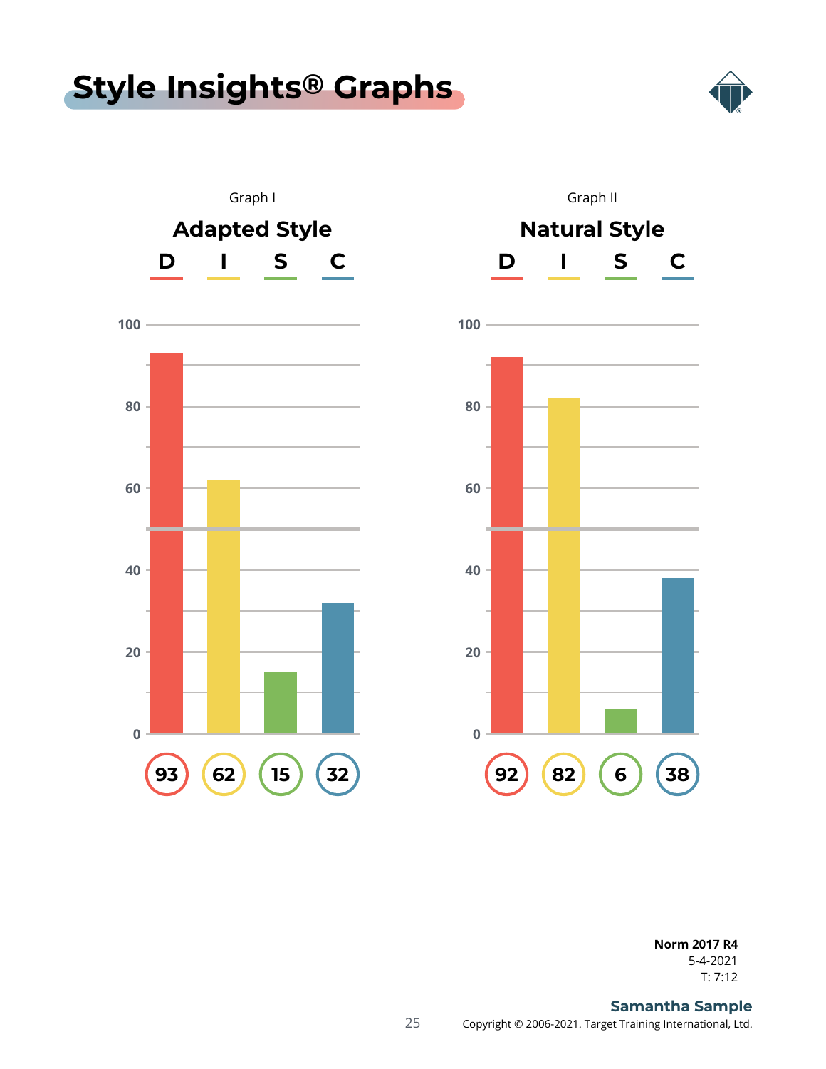# Style Insights® Graphs

Graph I

**Adapted Style**

| D | I | S | C |
|---|---|---|---|
| 93 | 62 | 15 | 32 |

Graph II

**Natural Style**

| D | I | S | C |
|---|---|---|---|
| 92 | 82 | 6 | 38 |

**Norm 2017 R4**
5-4-2021
T: 7:12

**Samantha Sample**
Copyright © 2006-2021. Target Training International, Ltd.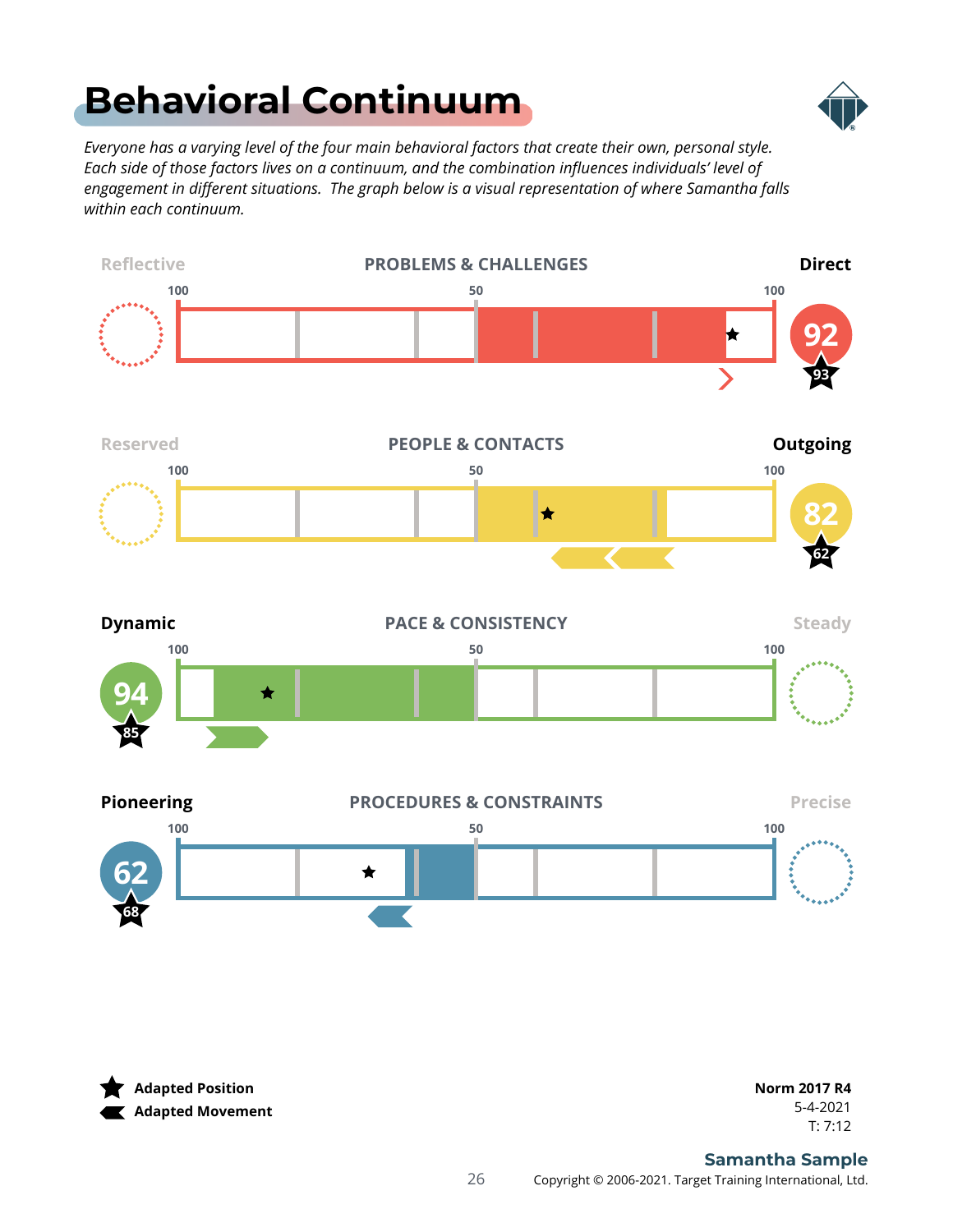# Behavioral Continuum

*Everyone has a varying level of the four main behavioral factors that create their own, personal style. Each side of those factors lives on a continuum, and the combination influences individuals' level of engagement in different situations. The graph below is a visual representation of where Samantha falls within each continuum.*

| Left | Factor | Right | Natural | Adapted |
|---|---|---|---|---|
| Reflective | PROBLEMS & CHALLENGES | **Direct** | 92 | 93 |
| Reserved | PEOPLE & CONTACTS | **Outgoing** | 82 | 62 |
| **Dynamic** | PACE & CONSISTENCY | Steady | 94 | 85 |
| **Pioneering** | PROCEDURES & CONSTRAINTS | Precise | 62 | 68 |

Scale: 100 — 50 — 100

★ **Adapted Position**

**Adapted Movement**

**Norm 2017 R4**
5-4-2021
T: 7:12

**Samantha Sample**

Copyright © 2006-2021. Target Training International, Ltd.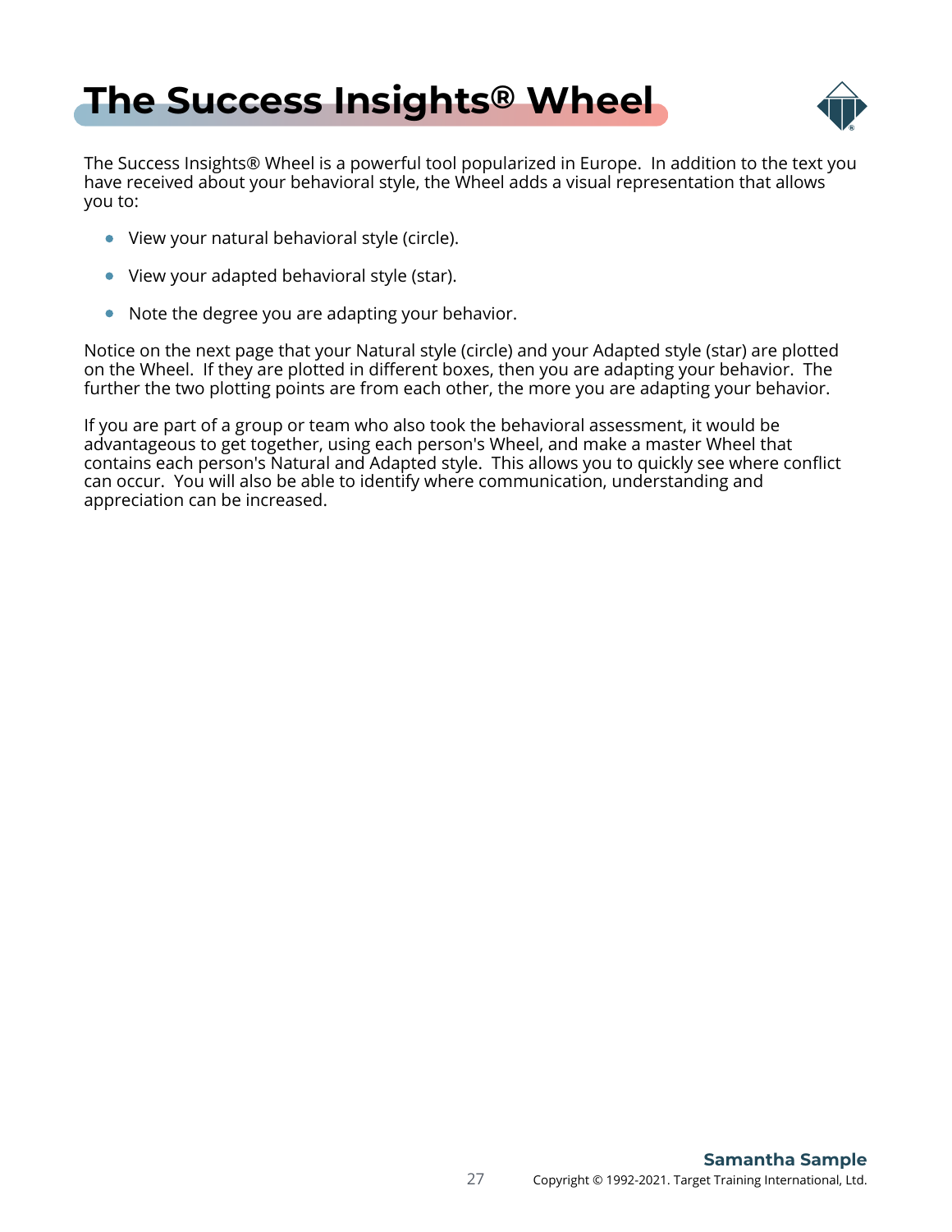# The Success Insights® Wheel

The Success Insights® Wheel is a powerful tool popularized in Europe. In addition to the text you have received about your behavioral style, the Wheel adds a visual representation that allows you to:

- View your natural behavioral style (circle).
- View your adapted behavioral style (star).
- Note the degree you are adapting your behavior.

Notice on the next page that your Natural style (circle) and your Adapted style (star) are plotted on the Wheel. If they are plotted in different boxes, then you are adapting your behavior. The further the two plotting points are from each other, the more you are adapting your behavior.

If you are part of a group or team who also took the behavioral assessment, it would be advantageous to get together, using each person's Wheel, and make a master Wheel that contains each person's Natural and Adapted style. This allows you to quickly see where conflict can occur. You will also be able to identify where communication, understanding and appreciation can be increased.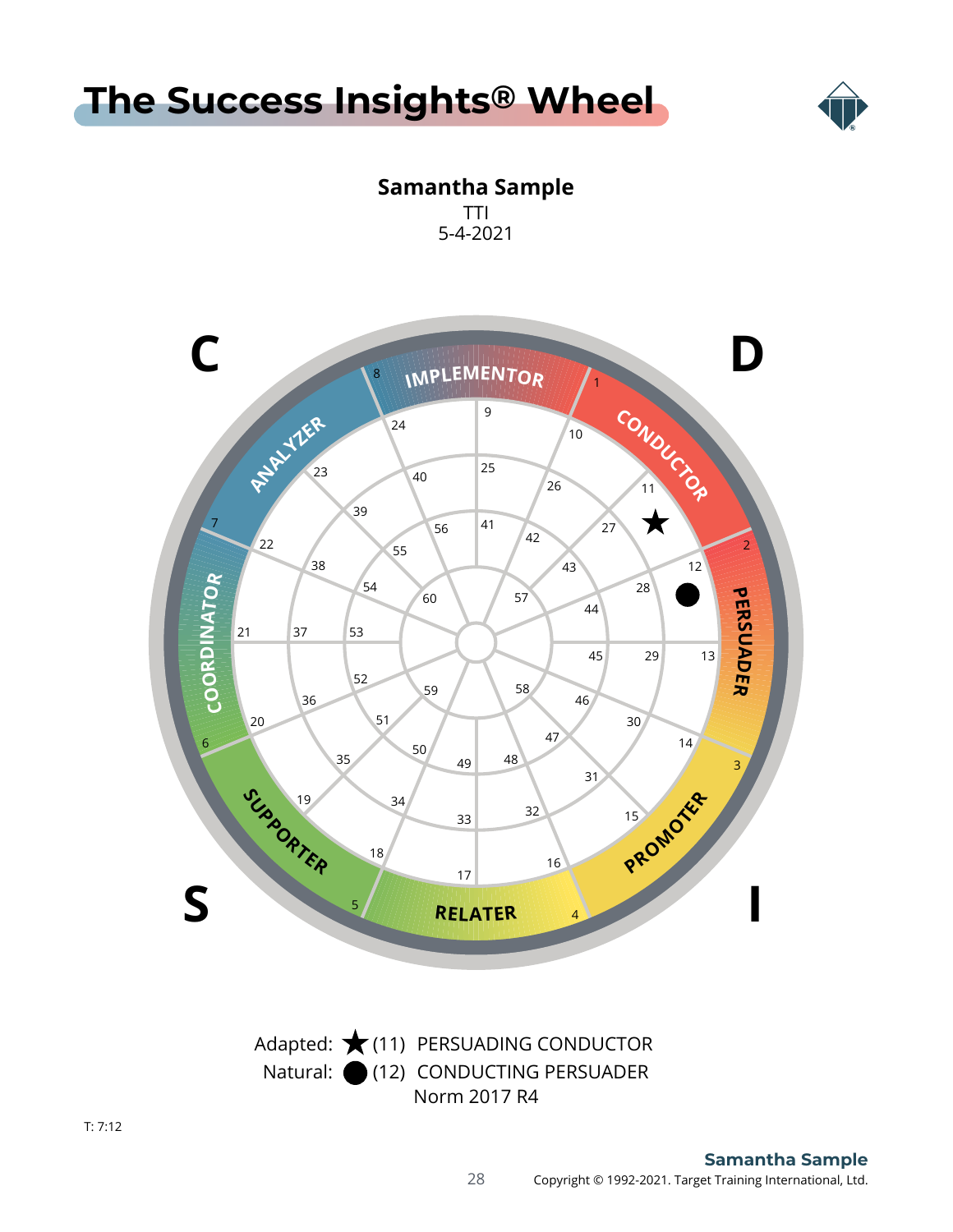# The Success Insights® Wheel

**Samantha Sample**
TTI
5-4-2021

C D S I

IMPLEMENTOR, CONDUCTOR, PERSUADER, PROMOTER, RELATER, SUPPORTER, COORDINATOR, ANALYZER

Adapted: ★ (11) PERSUADING CONDUCTOR
Natural: ● (12) CONDUCTING PERSUADER
Norm 2017 R4

T: 7:12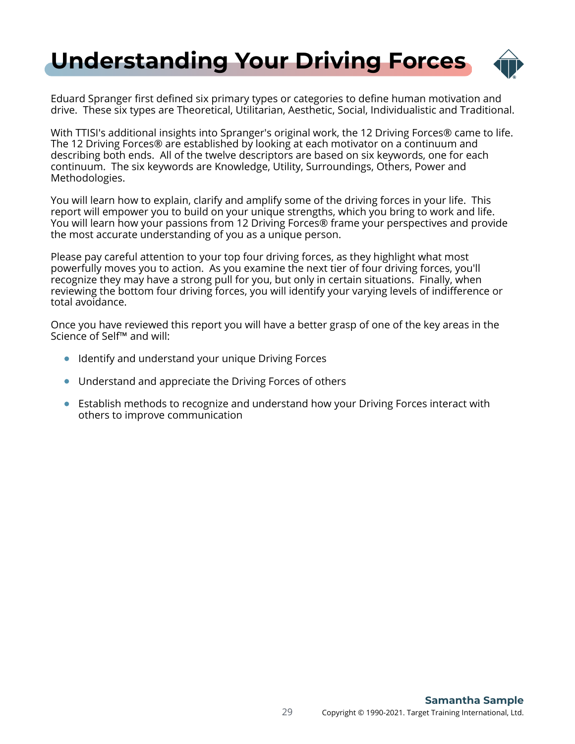# Understanding Your Driving Forces

Eduard Spranger first defined six primary types or categories to define human motivation and drive. These six types are Theoretical, Utilitarian, Aesthetic, Social, Individualistic and Traditional.

With TTISI's additional insights into Spranger's original work, the 12 Driving Forces® came to life. The 12 Driving Forces® are established by looking at each motivator on a continuum and describing both ends. All of the twelve descriptors are based on six keywords, one for each continuum. The six keywords are Knowledge, Utility, Surroundings, Others, Power and Methodologies.

You will learn how to explain, clarify and amplify some of the driving forces in your life. This report will empower you to build on your unique strengths, which you bring to work and life. You will learn how your passions from 12 Driving Forces® frame your perspectives and provide the most accurate understanding of you as a unique person.

Please pay careful attention to your top four driving forces, as they highlight what most powerfully moves you to action. As you examine the next tier of four driving forces, you'll recognize they may have a strong pull for you, but only in certain situations. Finally, when reviewing the bottom four driving forces, you will identify your varying levels of indifference or total avoidance.

Once you have reviewed this report you will have a better grasp of one of the key areas in the Science of Self™ and will:

- Identify and understand your unique Driving Forces
- Understand and appreciate the Driving Forces of others
- Establish methods to recognize and understand how your Driving Forces interact with others to improve communication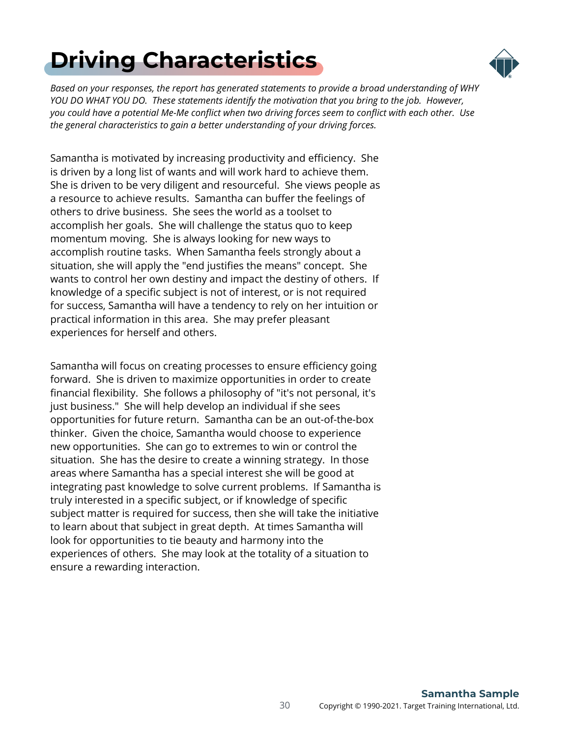# Driving Characteristics

*Based on your responses, the report has generated statements to provide a broad understanding of WHY YOU DO WHAT YOU DO. These statements identify the motivation that you bring to the job. However, you could have a potential Me-Me conflict when two driving forces seem to conflict with each other. Use the general characteristics to gain a better understanding of your driving forces.*

Samantha is motivated by increasing productivity and efficiency. She is driven by a long list of wants and will work hard to achieve them. She is driven to be very diligent and resourceful. She views people as a resource to achieve results. Samantha can buffer the feelings of others to drive business. She sees the world as a toolset to accomplish her goals. She will challenge the status quo to keep momentum moving. She is always looking for new ways to accomplish routine tasks. When Samantha feels strongly about a situation, she will apply the "end justifies the means" concept. She wants to control her own destiny and impact the destiny of others. If knowledge of a specific subject is not of interest, or is not required for success, Samantha will have a tendency to rely on her intuition or practical information in this area. She may prefer pleasant experiences for herself and others.

Samantha will focus on creating processes to ensure efficiency going forward. She is driven to maximize opportunities in order to create financial flexibility. She follows a philosophy of "it's not personal, it's just business." She will help develop an individual if she sees opportunities for future return. Samantha can be an out-of-the-box thinker. Given the choice, Samantha would choose to experience new opportunities. She can go to extremes to win or control the situation. She has the desire to create a winning strategy. In those areas where Samantha has a special interest she will be good at integrating past knowledge to solve current problems. If Samantha is truly interested in a specific subject, or if knowledge of specific subject matter is required for success, then she will take the initiative to learn about that subject in great depth. At times Samantha will look for opportunities to tie beauty and harmony into the experiences of others. She may look at the totality of a situation to ensure a rewarding interaction.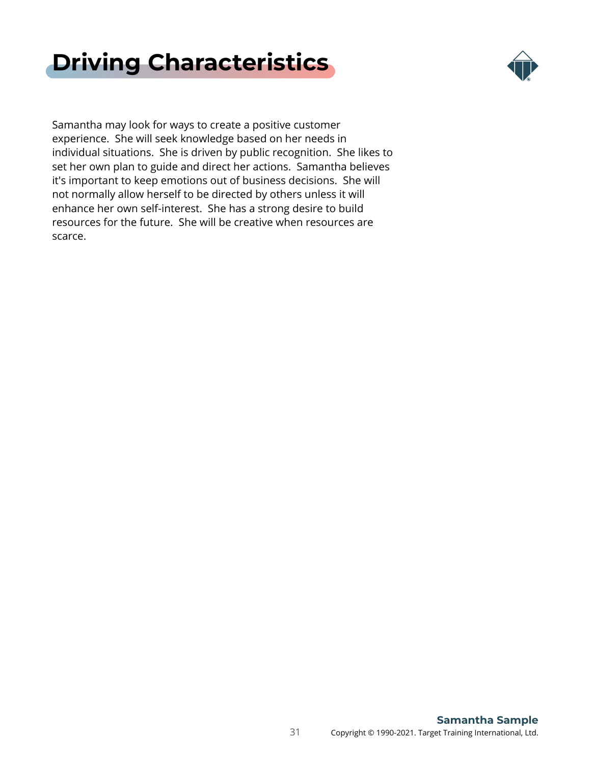# Driving Characteristics

Samantha may look for ways to create a positive customer experience. She will seek knowledge based on her needs in individual situations. She is driven by public recognition. She likes to set her own plan to guide and direct her actions. Samantha believes it's important to keep emotions out of business decisions. She will not normally allow herself to be directed by others unless it will enhance her own self-interest. She has a strong desire to build resources for the future. She will be creative when resources are scarce.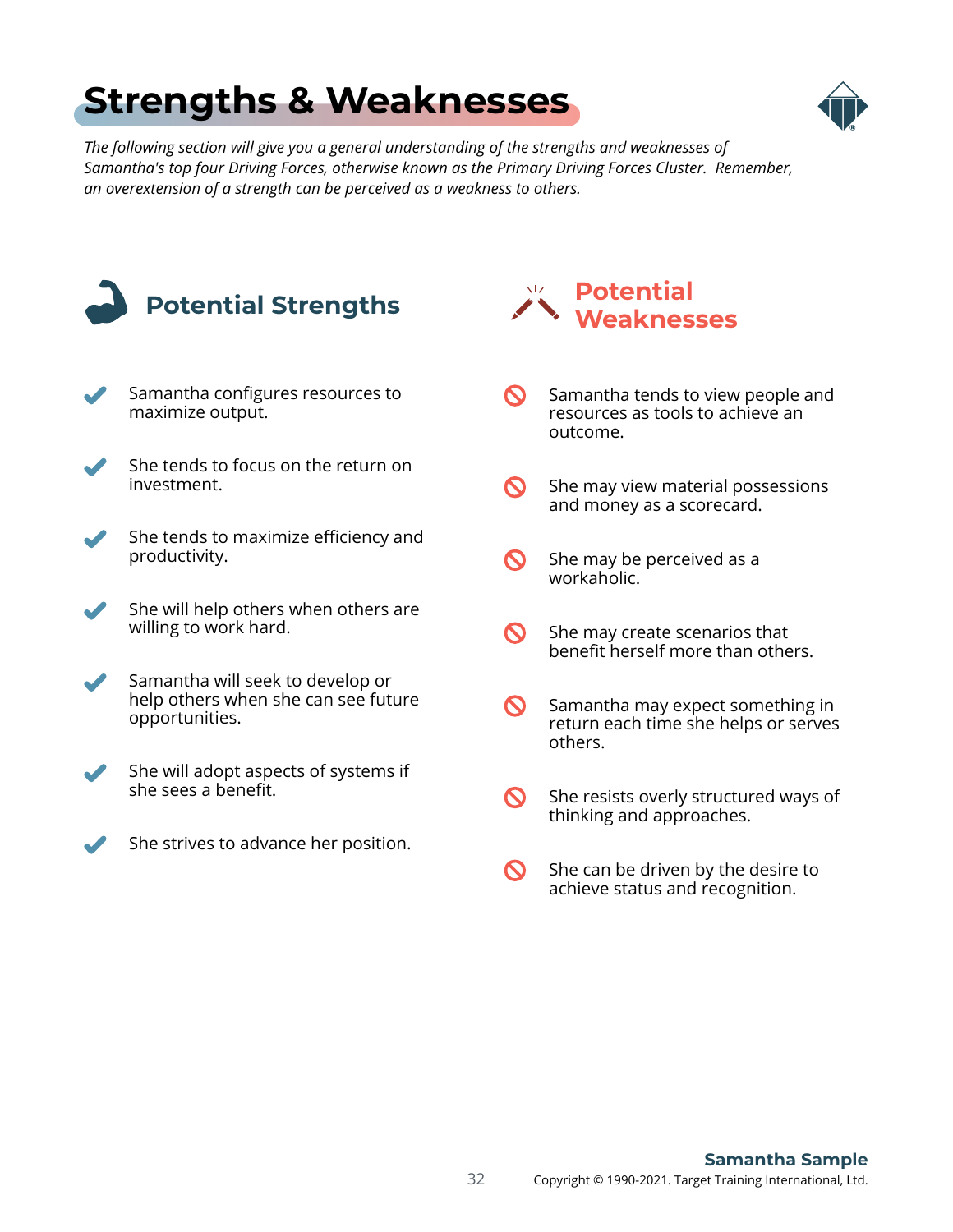# Strengths & Weaknesses

*The following section will give you a general understanding of the strengths and weaknesses of Samantha's top four Driving Forces, otherwise known as the Primary Driving Forces Cluster. Remember, an overextension of a strength can be perceived as a weakness to others.*

## Potential Strengths

- Samantha configures resources to maximize output.
- She tends to focus on the return on investment.
- She tends to maximize efficiency and productivity.
- She will help others when others are willing to work hard.
- Samantha will seek to develop or help others when she can see future opportunities.
- She will adopt aspects of systems if she sees a benefit.
- She strives to advance her position.

## Potential Weaknesses

- Samantha tends to view people and resources as tools to achieve an outcome.
- She may view material possessions and money as a scorecard.
- She may be perceived as a workaholic.
- She may create scenarios that benefit herself more than others.
- Samantha may expect something in return each time she helps or serves others.
- She resists overly structured ways of thinking and approaches.
- She can be driven by the desire to achieve status and recognition.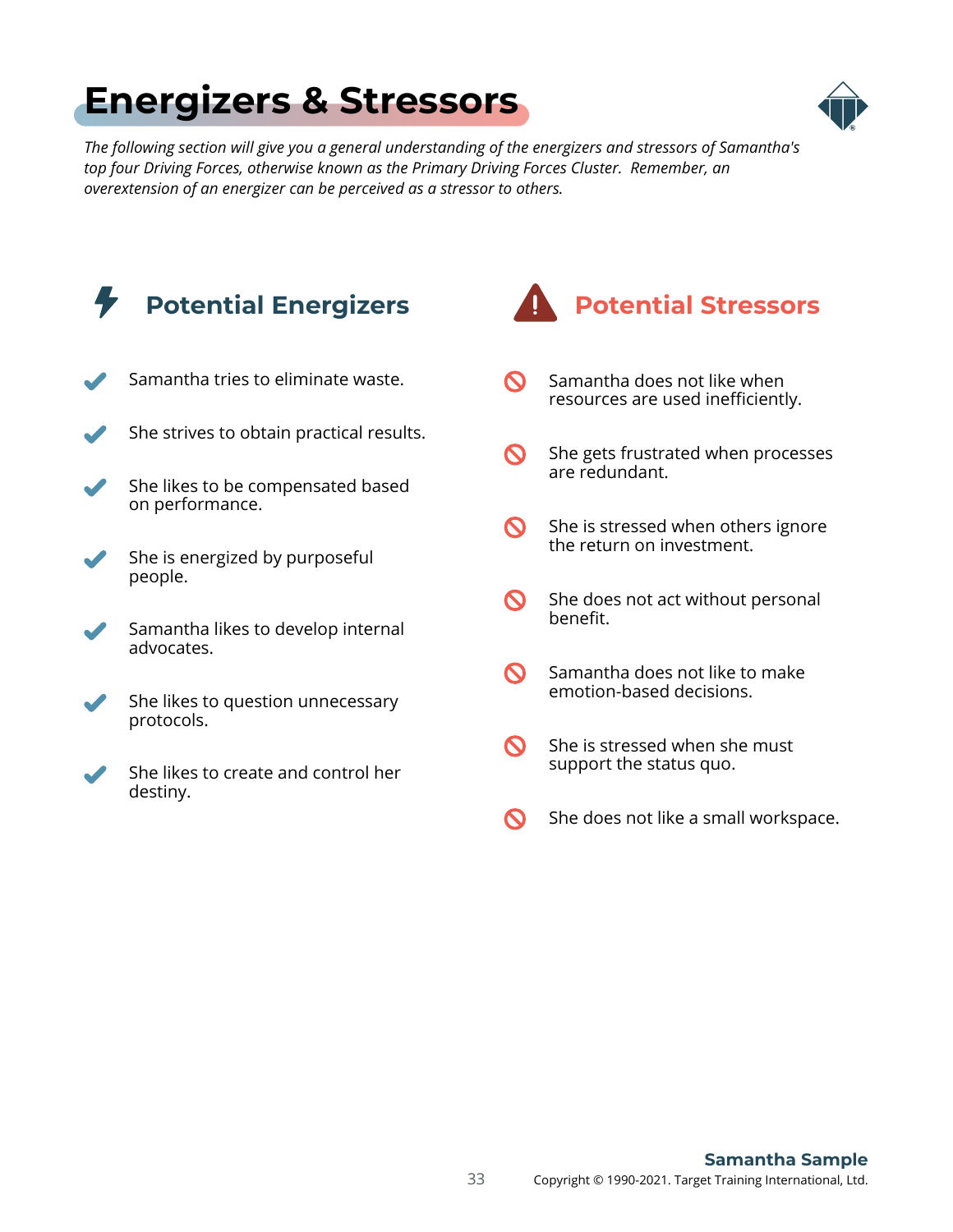# Energizers & Stressors

*The following section will give you a general understanding of the energizers and stressors of Samantha's top four Driving Forces, otherwise known as the Primary Driving Forces Cluster. Remember, an overextension of an energizer can be perceived as a stressor to others.*

## Potential Energizers

- Samantha tries to eliminate waste.
- She strives to obtain practical results.
- She likes to be compensated based on performance.
- She is energized by purposeful people.
- Samantha likes to develop internal advocates.
- She likes to question unnecessary protocols.
- She likes to create and control her destiny.

## Potential Stressors

- Samantha does not like when resources are used inefficiently.
- She gets frustrated when processes are redundant.
- She is stressed when others ignore the return on investment.
- She does not act without personal benefit.
- Samantha does not like to make emotion-based decisions.
- She is stressed when she must support the status quo.
- She does not like a small workspace.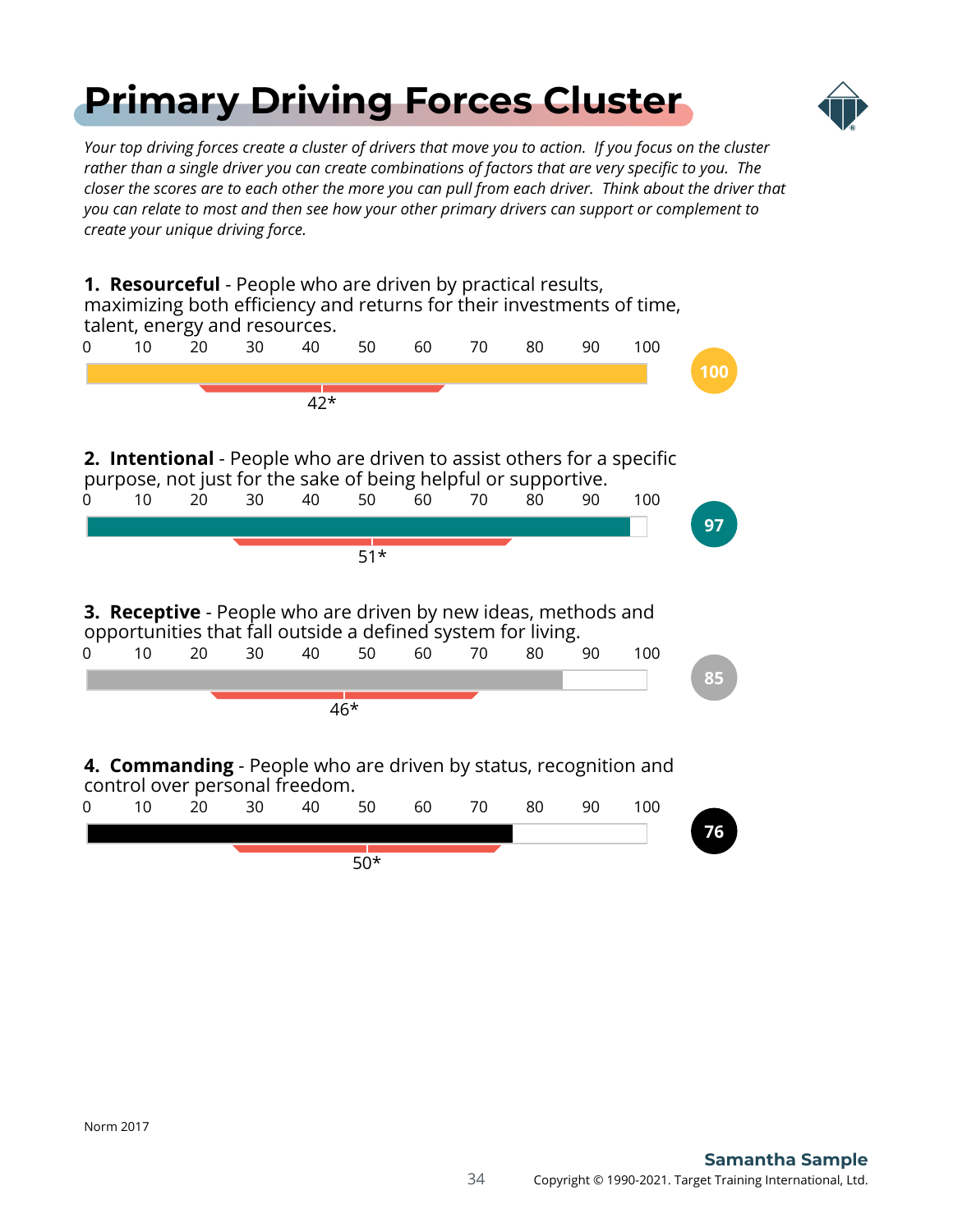# Primary Driving Forces Cluster

*Your top driving forces create a cluster of drivers that move you to action. If you focus on the cluster rather than a single driver you can create combinations of factors that are very specific to you. The closer the scores are to each other the more you can pull from each driver. Think about the driver that you can relate to most and then see how your other primary drivers can support or complement to create your unique driving force.*

**1. Resourceful** - People who are driven by practical results, maximizing both efficiency and returns for their investments of time, talent, energy and resources.

0 10 20 30 40 50 60 70 80 90 100

42*

**100**

**2. Intentional** - People who are driven to assist others for a specific purpose, not just for the sake of being helpful or supportive.

0 10 20 30 40 50 60 70 80 90 100

51*

**97**

**3. Receptive** - People who are driven by new ideas, methods and opportunities that fall outside a defined system for living.

0 10 20 30 40 50 60 70 80 90 100

46*

**85**

**4. Commanding** - People who are driven by status, recognition and control over personal freedom.

0 10 20 30 40 50 60 70 80 90 100

50*

**76**

Norm 2017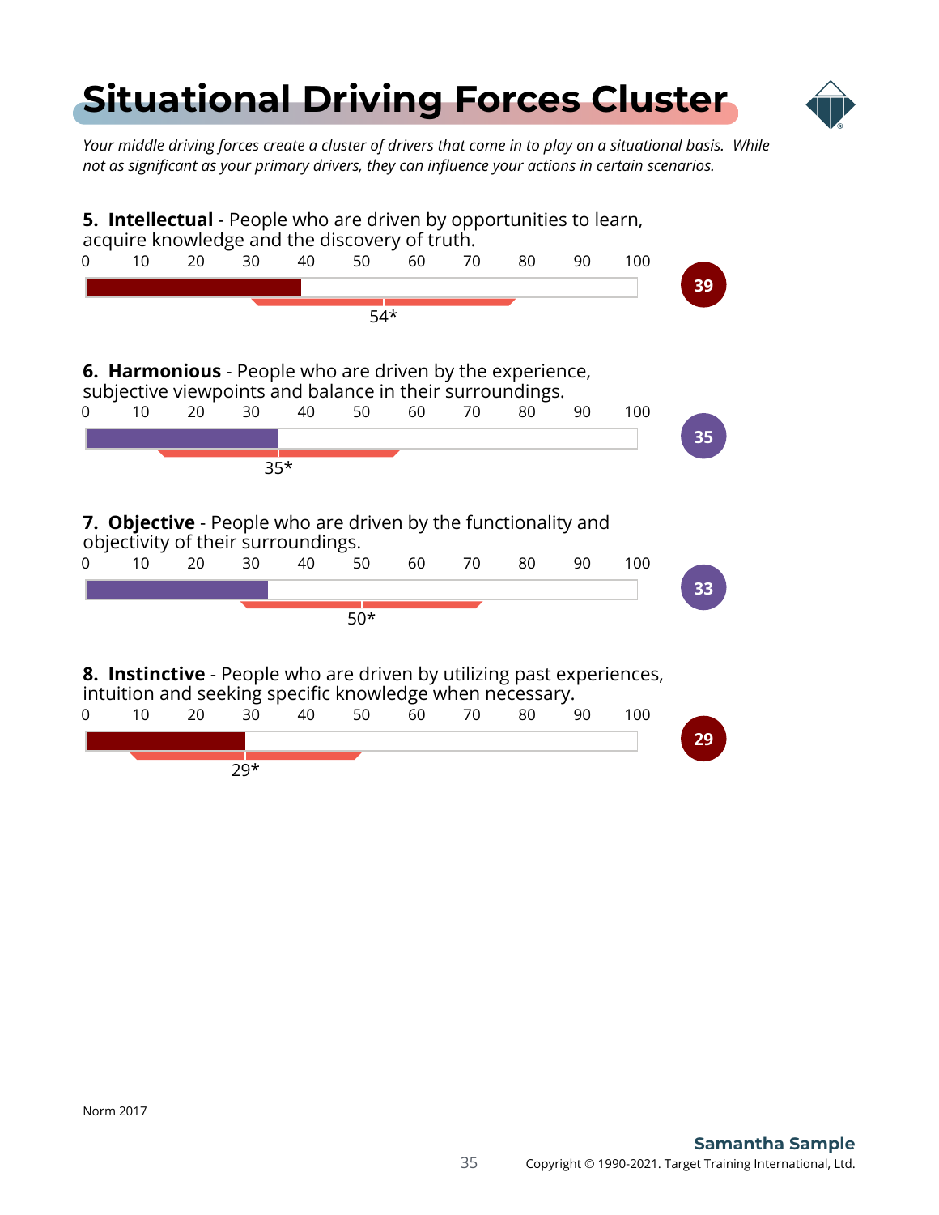# Situational Driving Forces Cluster

*Your middle driving forces create a cluster of drivers that come in to play on a situational basis. While not as significant as your primary drivers, they can influence your actions in certain scenarios.*

**5. Intellectual** - People who are driven by opportunities to learn, acquire knowledge and the discovery of truth.

0 10 20 30 40 50 60 70 80 90 100

54*

39

**6. Harmonious** - People who are driven by the experience, subjective viewpoints and balance in their surroundings.

0 10 20 30 40 50 60 70 80 90 100

35*

35

**7. Objective** - People who are driven by the functionality and objectivity of their surroundings.

0 10 20 30 40 50 60 70 80 90 100

50*

33

**8. Instinctive** - People who are driven by utilizing past experiences, intuition and seeking specific knowledge when necessary.

0 10 20 30 40 50 60 70 80 90 100

29*

29

Norm 2017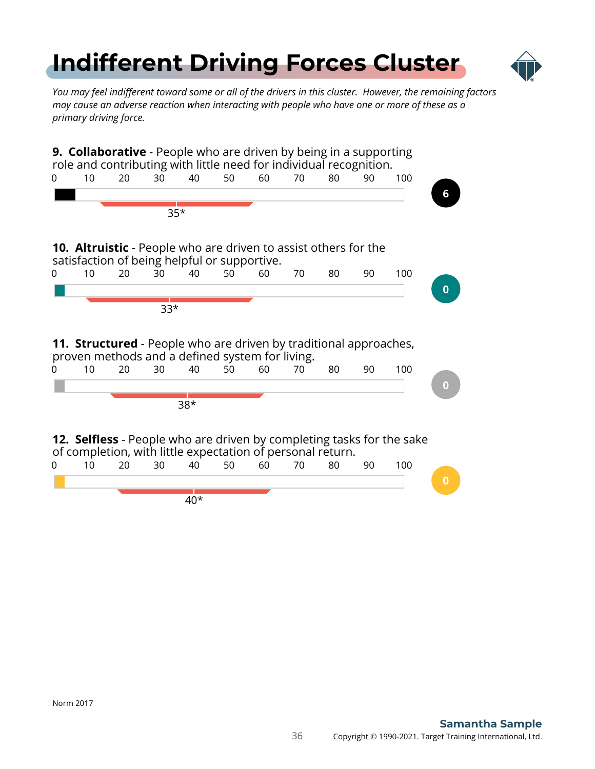# Indifferent Driving Forces Cluster

*You may feel indifferent toward some or all of the drivers in this cluster. However, the remaining factors may cause an adverse reaction when interacting with people who have one or more of these as a primary driving force.*

**9. Collaborative** - People who are driven by being in a supporting role and contributing with little need for individual recognition.

Score: 6 — Norm: 35*

**10. Altruistic** - People who are driven to assist others for the satisfaction of being helpful or supportive.

Score: 0 — Norm: 33*

**11. Structured** - People who are driven by traditional approaches, proven methods and a defined system for living.

Score: 0 — Norm: 38*

**12. Selfless** - People who are driven by completing tasks for the sake of completion, with little expectation of personal return.

Score: 0 — Norm: 40*

Norm 2017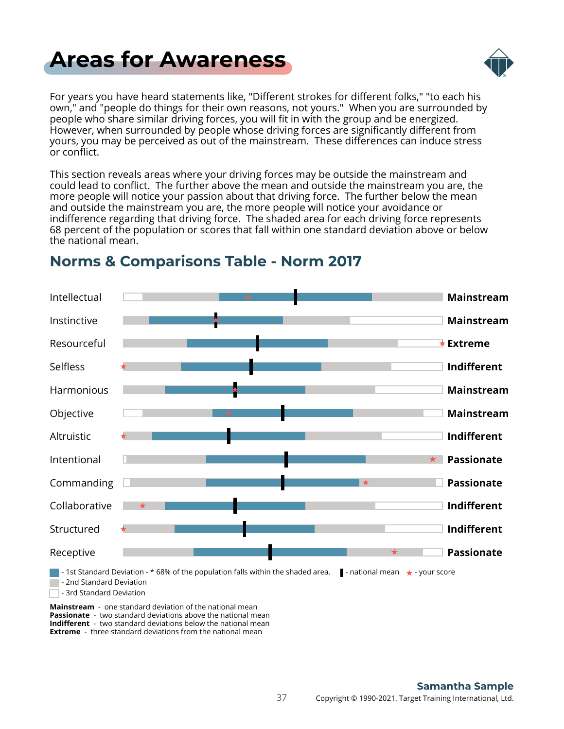# Areas for Awareness

For years you have heard statements like, "Different strokes for different folks," "to each his own," and "people do things for their own reasons, not yours." When you are surrounded by people who share similar driving forces, you will fit in with the group and be energized. However, when surrounded by people whose driving forces are significantly different from yours, you may be perceived as out of the mainstream. These differences can induce stress or conflict.

This section reveals areas where your driving forces may be outside the mainstream and could lead to conflict. The further above the mean and outside the mainstream you are, the more people will notice your passion about that driving force. The further below the mean and outside the mainstream you are, the more people will notice your avoidance or indifference regarding that driving force. The shaded area for each driving force represents 68 percent of the population or scores that fall within one standard deviation above or below the national mean.

## Norms & Comparisons Table - Norm 2017

| Driving Force | Result |
|---|---|
| Intellectual | Mainstream |
| Instinctive | Mainstream |
| Resourceful | Extreme |
| Selfless | Indifferent |
| Harmonious | Mainstream |
| Objective | Mainstream |
| Altruistic | Indifferent |
| Intentional | Passionate |
| Commanding | Passionate |
| Collaborative | Indifferent |
| Structured | Indifferent |
| Receptive | Passionate |

- 1st Standard Deviation - * 68% of the population falls within the shaded area.
- 2nd Standard Deviation
- 3rd Standard Deviation

▌ - national mean ★ - your score

**Mainstream** - one standard deviation of the national mean
**Passionate** - two standard deviations above the national mean
**Indifferent** - two standard deviations below the national mean
**Extreme** - three standard deviations from the national mean

**Samantha Sample**

Copyright © 1990-2021. Target Training International, Ltd.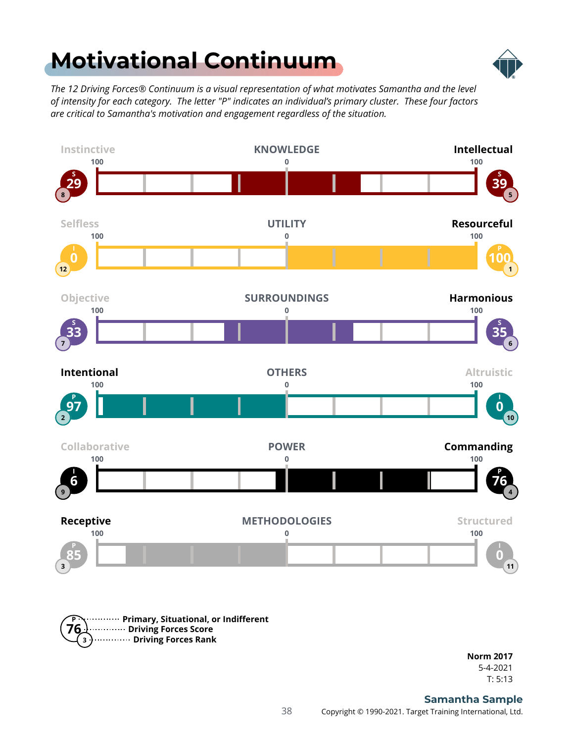# Motivational Continuum

*The 12 Driving Forces® Continuum is a visual representation of what motivates Samantha and the level of intensity for each category. The letter "P" indicates an individual's primary cluster. These four factors are critical to Samantha's motivation and engagement regardless of the situation.*

| Left Driver | Type | Score | Rank | Continuum | Right Driver | Type | Score | Rank |
|---|---|---|---|---|---|---|---|---|
| Instinctive | S | 29 | 8 | KNOWLEDGE | **Intellectual** | S | 39 | 5 |
| Selfless | I | 0 | 12 | UTILITY | **Resourceful** | P | 100 | 1 |
| Objective | S | 33 | 7 | SURROUNDINGS | **Harmonious** | S | 35 | 6 |
| **Intentional** | P | 97 | 2 | OTHERS | Altruistic | I | 0 | 10 |
| Collaborative | I | 6 | 9 | POWER | **Commanding** | P | 76 | 4 |
| **Receptive** | P | 85 | 3 | METHODOLOGIES | Structured | I | 0 | 11 |

Each continuum scale runs from 100 (left) through 0 (center) to 100 (right).

**Legend:**
- P — **Primary, Situational, or Indifferent**
- 76 — **Driving Forces Score**
- 3 — **Driving Forces Rank**

**Norm 2017**
5-4-2021
T: 5:13

**Samantha Sample**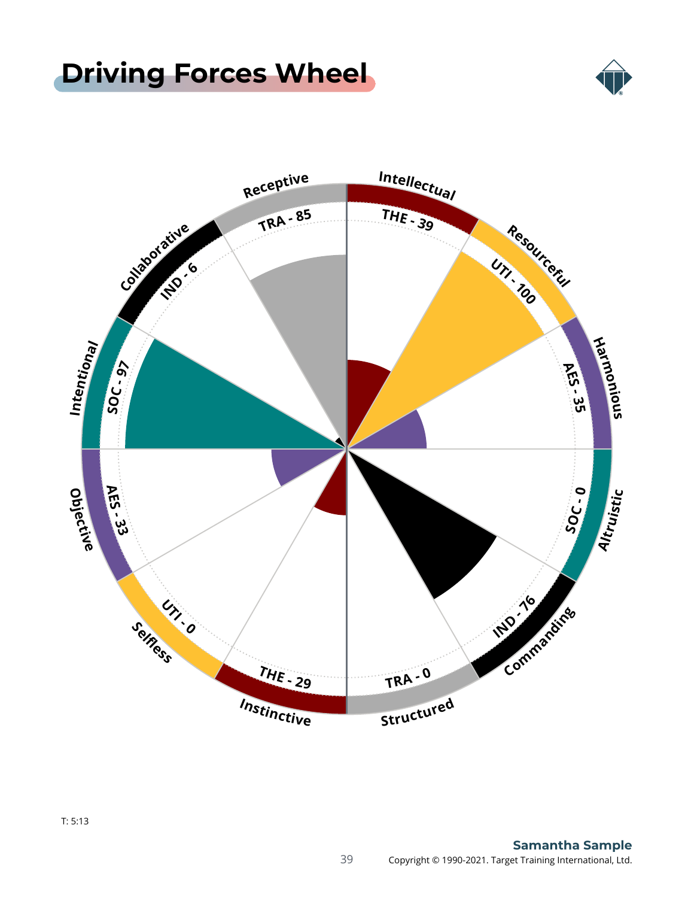# Driving Forces Wheel

Receptive — TRA - 85

Intellectual — THE - 39

Resourceful — UTI - 100

Harmonious — AES - 35

Altruistic — SOC - 0

Commanding — IND - 76

Structured — TRA - 0

Instinctive — THE - 29

Selfless — UTI - 0

Objective — AES - 33

Intentional — SOC - 97

Collaborative — IND - 6

T: 5:13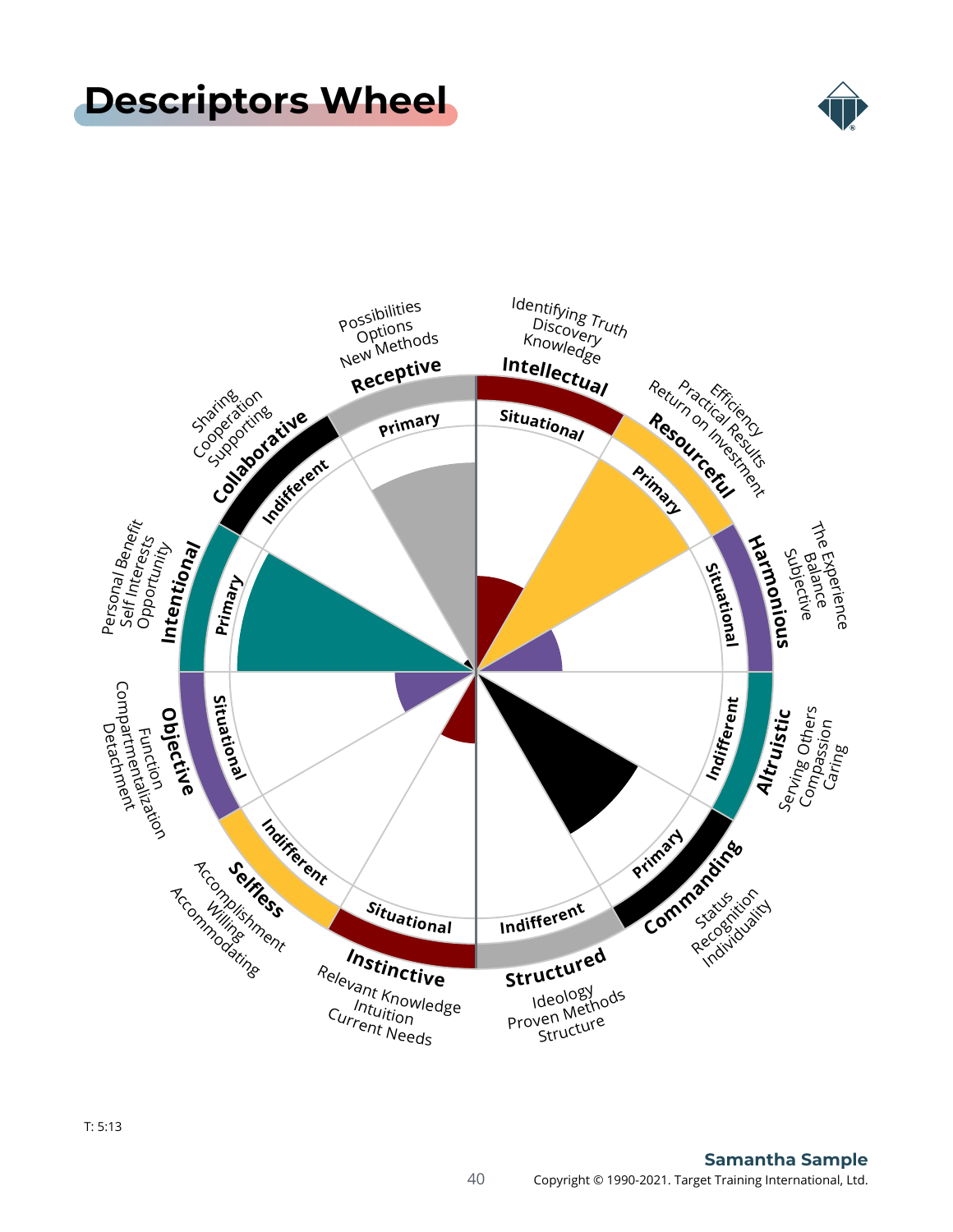# Descriptors Wheel

| Descriptor | Level | Keywords |
|---|---|---|
| Intellectual | Situational | Identifying Truth, Discovery, Knowledge |
| Resourceful | Primary | Efficiency, Practical Results, Return on Investment |
| Harmonious | Situational | The Experience, Balance, Subjective |
| Altruistic | Indifferent | Serving Others, Compassion, Caring |
| Commanding | Primary | Status, Recognition, Individuality |
| Structured | Indifferent | Ideology, Proven Methods, Structure |
| Instinctive | Situational | Relevant Knowledge, Intuition, Current Needs |
| Selfless | Indifferent | Accomplishment, Willing, Accommodating |
| Objective | Situational | Function, Compartmentalization, Detachment |
| Intentional | Primary | Personal Benefit, Self Interests, Opportunity |
| Collaborative | Indifferent | Sharing, Cooperation, Supporting |
| Receptive | Primary | Possibilities, Options, New Methods |

T: 5:13

Samantha Sample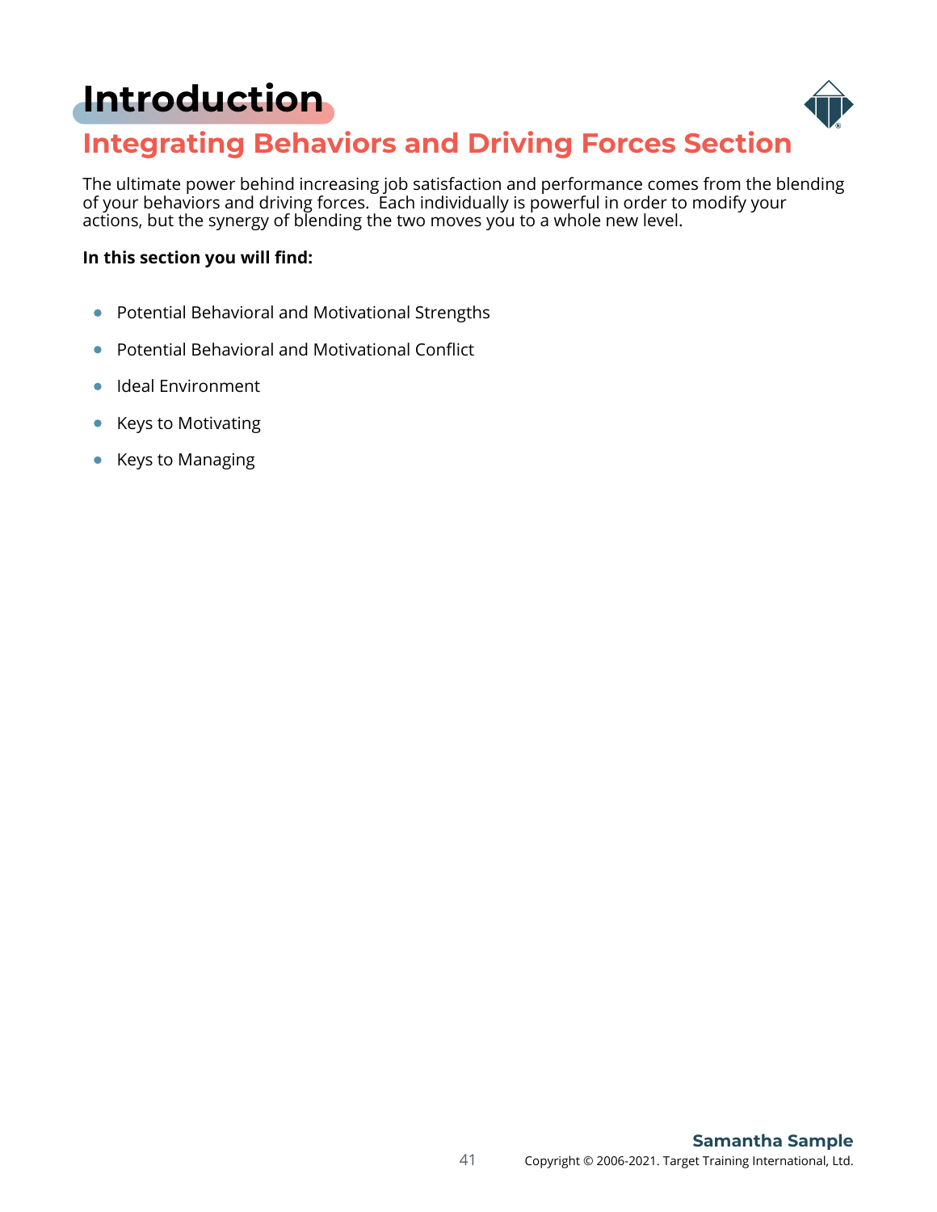# Introduction

## Integrating Behaviors and Driving Forces Section

The ultimate power behind increasing job satisfaction and performance comes from the blending of your behaviors and driving forces.  Each individually is powerful in order to modify your actions, but the synergy of blending the two moves you to a whole new level.

**In this section you will find:**

- Potential Behavioral and Motivational Strengths
- Potential Behavioral and Motivational Conflict
- Ideal Environment
- Keys to Motivating
- Keys to Managing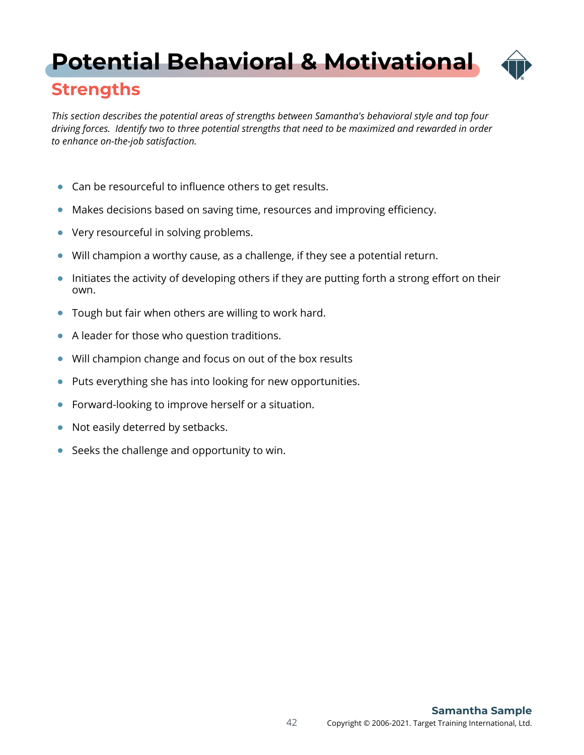# Potential Behavioral & Motivational

## Strengths

*This section describes the potential areas of strengths between Samantha's behavioral style and top four driving forces. Identify two to three potential strengths that need to be maximized and rewarded in order to enhance on-the-job satisfaction.*

- Can be resourceful to influence others to get results.
- Makes decisions based on saving time, resources and improving efficiency.
- Very resourceful in solving problems.
- Will champion a worthy cause, as a challenge, if they see a potential return.
- Initiates the activity of developing others if they are putting forth a strong effort on their own.
- Tough but fair when others are willing to work hard.
- A leader for those who question traditions.
- Will champion change and focus on out of the box results
- Puts everything she has into looking for new opportunities.
- Forward-looking to improve herself or a situation.
- Not easily deterred by setbacks.
- Seeks the challenge and opportunity to win.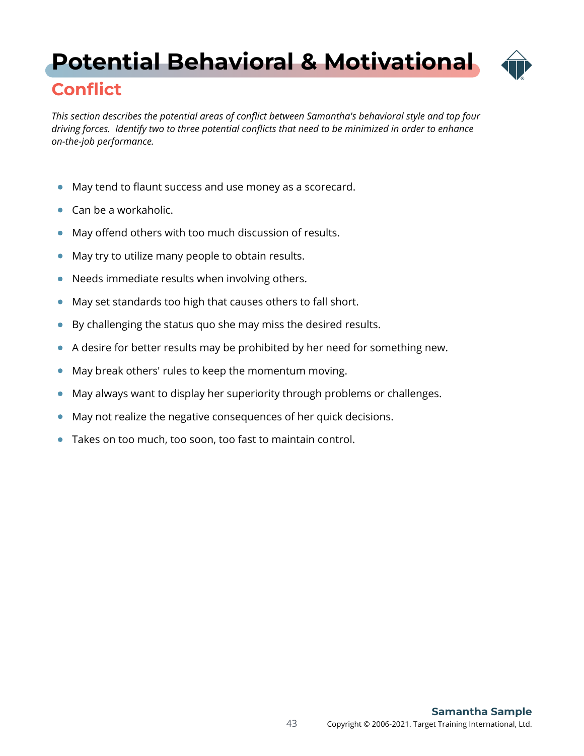# Potential Behavioral & Motivational

## Conflict

*This section describes the potential areas of conflict between Samantha's behavioral style and top four driving forces. Identify two to three potential conflicts that need to be minimized in order to enhance on-the-job performance.*

- May tend to flaunt success and use money as a scorecard.
- Can be a workaholic.
- May offend others with too much discussion of results.
- May try to utilize many people to obtain results.
- Needs immediate results when involving others.
- May set standards too high that causes others to fall short.
- By challenging the status quo she may miss the desired results.
- A desire for better results may be prohibited by her need for something new.
- May break others' rules to keep the momentum moving.
- May always want to display her superiority through problems or challenges.
- May not realize the negative consequences of her quick decisions.
- Takes on too much, too soon, too fast to maintain control.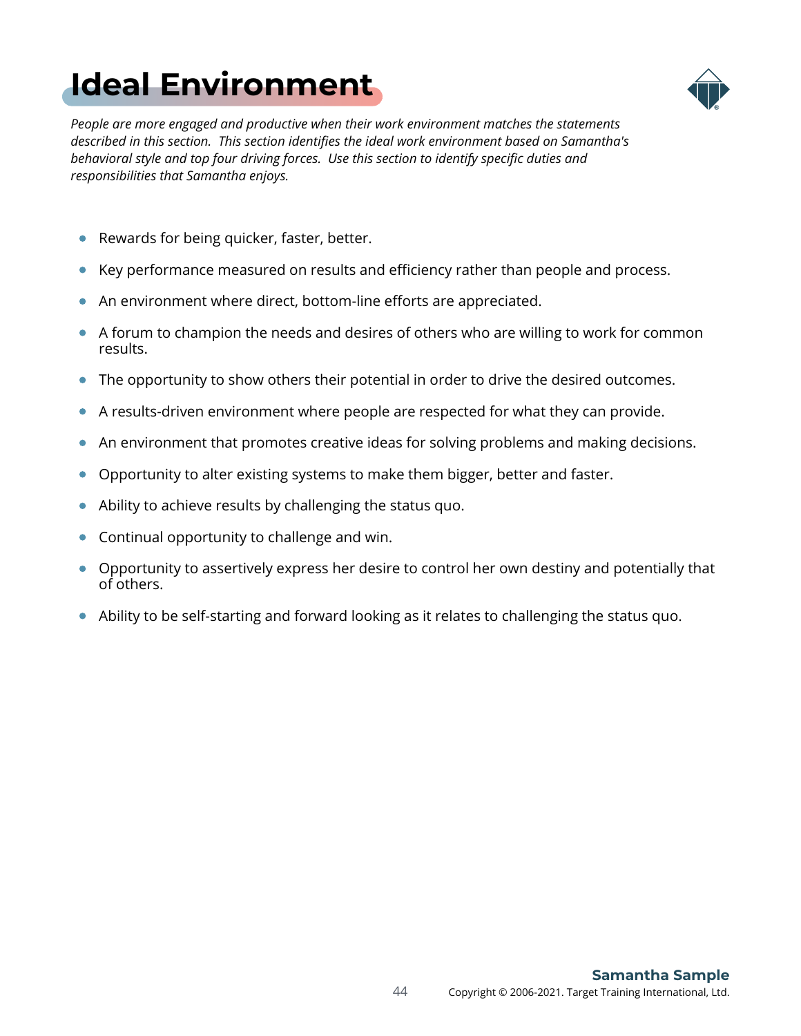# Ideal Environment

*People are more engaged and productive when their work environment matches the statements described in this section. This section identifies the ideal work environment based on Samantha's behavioral style and top four driving forces. Use this section to identify specific duties and responsibilities that Samantha enjoys.*

- Rewards for being quicker, faster, better.
- Key performance measured on results and efficiency rather than people and process.
- An environment where direct, bottom-line efforts are appreciated.
- A forum to champion the needs and desires of others who are willing to work for common results.
- The opportunity to show others their potential in order to drive the desired outcomes.
- A results-driven environment where people are respected for what they can provide.
- An environment that promotes creative ideas for solving problems and making decisions.
- Opportunity to alter existing systems to make them bigger, better and faster.
- Ability to achieve results by challenging the status quo.
- Continual opportunity to challenge and win.
- Opportunity to assertively express her desire to control her own destiny and potentially that of others.
- Ability to be self-starting and forward looking as it relates to challenging the status quo.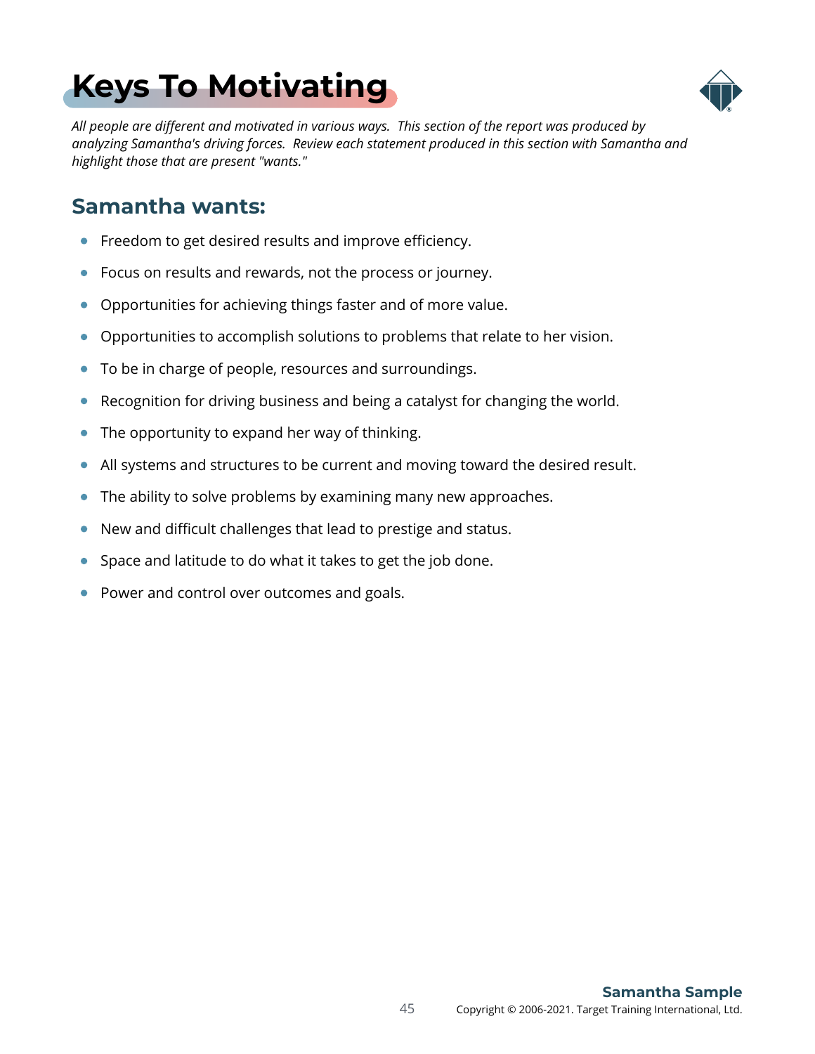# Keys To Motivating

*All people are different and motivated in various ways. This section of the report was produced by analyzing Samantha's driving forces. Review each statement produced in this section with Samantha and highlight those that are present "wants."*

## Samantha wants:

- Freedom to get desired results and improve efficiency.
- Focus on results and rewards, not the process or journey.
- Opportunities for achieving things faster and of more value.
- Opportunities to accomplish solutions to problems that relate to her vision.
- To be in charge of people, resources and surroundings.
- Recognition for driving business and being a catalyst for changing the world.
- The opportunity to expand her way of thinking.
- All systems and structures to be current and moving toward the desired result.
- The ability to solve problems by examining many new approaches.
- New and difficult challenges that lead to prestige and status.
- Space and latitude to do what it takes to get the job done.
- Power and control over outcomes and goals.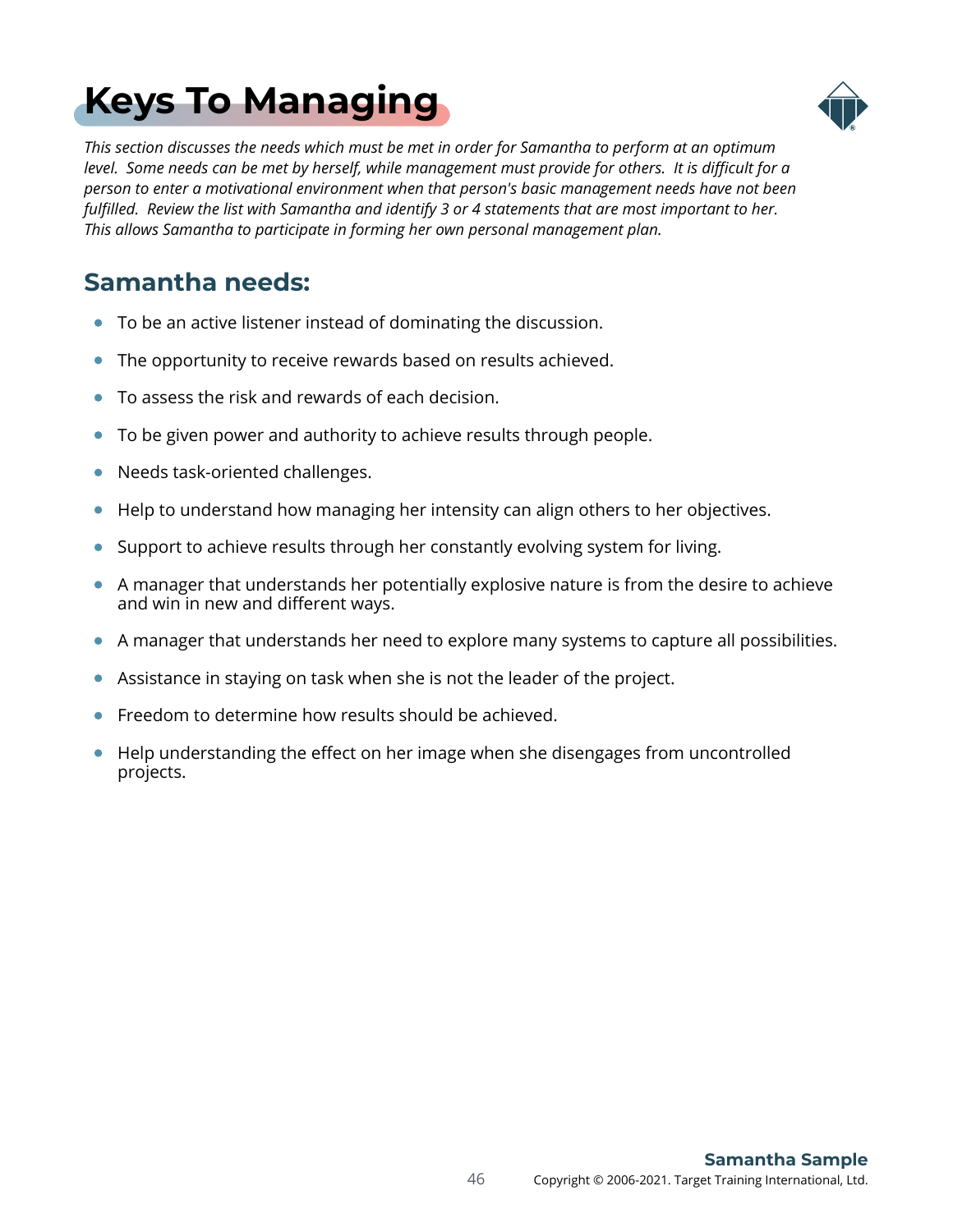# Keys To Managing

*This section discusses the needs which must be met in order for Samantha to perform at an optimum level. Some needs can be met by herself, while management must provide for others. It is difficult for a person to enter a motivational environment when that person's basic management needs have not been fulfilled. Review the list with Samantha and identify 3 or 4 statements that are most important to her. This allows Samantha to participate in forming her own personal management plan.*

## Samantha needs:

- To be an active listener instead of dominating the discussion.
- The opportunity to receive rewards based on results achieved.
- To assess the risk and rewards of each decision.
- To be given power and authority to achieve results through people.
- Needs task-oriented challenges.
- Help to understand how managing her intensity can align others to her objectives.
- Support to achieve results through her constantly evolving system for living.
- A manager that understands her potentially explosive nature is from the desire to achieve and win in new and different ways.
- A manager that understands her need to explore many systems to capture all possibilities.
- Assistance in staying on task when she is not the leader of the project.
- Freedom to determine how results should be achieved.
- Help understanding the effect on her image when she disengages from uncontrolled projects.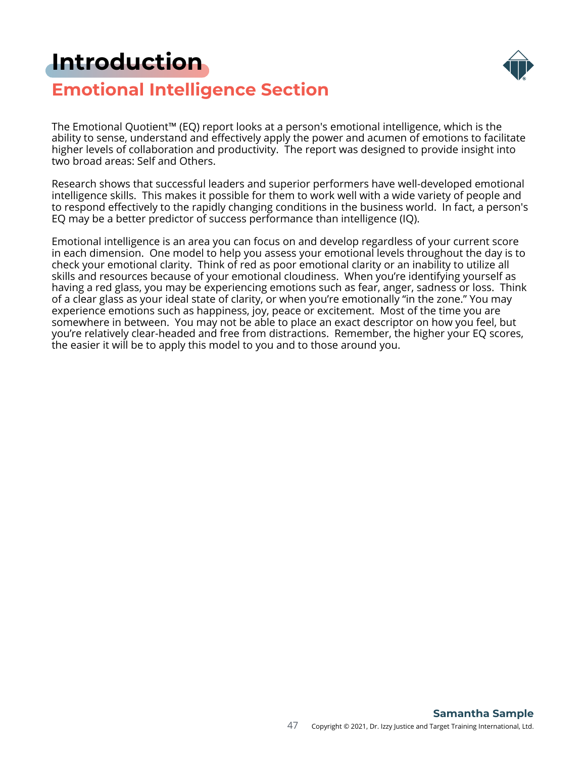# Introduction

## Emotional Intelligence Section

The Emotional Quotient™ (EQ) report looks at a person's emotional intelligence, which is the ability to sense, understand and effectively apply the power and acumen of emotions to facilitate higher levels of collaboration and productivity. The report was designed to provide insight into two broad areas: Self and Others.

Research shows that successful leaders and superior performers have well-developed emotional intelligence skills. This makes it possible for them to work well with a wide variety of people and to respond effectively to the rapidly changing conditions in the business world. In fact, a person's EQ may be a better predictor of success performance than intelligence (IQ).

Emotional intelligence is an area you can focus on and develop regardless of your current score in each dimension. One model to help you assess your emotional levels throughout the day is to check your emotional clarity. Think of red as poor emotional clarity or an inability to utilize all skills and resources because of your emotional cloudiness. When you're identifying yourself as having a red glass, you may be experiencing emotions such as fear, anger, sadness or loss. Think of a clear glass as your ideal state of clarity, or when you're emotionally "in the zone." You may experience emotions such as happiness, joy, peace or excitement. Most of the time you are somewhere in between. You may not be able to place an exact descriptor on how you feel, but you're relatively clear-headed and free from distractions. Remember, the higher your EQ scores, the easier it will be to apply this model to you and to those around you.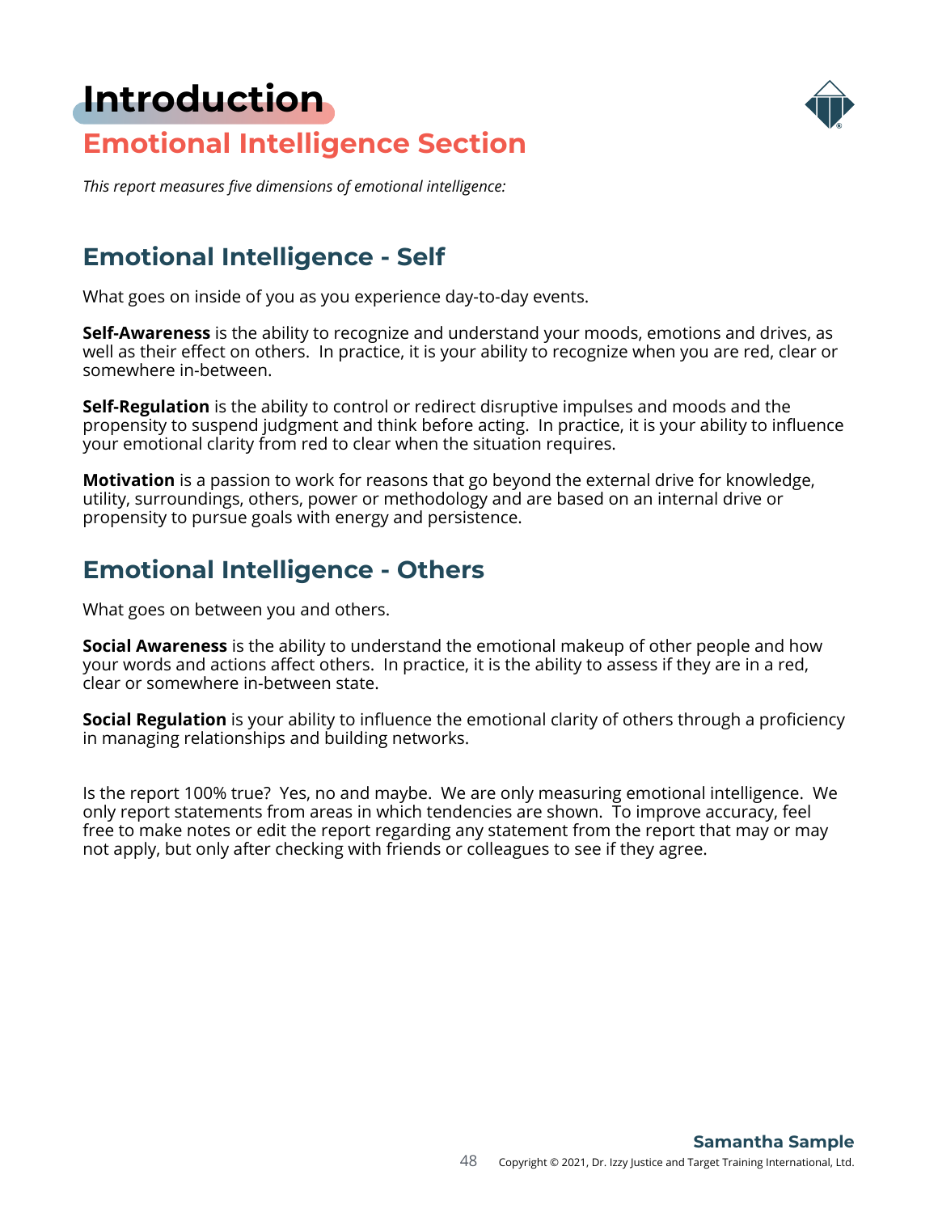# Introduction

## Emotional Intelligence Section

*This report measures five dimensions of emotional intelligence:*

### Emotional Intelligence - Self

What goes on inside of you as you experience day-to-day events.

**Self-Awareness** is the ability to recognize and understand your moods, emotions and drives, as well as their effect on others. In practice, it is your ability to recognize when you are red, clear or somewhere in-between.

**Self-Regulation** is the ability to control or redirect disruptive impulses and moods and the propensity to suspend judgment and think before acting. In practice, it is your ability to influence your emotional clarity from red to clear when the situation requires.

**Motivation** is a passion to work for reasons that go beyond the external drive for knowledge, utility, surroundings, others, power or methodology and are based on an internal drive or propensity to pursue goals with energy and persistence.

### Emotional Intelligence - Others

What goes on between you and others.

**Social Awareness** is the ability to understand the emotional makeup of other people and how your words and actions affect others. In practice, it is the ability to assess if they are in a red, clear or somewhere in-between state.

**Social Regulation** is your ability to influence the emotional clarity of others through a proficiency in managing relationships and building networks.

Is the report 100% true? Yes, no and maybe. We are only measuring emotional intelligence. We only report statements from areas in which tendencies are shown. To improve accuracy, feel free to make notes or edit the report regarding any statement from the report that may or may not apply, but only after checking with friends or colleagues to see if they agree.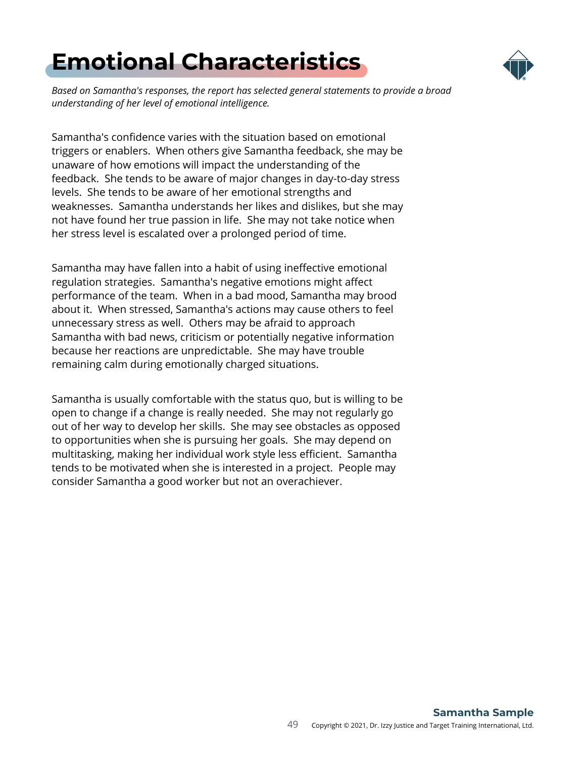# Emotional Characteristics

*Based on Samantha's responses, the report has selected general statements to provide a broad understanding of her level of emotional intelligence.*

Samantha's confidence varies with the situation based on emotional triggers or enablers. When others give Samantha feedback, she may be unaware of how emotions will impact the understanding of the feedback. She tends to be aware of major changes in day-to-day stress levels. She tends to be aware of her emotional strengths and weaknesses. Samantha understands her likes and dislikes, but she may not have found her true passion in life. She may not take notice when her stress level is escalated over a prolonged period of time.

Samantha may have fallen into a habit of using ineffective emotional regulation strategies. Samantha's negative emotions might affect performance of the team. When in a bad mood, Samantha may brood about it. When stressed, Samantha's actions may cause others to feel unnecessary stress as well. Others may be afraid to approach Samantha with bad news, criticism or potentially negative information because her reactions are unpredictable. She may have trouble remaining calm during emotionally charged situations.

Samantha is usually comfortable with the status quo, but is willing to be open to change if a change is really needed. She may not regularly go out of her way to develop her skills. She may see obstacles as opposed to opportunities when she is pursuing her goals. She may depend on multitasking, making her individual work style less efficient. Samantha tends to be motivated when she is interested in a project. People may consider Samantha a good worker but not an overachiever.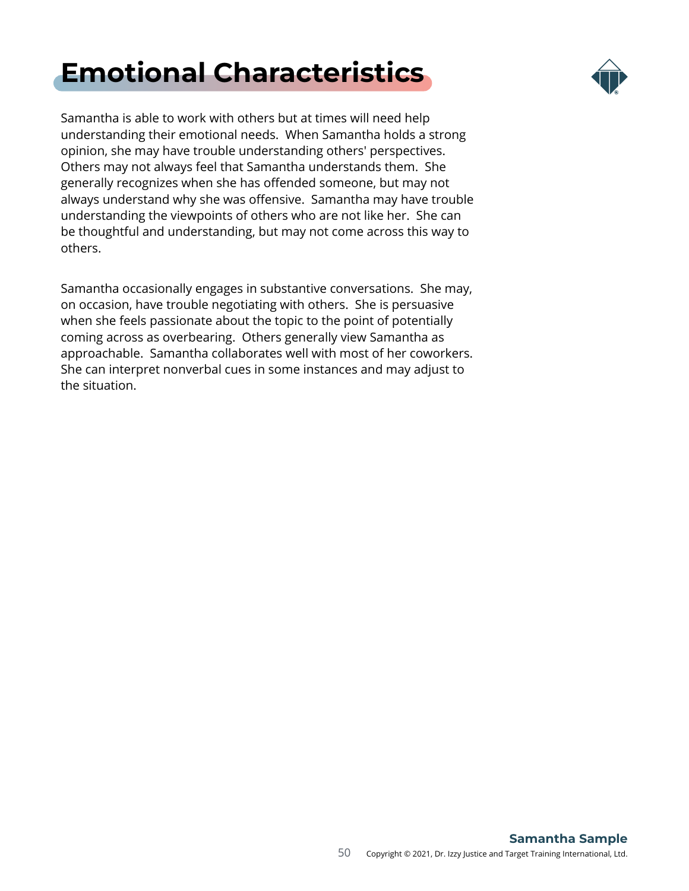# Emotional Characteristics

Samantha is able to work with others but at times will need help understanding their emotional needs.  When Samantha holds a strong opinion, she may have trouble understanding others' perspectives.  Others may not always feel that Samantha understands them.  She generally recognizes when she has offended someone, but may not always understand why she was offensive.  Samantha may have trouble understanding the viewpoints of others who are not like her.  She can be thoughtful and understanding, but may not come across this way to others.

Samantha occasionally engages in substantive conversations.  She may, on occasion, have trouble negotiating with others.  She is persuasive when she feels passionate about the topic to the point of potentially coming across as overbearing.  Others generally view Samantha as approachable.  Samantha collaborates well with most of her coworkers.  She can interpret nonverbal cues in some instances and may adjust to the situation.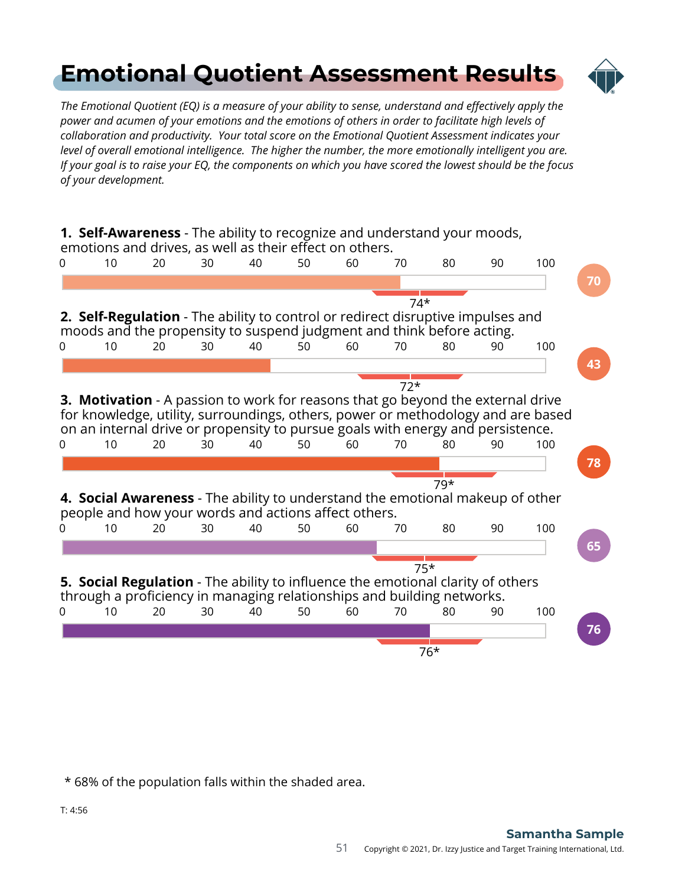# Emotional Quotient Assessment Results

*The Emotional Quotient (EQ) is a measure of your ability to sense, understand and effectively apply the power and acumen of your emotions and the emotions of others in order to facilitate high levels of collaboration and productivity. Your total score on the Emotional Quotient Assessment indicates your level of overall emotional intelligence. The higher the number, the more emotionally intelligent you are. If your goal is to raise your EQ, the components on which you have scored the lowest should be the focus of your development.*

**1. Self-Awareness** - The ability to recognize and understand your moods, emotions and drives, as well as their effect on others.

0 10 20 30 40 50 60 70 80 90 100

Score: 70 — 74*

**2. Self-Regulation** - The ability to control or redirect disruptive impulses and moods and the propensity to suspend judgment and think before acting.

0 10 20 30 40 50 60 70 80 90 100

Score: 43 — 72*

**3. Motivation** - A passion to work for reasons that go beyond the external drive for knowledge, utility, surroundings, others, power or methodology and are based on an internal drive or propensity to pursue goals with energy and persistence.

0 10 20 30 40 50 60 70 80 90 100

Score: 78 — 79*

**4. Social Awareness** - The ability to understand the emotional makeup of other people and how your words and actions affect others.

0 10 20 30 40 50 60 70 80 90 100

Score: 65 — 75*

**5. Social Regulation** - The ability to influence the emotional clarity of others through a proficiency in managing relationships and building networks.

0 10 20 30 40 50 60 70 80 90 100

Score: 76 — 76*

* 68% of the population falls within the shaded area.

T: 4:56

**Samantha Sample**

Copyright © 2021, Dr. Izzy Justice and Target Training International, Ltd.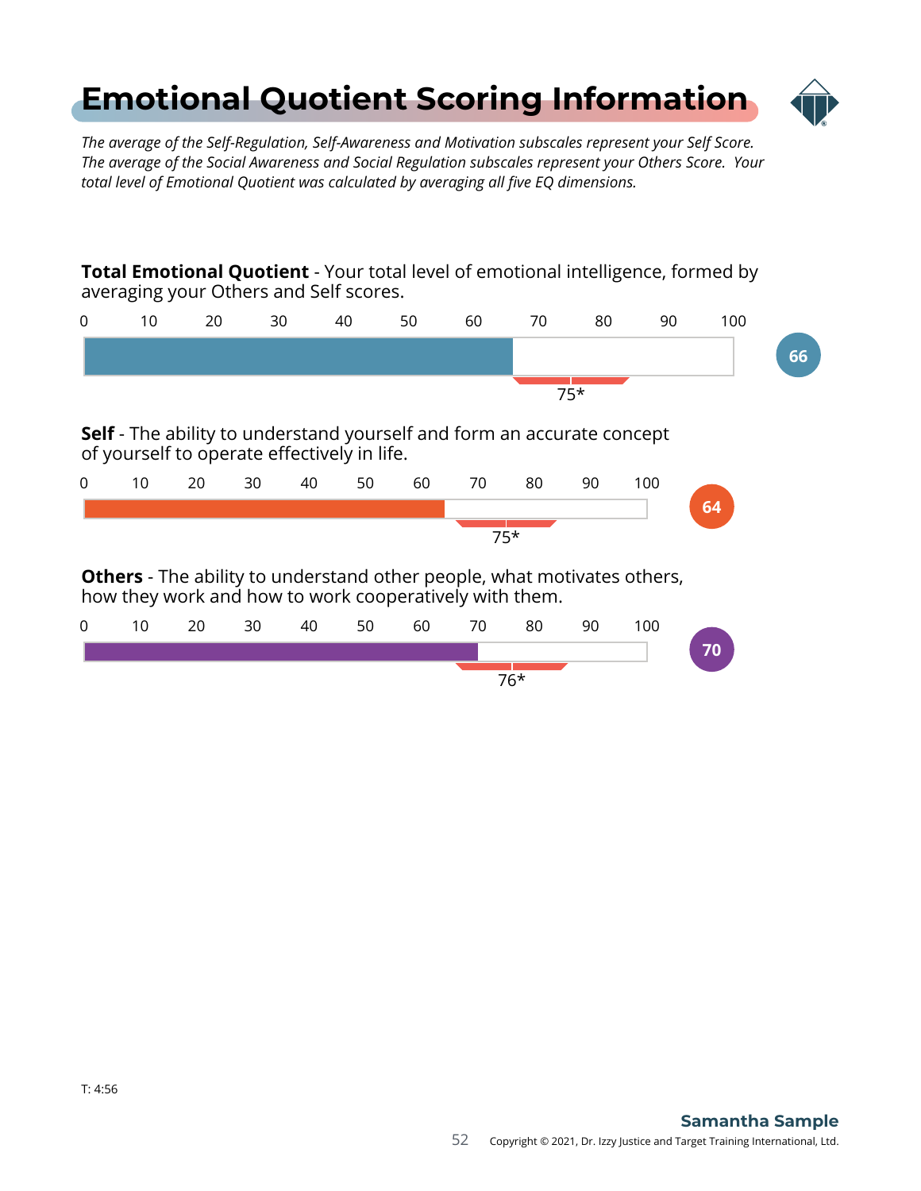# Emotional Quotient Scoring Information

*The average of the Self-Regulation, Self-Awareness and Motivation subscales represent your Self Score. The average of the Social Awareness and Social Regulation subscales represent your Others Score. Your total level of Emotional Quotient was calculated by averaging all five EQ dimensions.*

**Total Emotional Quotient** - Your total level of emotional intelligence, formed by averaging your Others and Self scores.

0 10 20 30 40 50 60 70 80 90 100

Score: 66

75*

**Self** - The ability to understand yourself and form an accurate concept of yourself to operate effectively in life.

0 10 20 30 40 50 60 70 80 90 100

Score: 64

75*

**Others** - The ability to understand other people, what motivates others, how they work and how to work cooperatively with them.

0 10 20 30 40 50 60 70 80 90 100

Score: 70

76*

T: 4:56

**Samantha Sample**

Copyright © 2021, Dr. Izzy Justice and Target Training International, Ltd.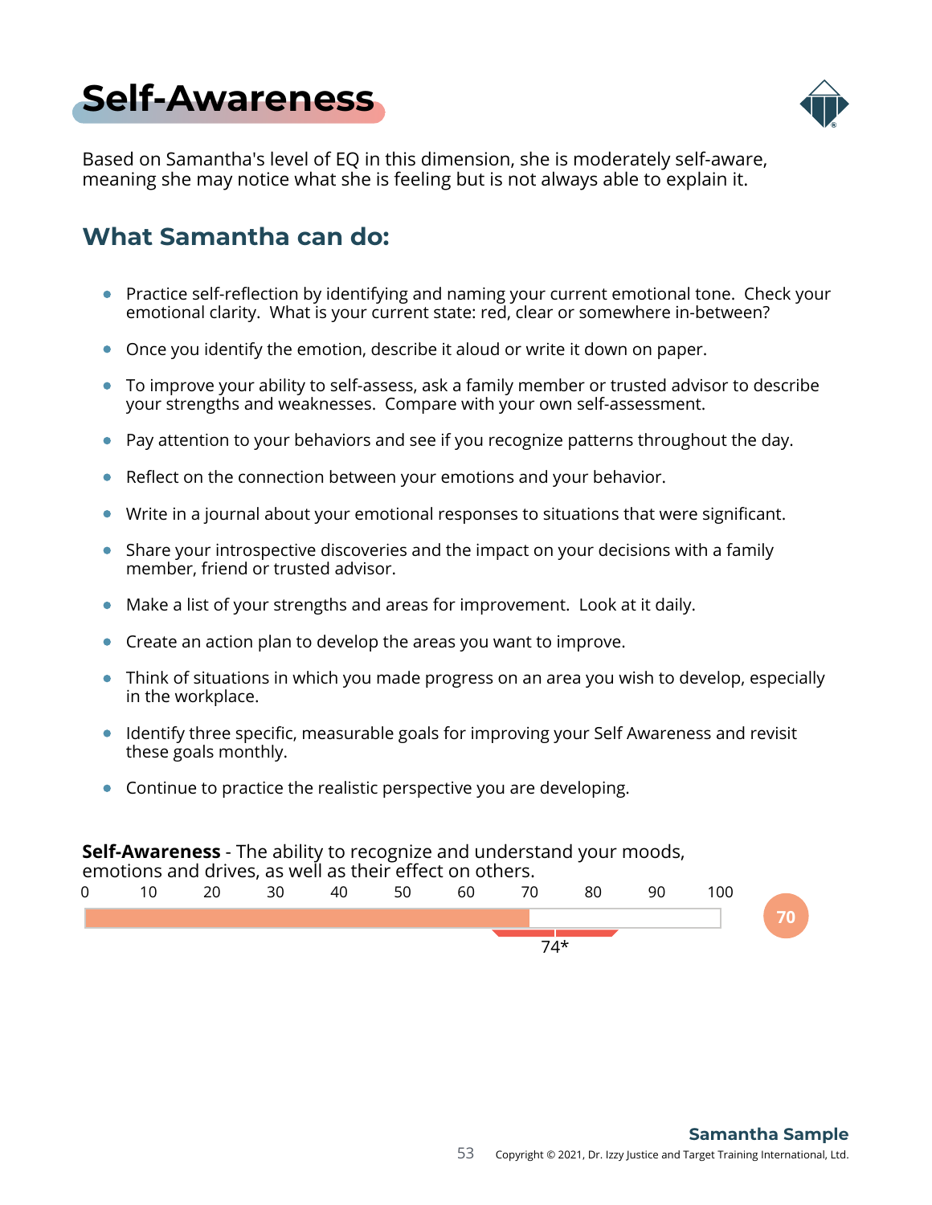# Self-Awareness

Based on Samantha's level of EQ in this dimension, she is moderately self-aware, meaning she may notice what she is feeling but is not always able to explain it.

## What Samantha can do:

- Practice self-reflection by identifying and naming your current emotional tone. Check your emotional clarity. What is your current state: red, clear or somewhere in-between?
- Once you identify the emotion, describe it aloud or write it down on paper.
- To improve your ability to self-assess, ask a family member or trusted advisor to describe your strengths and weaknesses. Compare with your own self-assessment.
- Pay attention to your behaviors and see if you recognize patterns throughout the day.
- Reflect on the connection between your emotions and your behavior.
- Write in a journal about your emotional responses to situations that were significant.
- Share your introspective discoveries and the impact on your decisions with a family member, friend or trusted advisor.
- Make a list of your strengths and areas for improvement. Look at it daily.
- Create an action plan to develop the areas you want to improve.
- Think of situations in which you made progress on an area you wish to develop, especially in the workplace.
- Identify three specific, measurable goals for improving your Self Awareness and revisit these goals monthly.
- Continue to practice the realistic perspective you are developing.

**Self-Awareness** - The ability to recognize and understand your moods, emotions and drives, as well as their effect on others.

0 10 20 30 40 50 60 70 80 90 100

**70**

74*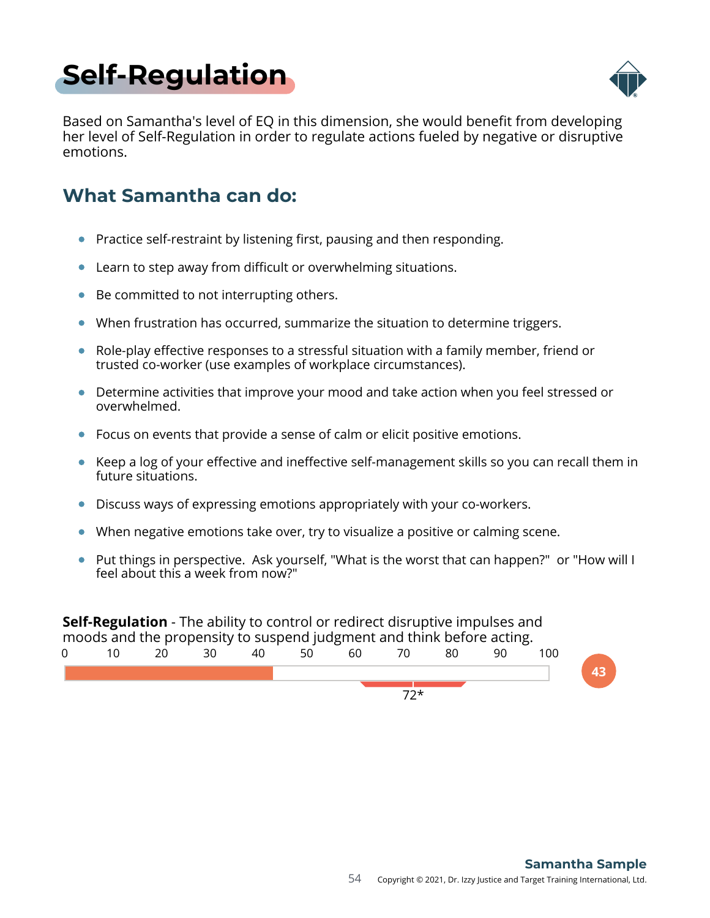# Self-Regulation

Based on Samantha's level of EQ in this dimension, she would benefit from developing her level of Self-Regulation in order to regulate actions fueled by negative or disruptive emotions.

## What Samantha can do:

- Practice self-restraint by listening first, pausing and then responding.
- Learn to step away from difficult or overwhelming situations.
- Be committed to not interrupting others.
- When frustration has occurred, summarize the situation to determine triggers.
- Role-play effective responses to a stressful situation with a family member, friend or trusted co-worker (use examples of workplace circumstances).
- Determine activities that improve your mood and take action when you feel stressed or overwhelmed.
- Focus on events that provide a sense of calm or elicit positive emotions.
- Keep a log of your effective and ineffective self-management skills so you can recall them in future situations.
- Discuss ways of expressing emotions appropriately with your co-workers.
- When negative emotions take over, try to visualize a positive or calming scene.
- Put things in perspective. Ask yourself, "What is the worst that can happen?" or "How will I feel about this a week from now?"

**Self-Regulation** - The ability to control or redirect disruptive impulses and moods and the propensity to suspend judgment and think before acting.

0 10 20 30 40 50 60 70 80 90 100

72*

43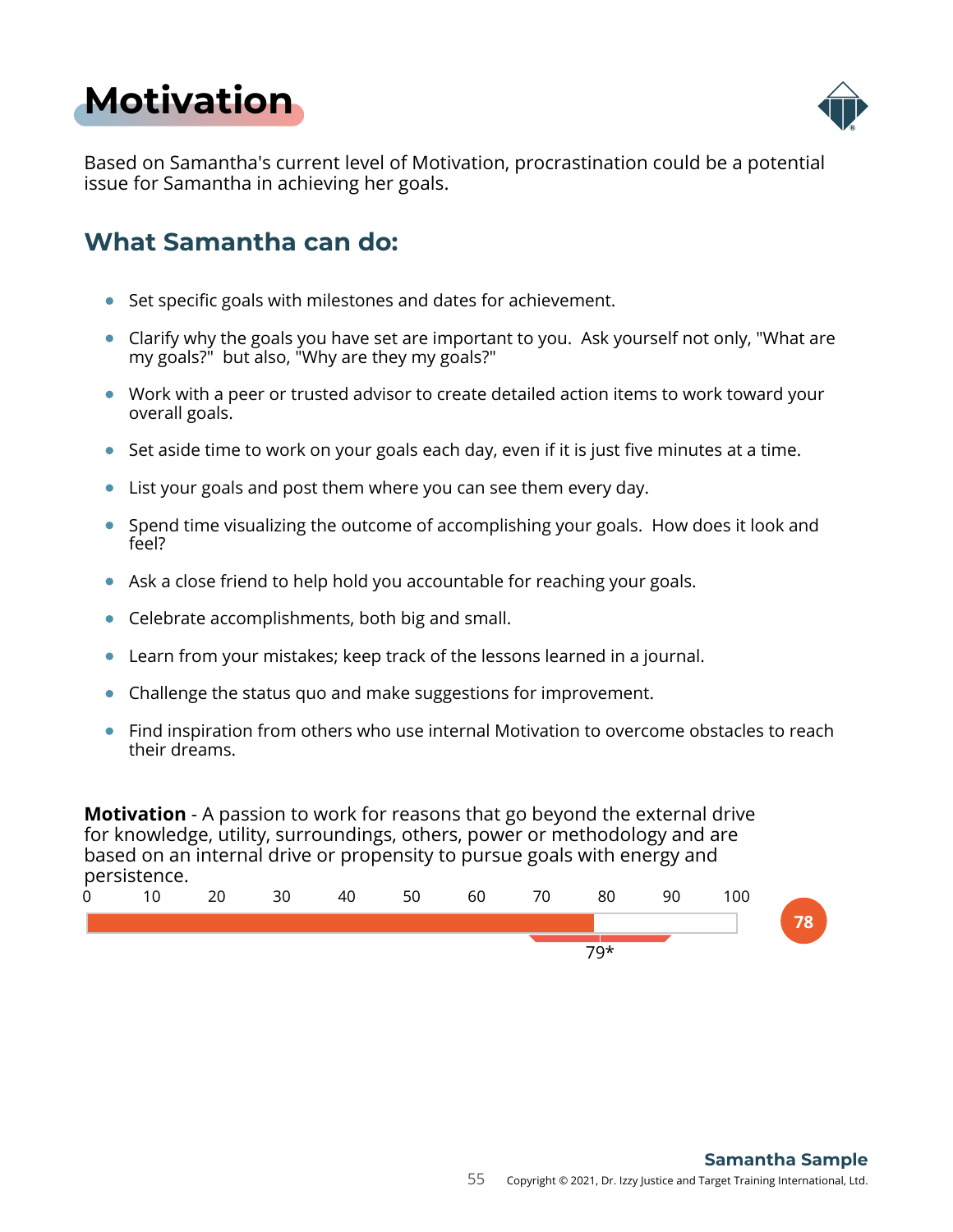# Motivation

Based on Samantha's current level of Motivation, procrastination could be a potential issue for Samantha in achieving her goals.

## What Samantha can do:

- Set specific goals with milestones and dates for achievement.
- Clarify why the goals you have set are important to you. Ask yourself not only, "What are my goals?" but also, "Why are they my goals?"
- Work with a peer or trusted advisor to create detailed action items to work toward your overall goals.
- Set aside time to work on your goals each day, even if it is just five minutes at a time.
- List your goals and post them where you can see them every day.
- Spend time visualizing the outcome of accomplishing your goals. How does it look and feel?
- Ask a close friend to help hold you accountable for reaching your goals.
- Celebrate accomplishments, both big and small.
- Learn from your mistakes; keep track of the lessons learned in a journal.
- Challenge the status quo and make suggestions for improvement.
- Find inspiration from others who use internal Motivation to overcome obstacles to reach their dreams.

**Motivation** - A passion to work for reasons that go beyond the external drive for knowledge, utility, surroundings, others, power or methodology and are based on an internal drive or propensity to pursue goals with energy and persistence.

0 10 20 30 40 50 60 70 80 90 100

78

79*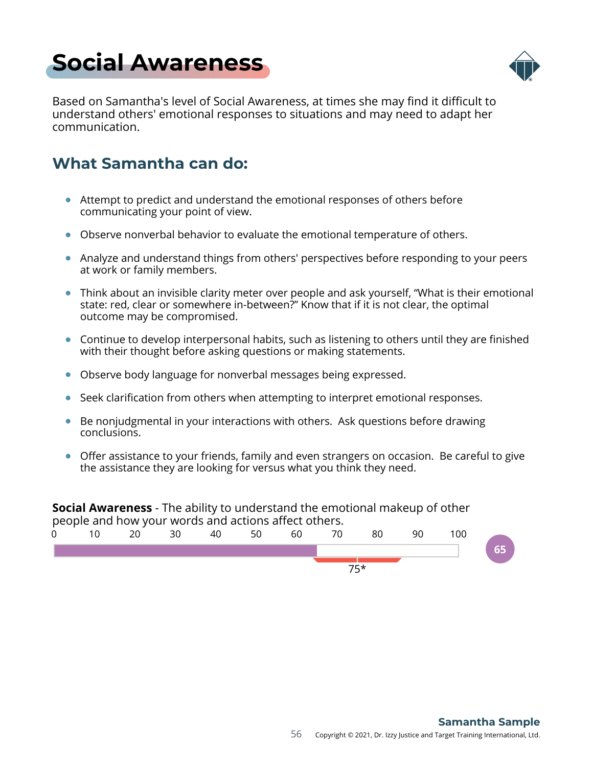# Social Awareness

Based on Samantha's level of Social Awareness, at times she may find it difficult to understand others' emotional responses to situations and may need to adapt her communication.

## What Samantha can do:

- Attempt to predict and understand the emotional responses of others before communicating your point of view.
- Observe nonverbal behavior to evaluate the emotional temperature of others.
- Analyze and understand things from others' perspectives before responding to your peers at work or family members.
- Think about an invisible clarity meter over people and ask yourself, “What is their emotional state: red, clear or somewhere in-between?” Know that if it is not clear, the optimal outcome may be compromised.
- Continue to develop interpersonal habits, such as listening to others until they are finished with their thought before asking questions or making statements.
- Observe body language for nonverbal messages being expressed.
- Seek clarification from others when attempting to interpret emotional responses.
- Be nonjudgmental in your interactions with others.  Ask questions before drawing conclusions.
- Offer assistance to your friends, family and even strangers on occasion.  Be careful to give the assistance they are looking for versus what you think they need.

**Social Awareness** - The ability to understand the emotional makeup of other people and how your words and actions affect others.

0 10 20 30 40 50 60 70 80 90 100

65

75*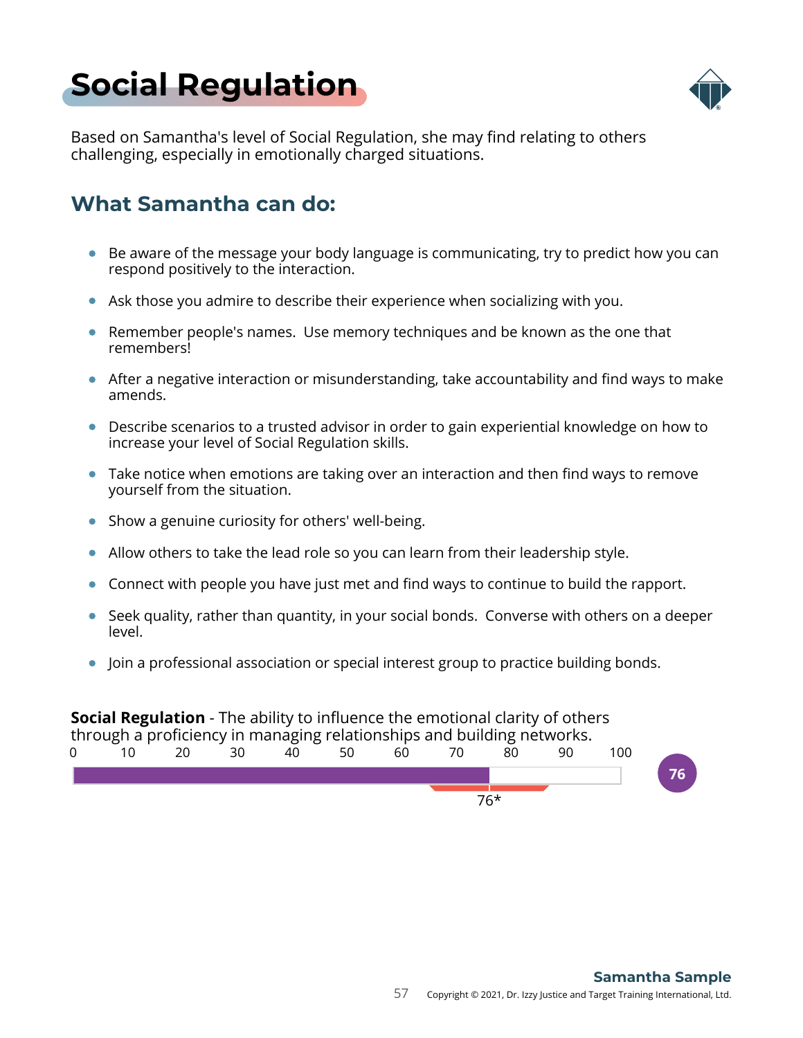# Social Regulation

Based on Samantha's level of Social Regulation, she may find relating to others challenging, especially in emotionally charged situations.

## What Samantha can do:

- Be aware of the message your body language is communicating, try to predict how you can respond positively to the interaction.
- Ask those you admire to describe their experience when socializing with you.
- Remember people's names. Use memory techniques and be known as the one that remembers!
- After a negative interaction or misunderstanding, take accountability and find ways to make amends.
- Describe scenarios to a trusted advisor in order to gain experiential knowledge on how to increase your level of Social Regulation skills.
- Take notice when emotions are taking over an interaction and then find ways to remove yourself from the situation.
- Show a genuine curiosity for others' well-being.
- Allow others to take the lead role so you can learn from their leadership style.
- Connect with people you have just met and find ways to continue to build the rapport.
- Seek quality, rather than quantity, in your social bonds. Converse with others on a deeper level.
- Join a professional association or special interest group to practice building bonds.

**Social Regulation** - The ability to influence the emotional clarity of others through a proficiency in managing relationships and building networks.

0 10 20 30 40 50 60 70 80 90 100

76*

76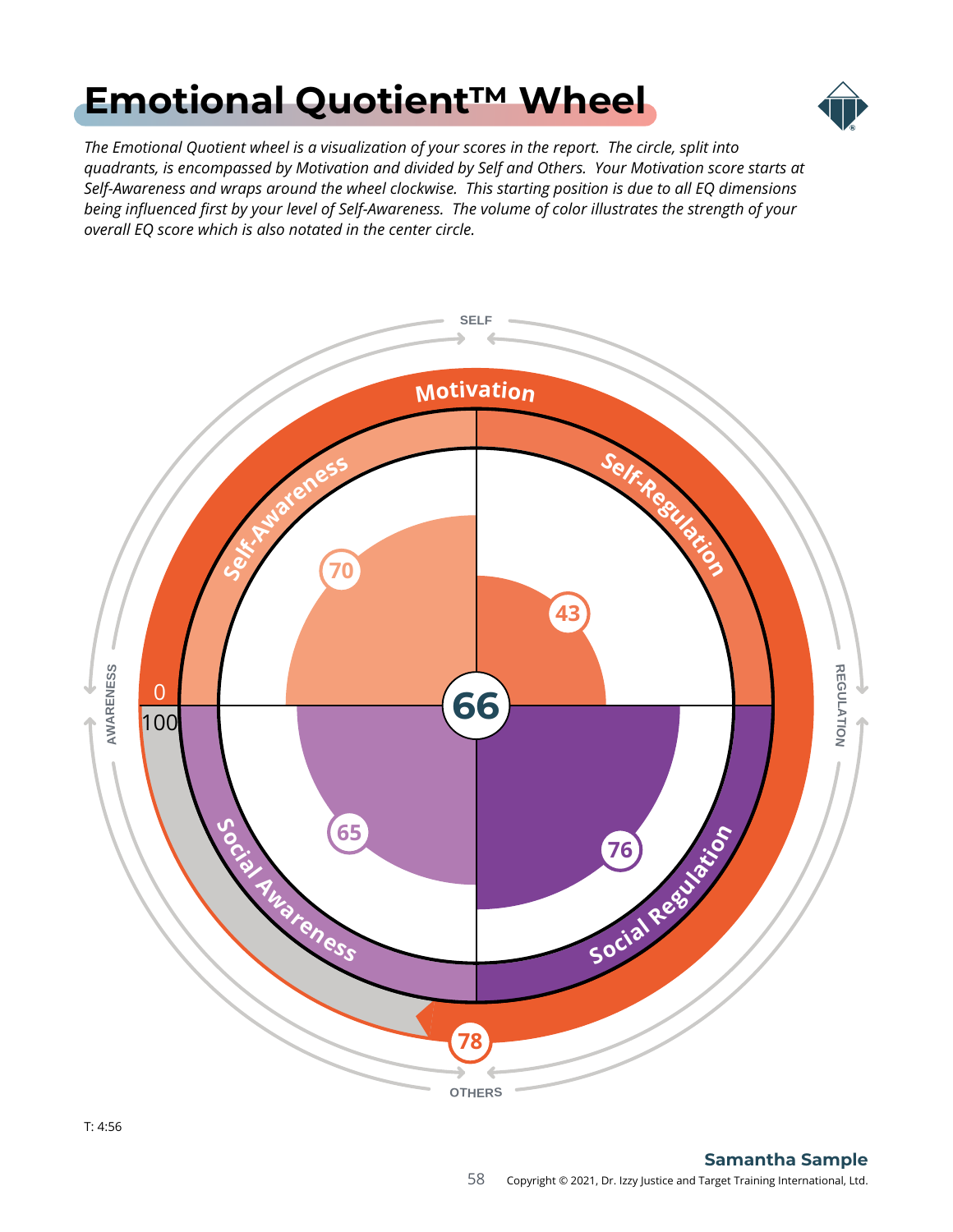# Emotional Quotient™ Wheel

*The Emotional Quotient wheel is a visualization of your scores in the report. The circle, split into quadrants, is encompassed by Motivation and divided by Self and Others. Your Motivation score starts at Self-Awareness and wraps around the wheel clockwise. This starting position is due to all EQ dimensions being influenced first by your level of Self-Awareness. The volume of color illustrates the strength of your overall EQ score which is also notated in the center circle.*

SELF

Motivation

Self-Awareness 70

Self-Regulation 43

AWARENESS 0 100 66 REGULATION

Social Awareness 65

Social Regulation 76

78

OTHERS

T: 4:56

**Samantha Sample**

Copyright © 2021, Dr. Izzy Justice and Target Training International, Ltd.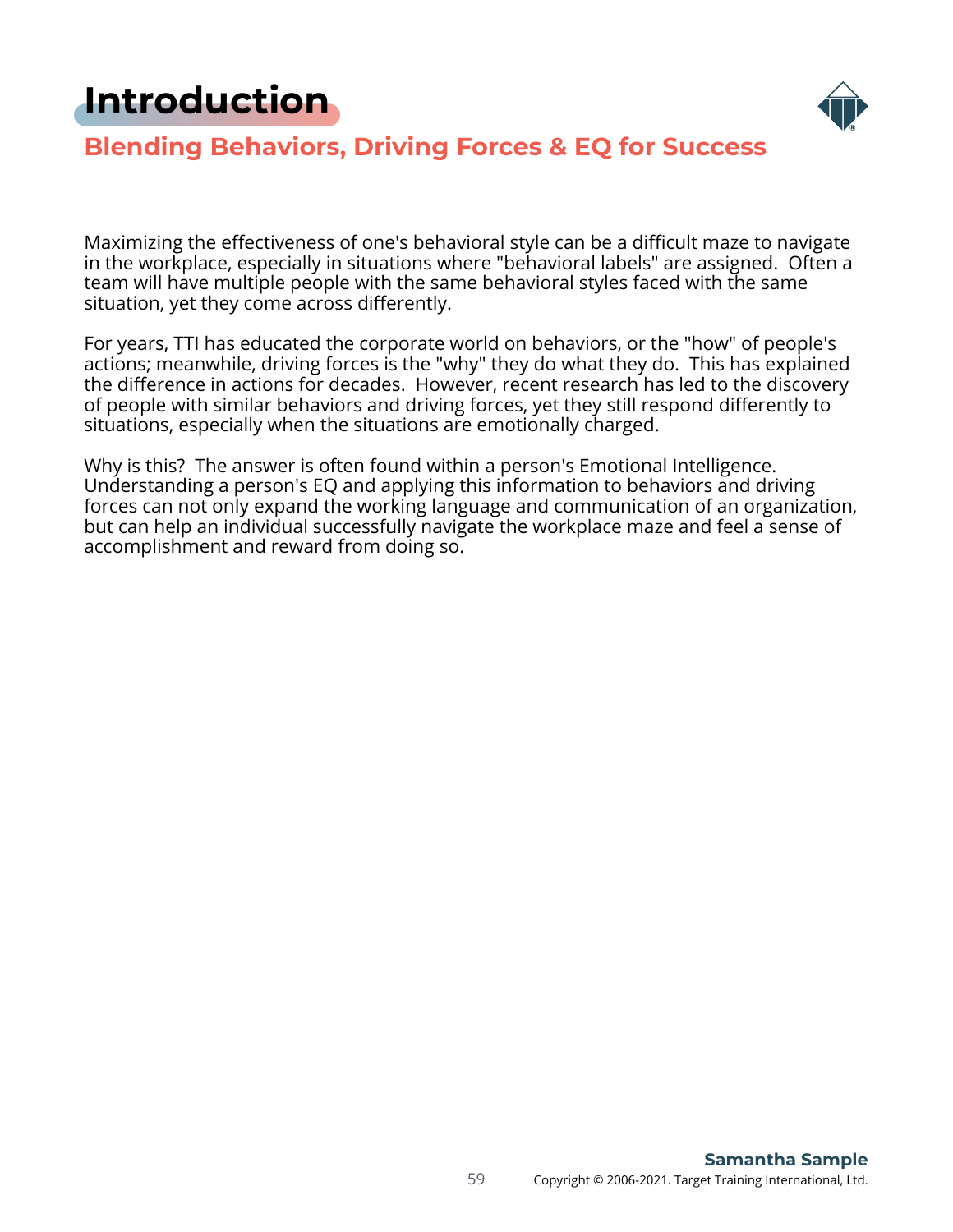# Introduction

## Blending Behaviors, Driving Forces & EQ for Success

Maximizing the effectiveness of one's behavioral style can be a difficult maze to navigate in the workplace, especially in situations where "behavioral labels" are assigned. Often a team will have multiple people with the same behavioral styles faced with the same situation, yet they come across differently.

For years, TTI has educated the corporate world on behaviors, or the "how" of people's actions; meanwhile, driving forces is the "why" they do what they do. This has explained the difference in actions for decades. However, recent research has led to the discovery of people with similar behaviors and driving forces, yet they still respond differently to situations, especially when the situations are emotionally charged.

Why is this? The answer is often found within a person's Emotional Intelligence. Understanding a person's EQ and applying this information to behaviors and driving forces can not only expand the working language and communication of an organization, but can help an individual successfully navigate the workplace maze and feel a sense of accomplishment and reward from doing so.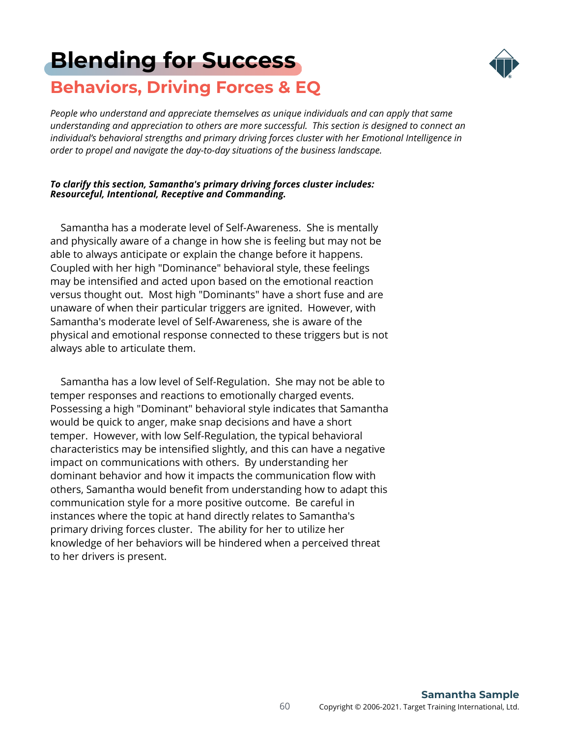# Blending for Success

## Behaviors, Driving Forces & EQ

*People who understand and appreciate themselves as unique individuals and can apply that same understanding and appreciation to others are more successful. This section is designed to connect an individual's behavioral strengths and primary driving forces cluster with her Emotional Intelligence in order to propel and navigate the day-to-day situations of the business landscape.*

***To clarify this section, Samantha's primary driving forces cluster includes: Resourceful, Intentional, Receptive and Commanding.***

Samantha has a moderate level of Self-Awareness. She is mentally and physically aware of a change in how she is feeling but may not be able to always anticipate or explain the change before it happens. Coupled with her high "Dominance" behavioral style, these feelings may be intensified and acted upon based on the emotional reaction versus thought out. Most high "Dominants" have a short fuse and are unaware of when their particular triggers are ignited. However, with Samantha's moderate level of Self-Awareness, she is aware of the physical and emotional response connected to these triggers but is not always able to articulate them.

Samantha has a low level of Self-Regulation. She may not be able to temper responses and reactions to emotionally charged events. Possessing a high "Dominant" behavioral style indicates that Samantha would be quick to anger, make snap decisions and have a short temper. However, with low Self-Regulation, the typical behavioral characteristics may be intensified slightly, and this can have a negative impact on communications with others. By understanding her dominant behavior and how it impacts the communication flow with others, Samantha would benefit from understanding how to adapt this communication style for a more positive outcome. Be careful in instances where the topic at hand directly relates to Samantha's primary driving forces cluster. The ability for her to utilize her knowledge of her behaviors will be hindered when a perceived threat to her drivers is present.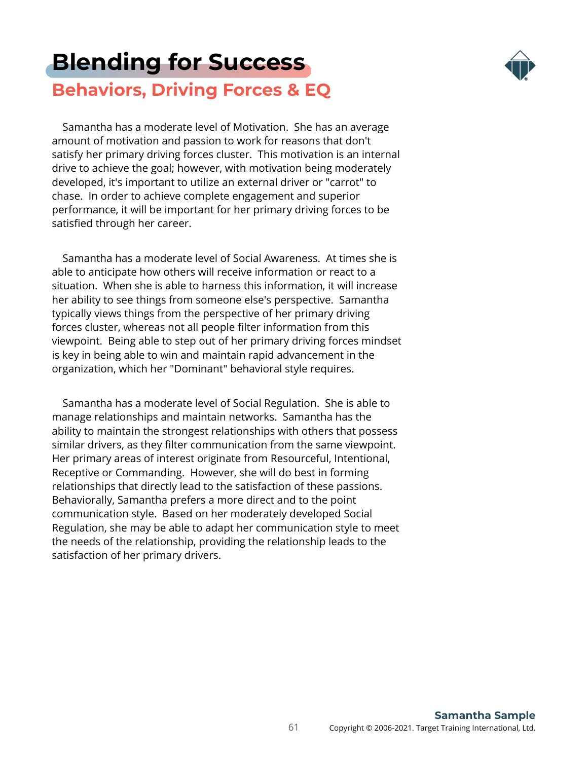# Blending for Success

## Behaviors, Driving Forces & EQ

Samantha has a moderate level of Motivation. She has an average amount of motivation and passion to work for reasons that don't satisfy her primary driving forces cluster. This motivation is an internal drive to achieve the goal; however, with motivation being moderately developed, it's important to utilize an external driver or "carrot" to chase. In order to achieve complete engagement and superior performance, it will be important for her primary driving forces to be satisfied through her career.

Samantha has a moderate level of Social Awareness. At times she is able to anticipate how others will receive information or react to a situation. When she is able to harness this information, it will increase her ability to see things from someone else's perspective. Samantha typically views things from the perspective of her primary driving forces cluster, whereas not all people filter information from this viewpoint. Being able to step out of her primary driving forces mindset is key in being able to win and maintain rapid advancement in the organization, which her "Dominant" behavioral style requires.

Samantha has a moderate level of Social Regulation. She is able to manage relationships and maintain networks. Samantha has the ability to maintain the strongest relationships with others that possess similar drivers, as they filter communication from the same viewpoint. Her primary areas of interest originate from Resourceful, Intentional, Receptive or Commanding. However, she will do best in forming relationships that directly lead to the satisfaction of these passions. Behaviorally, Samantha prefers a more direct and to the point communication style. Based on her moderately developed Social Regulation, she may be able to adapt her communication style to meet the needs of the relationship, providing the relationship leads to the satisfaction of her primary drivers.